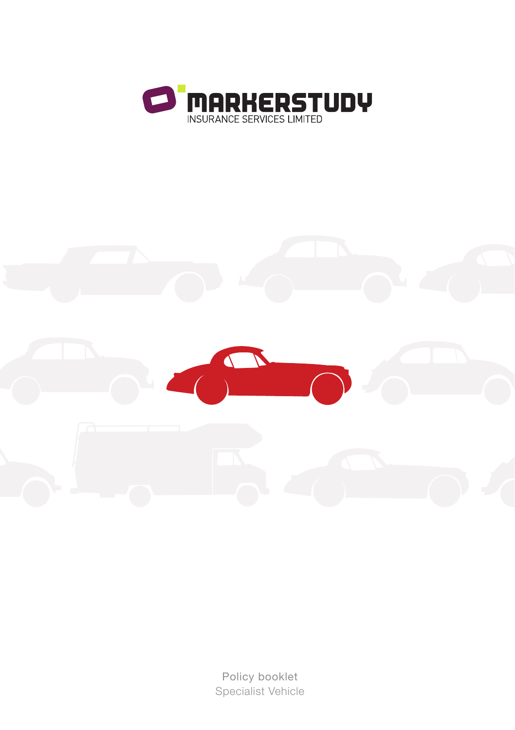MARKERSTUDY

INSURANCE SERVICES LIMITED

Policy booklet

Specialist Vehicle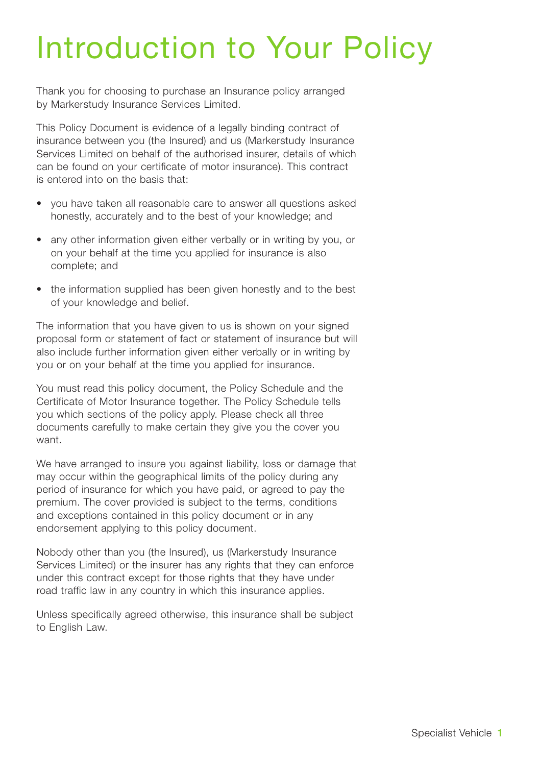# Introduction to Your Policy

Thank you for choosing to purchase an Insurance policy arranged by Markerstudy Insurance Services Limited.

This Policy Document is evidence of a legally binding contract of insurance between you (the Insured) and us (Markerstudy Insurance Services Limited on behalf of the authorised insurer, details of which can be found on your certificate of motor insurance). This contract is entered into on the basis that:

- you have taken all reasonable care to answer all questions asked honestly, accurately and to the best of your knowledge; and
- any other information given either verbally or in writing by you, or on your behalf at the time you applied for insurance is also complete; and
- the information supplied has been given honestly and to the best of your knowledge and belief.

The information that you have given to us is shown on your signed proposal form or statement of fact or statement of insurance but will also include further information given either verbally or in writing by you or on your behalf at the time you applied for insurance.

You must read this policy document, the Policy Schedule and the Certificate of Motor Insurance together. The Policy Schedule tells you which sections of the policy apply. Please check all three documents carefully to make certain they give you the cover you want.

We have arranged to insure you against liability, loss or damage that may occur within the geographical limits of the policy during any period of insurance for which you have paid, or agreed to pay the premium. The cover provided is subject to the terms, conditions and exceptions contained in this policy document or in any endorsement applying to this policy document.

Nobody other than you (the Insured), us (Markerstudy Insurance Services Limited) or the insurer has any rights that they can enforce under this contract except for those rights that they have under road traffic law in any country in which this insurance applies.

Unless specifically agreed otherwise, this insurance shall be subject to English Law.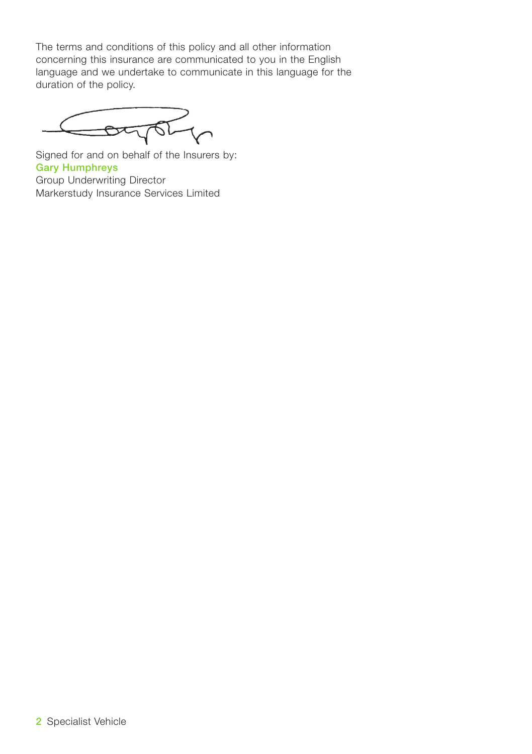The terms and conditions of this policy and all other information concerning this insurance are communicated to you in the English language and we undertake to communicate in this language for the duration of the policy.

Signed for and on behalf of the Insurers by:
**Gary Humphreys**
Group Underwriting Director
Markerstudy Insurance Services Limited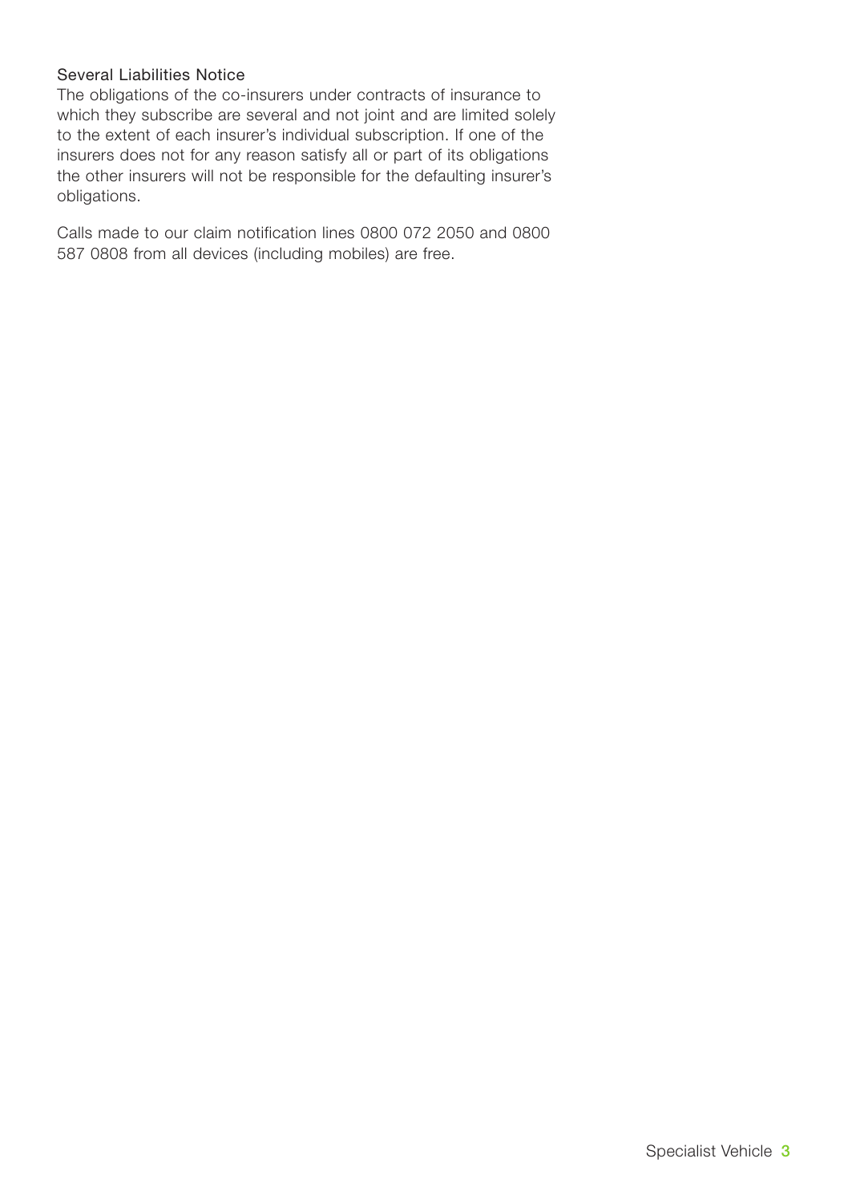### Several Liabilities Notice

The obligations of the co-insurers under contracts of insurance to which they subscribe are several and not joint and are limited solely to the extent of each insurer's individual subscription. If one of the insurers does not for any reason satisfy all or part of its obligations the other insurers will not be responsible for the defaulting insurer's obligations.

Calls made to our claim notification lines 0800 072 2050 and 0800 587 0808 from all devices (including mobiles) are free.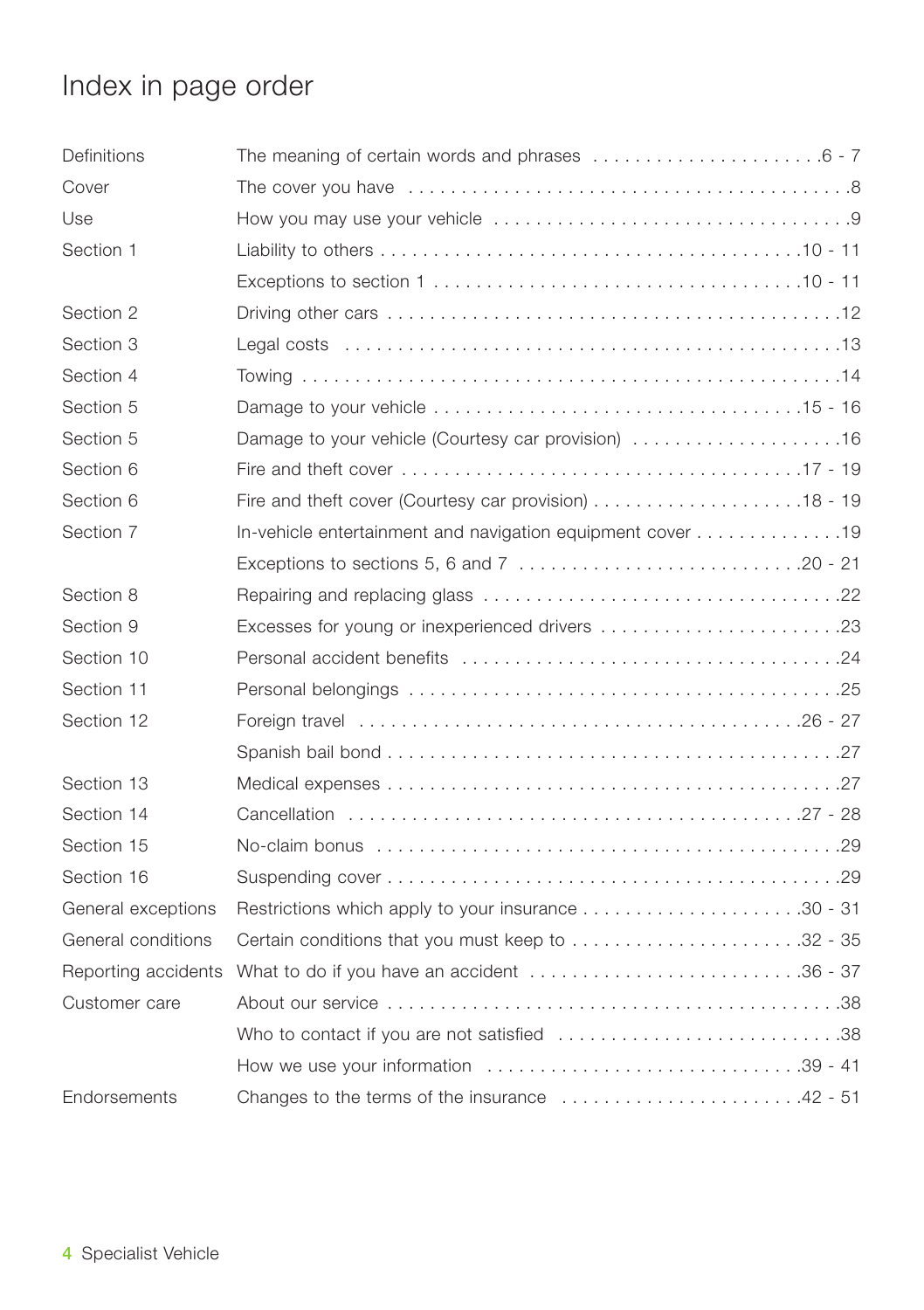# Index in page order

| | | |
|---|---|---|
| Definitions | The meaning of certain words and phrases | 6 - 7 |
| Cover | The cover you have | 8 |
| Use | How you may use your vehicle | 9 |
| Section 1 | Liability to others | 10 - 11 |
| | Exceptions to section 1 | 10 - 11 |
| Section 2 | Driving other cars | 12 |
| Section 3 | Legal costs | 13 |
| Section 4 | Towing | 14 |
| Section 5 | Damage to your vehicle | 15 - 16 |
| Section 5 | Damage to your vehicle (Courtesy car provision) | 16 |
| Section 6 | Fire and theft cover | 17 - 19 |
| Section 6 | Fire and theft cover (Courtesy car provision) | 18 - 19 |
| Section 7 | In-vehicle entertainment and navigation equipment cover | 19 |
| | Exceptions to sections 5, 6 and 7 | 20 - 21 |
| Section 8 | Repairing and replacing glass | 22 |
| Section 9 | Excesses for young or inexperienced drivers | 23 |
| Section 10 | Personal accident benefits | 24 |
| Section 11 | Personal belongings | 25 |
| Section 12 | Foreign travel | 26 - 27 |
| | Spanish bail bond | 27 |
| Section 13 | Medical expenses | 27 |
| Section 14 | Cancellation | 27 - 28 |
| Section 15 | No-claim bonus | 29 |
| Section 16 | Suspending cover | 29 |
| General exceptions | Restrictions which apply to your insurance | 30 - 31 |
| General conditions | Certain conditions that you must keep to | 32 - 35 |
| Reporting accidents | What to do if you have an accident | 36 - 37 |
| Customer care | About our service | 38 |
| | Who to contact if you are not satisfied | 38 |
| | How we use your information | 39 - 41 |
| Endorsements | Changes to the terms of the insurance | 42 - 51 |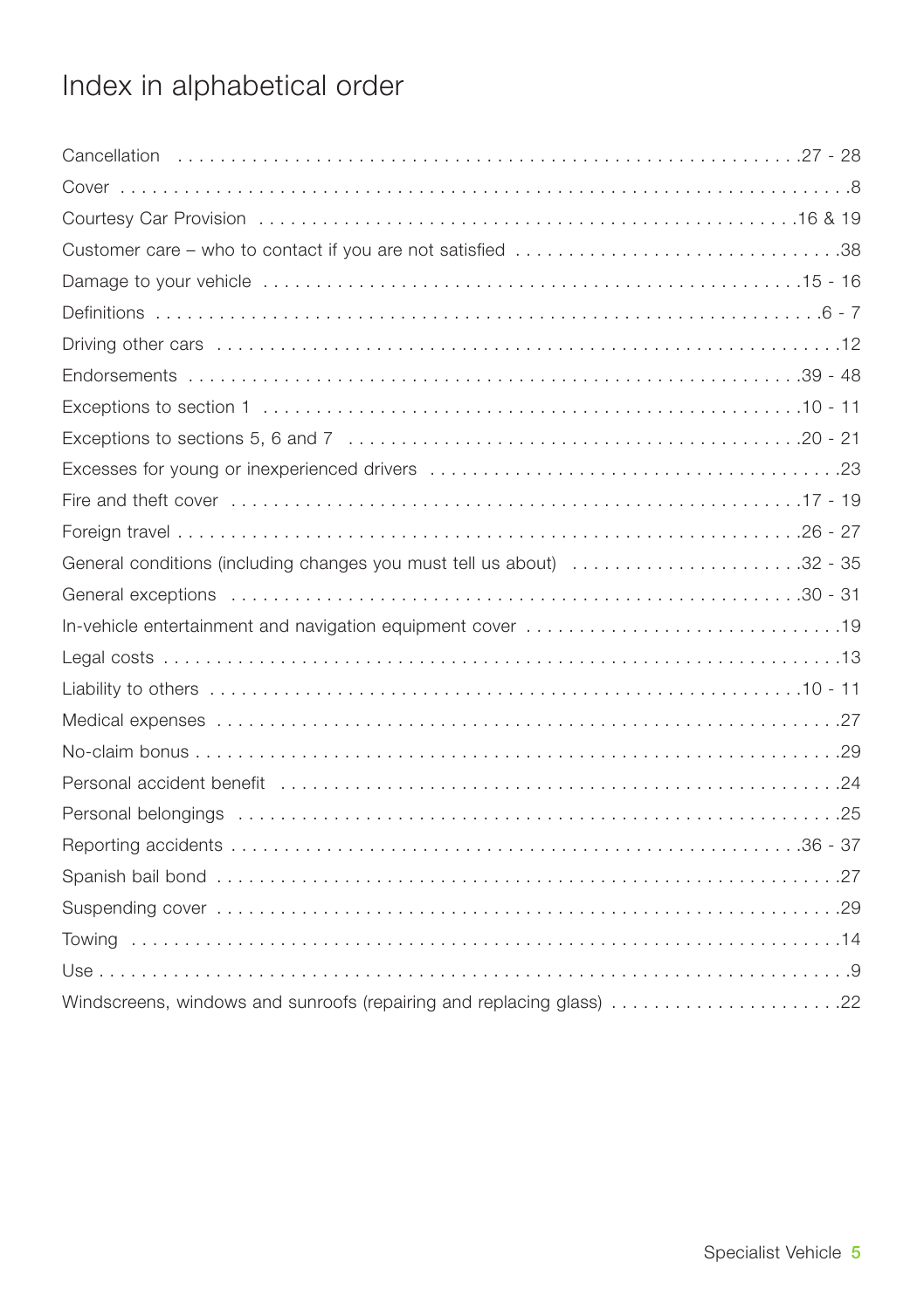# Index in alphabetical order

| Topic | Page |
| --- | --- |
| Cancellation | 27 - 28 |
| Cover | 8 |
| Courtesy Car Provision | 16 & 19 |
| Customer care – who to contact if you are not satisfied | 38 |
| Damage to your vehicle | 15 - 16 |
| Definitions | 6 - 7 |
| Driving other cars | 12 |
| Endorsements | 39 - 48 |
| Exceptions to section 1 | 10 - 11 |
| Exceptions to sections 5, 6 and 7 | 20 - 21 |
| Excesses for young or inexperienced drivers | 23 |
| Fire and theft cover | 17 - 19 |
| Foreign travel | 26 - 27 |
| General conditions (including changes you must tell us about) | 32 - 35 |
| General exceptions | 30 - 31 |
| In-vehicle entertainment and navigation equipment cover | 19 |
| Legal costs | 13 |
| Liability to others | 10 - 11 |
| Medical expenses | 27 |
| No-claim bonus | 29 |
| Personal accident benefit | 24 |
| Personal belongings | 25 |
| Reporting accidents | 36 - 37 |
| Spanish bail bond | 27 |
| Suspending cover | 29 |
| Towing | 14 |
| Use | 9 |
| Windscreens, windows and sunroofs (repairing and replacing glass) | 22 |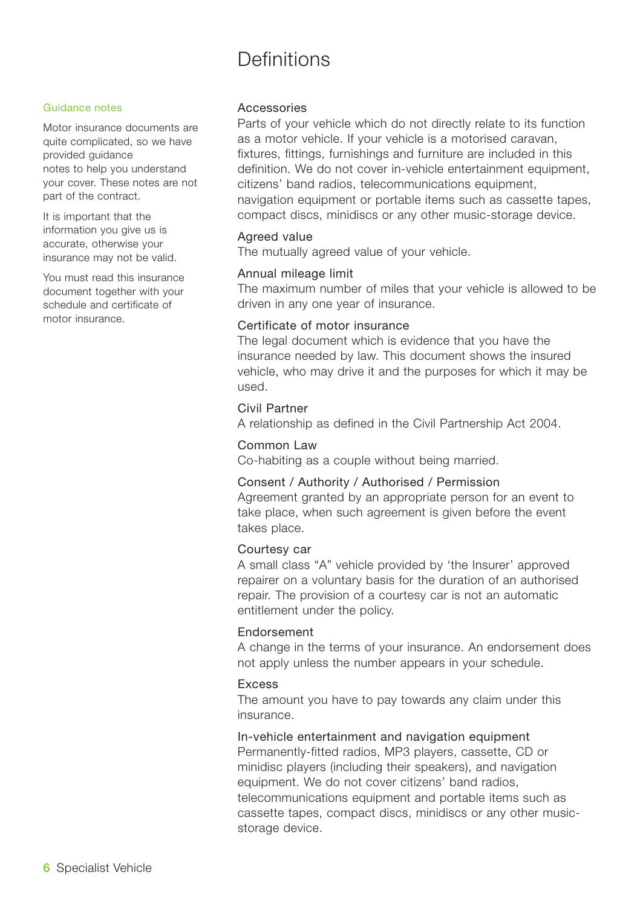# Definitions

Guidance notes

Motor insurance documents are quite complicated, so we have provided guidance notes to help you understand your cover. These notes are not part of the contract.

It is important that the information you give us is accurate, otherwise your insurance may not be valid.

You must read this insurance document together with your schedule and certificate of motor insurance.

### Accessories
Parts of your vehicle which do not directly relate to its function as a motor vehicle. If your vehicle is a motorised caravan, fixtures, fittings, furnishings and furniture are included in this definition. We do not cover in-vehicle entertainment equipment, citizens' band radios, telecommunications equipment, navigation equipment or portable items such as cassette tapes, compact discs, minidiscs or any other music-storage device.

### Agreed value
The mutually agreed value of your vehicle.

### Annual mileage limit
The maximum number of miles that your vehicle is allowed to be driven in any one year of insurance.

### Certificate of motor insurance
The legal document which is evidence that you have the insurance needed by law. This document shows the insured vehicle, who may drive it and the purposes for which it may be used.

### Civil Partner
A relationship as defined in the Civil Partnership Act 2004.

### Common Law
Co-habiting as a couple without being married.

### Consent / Authority / Authorised / Permission
Agreement granted by an appropriate person for an event to take place, when such agreement is given before the event takes place.

### Courtesy car
A small class "A" vehicle provided by 'the Insurer' approved repairer on a voluntary basis for the duration of an authorised repair. The provision of a courtesy car is not an automatic entitlement under the policy.

### Endorsement
A change in the terms of your insurance. An endorsement does not apply unless the number appears in your schedule.

### Excess
The amount you have to pay towards any claim under this insurance.

### In-vehicle entertainment and navigation equipment
Permanently-fitted radios, MP3 players, cassette, CD or minidisc players (including their speakers), and navigation equipment. We do not cover citizens' band radios, telecommunications equipment and portable items such as cassette tapes, compact discs, minidiscs or any other music-storage device.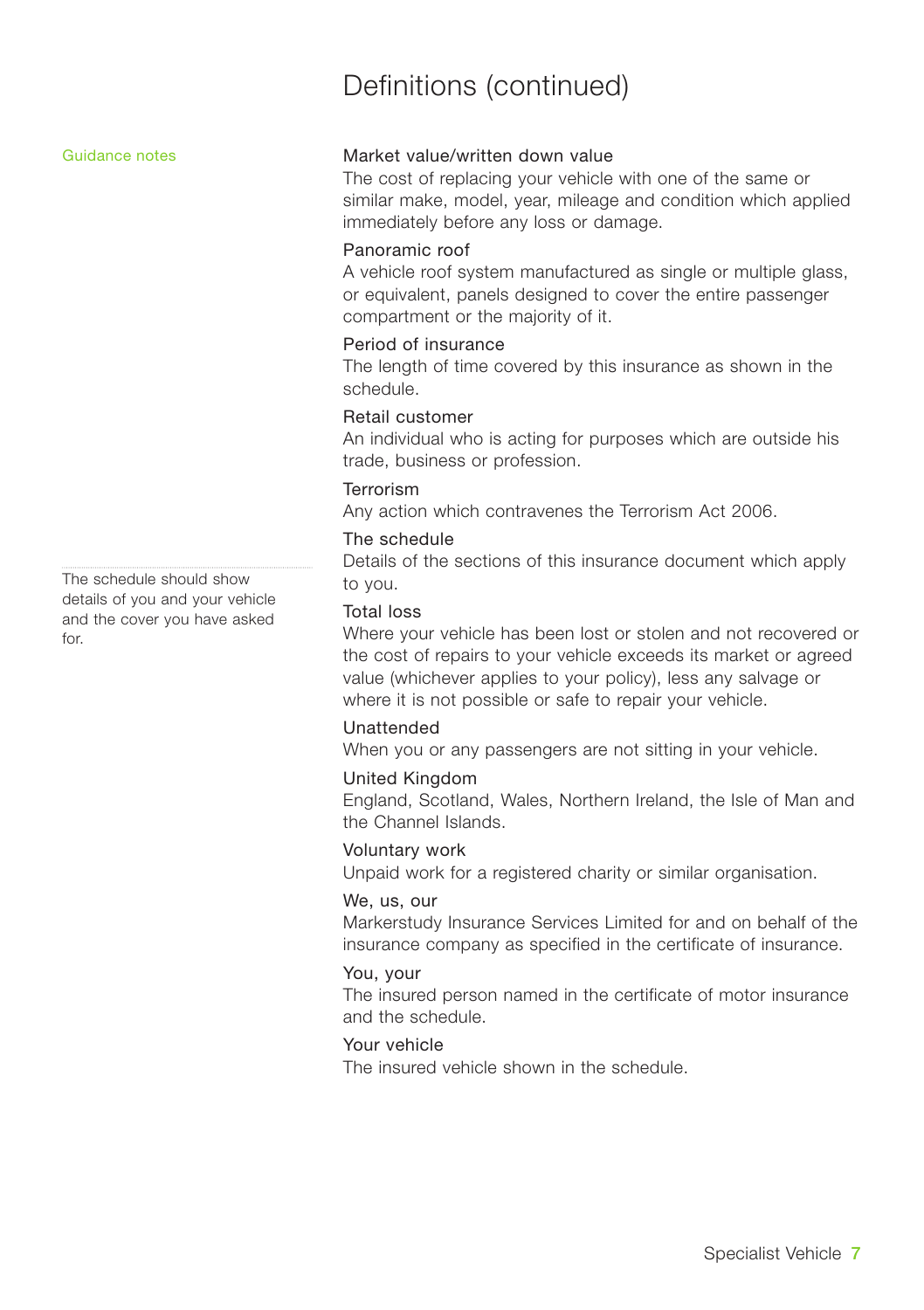# Definitions (continued)

Guidance notes

**Market value/written down value**
The cost of replacing your vehicle with one of the same or similar make, model, year, mileage and condition which applied immediately before any loss or damage.

**Panoramic roof**
A vehicle roof system manufactured as single or multiple glass, or equivalent, panels designed to cover the entire passenger compartment or the majority of it.

**Period of insurance**
The length of time covered by this insurance as shown in the schedule.

**Retail customer**
An individual who is acting for purposes which are outside his trade, business or profession.

**Terrorism**
Any action which contravenes the Terrorism Act 2006.

**The schedule**
Details of the sections of this insurance document which apply to you.

The schedule should show details of you and your vehicle and the cover you have asked for.

**Total loss**
Where your vehicle has been lost or stolen and not recovered or the cost of repairs to your vehicle exceeds its market or agreed value (whichever applies to your policy), less any salvage or where it is not possible or safe to repair your vehicle.

**Unattended**
When you or any passengers are not sitting in your vehicle.

**United Kingdom**
England, Scotland, Wales, Northern Ireland, the Isle of Man and the Channel Islands.

**Voluntary work**
Unpaid work for a registered charity or similar organisation.

**We, us, our**
Markerstudy Insurance Services Limited for and on behalf of the insurance company as specified in the certificate of insurance.

**You, your**
The insured person named in the certificate of motor insurance and the schedule.

**Your vehicle**
The insured vehicle shown in the schedule.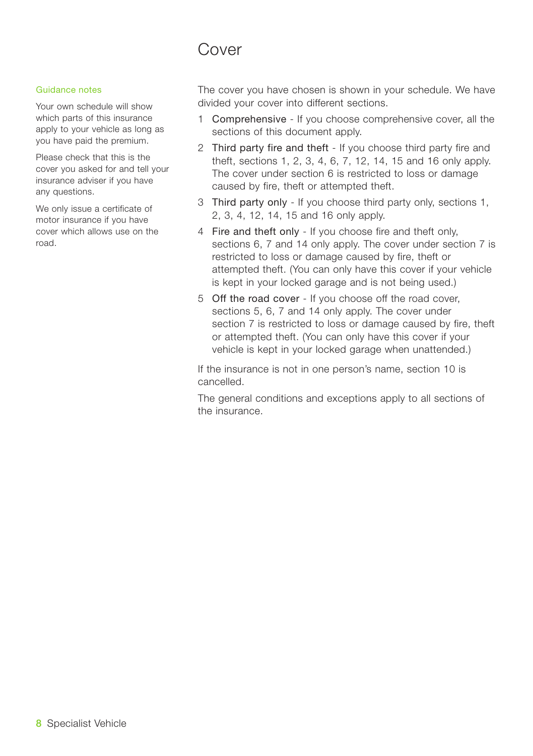# Cover

Guidance notes

Your own schedule will show which parts of this insurance apply to your vehicle as long as you have paid the premium.

Please check that this is the cover you asked for and tell your insurance adviser if you have any questions.

We only issue a certificate of motor insurance if you have cover which allows use on the road.

The cover you have chosen is shown in your schedule. We have divided your cover into different sections.

1 Comprehensive - If you choose comprehensive cover, all the sections of this document apply.
2 Third party fire and theft - If you choose third party fire and theft, sections 1, 2, 3, 4, 6, 7, 12, 14, 15 and 16 only apply. The cover under section 6 is restricted to loss or damage caused by fire, theft or attempted theft.
3 Third party only - If you choose third party only, sections 1, 2, 3, 4, 12, 14, 15 and 16 only apply.
4 Fire and theft only - If you choose fire and theft only, sections 6, 7 and 14 only apply. The cover under section 7 is restricted to loss or damage caused by fire, theft or attempted theft. (You can only have this cover if your vehicle is kept in your locked garage and is not being used.)
5 Off the road cover - If you choose off the road cover, sections 5, 6, 7 and 14 only apply. The cover under section 7 is restricted to loss or damage caused by fire, theft or attempted theft. (You can only have this cover if your vehicle is kept in your locked garage when unattended.)

If the insurance is not in one person's name, section 10 is cancelled.

The general conditions and exceptions apply to all sections of the insurance.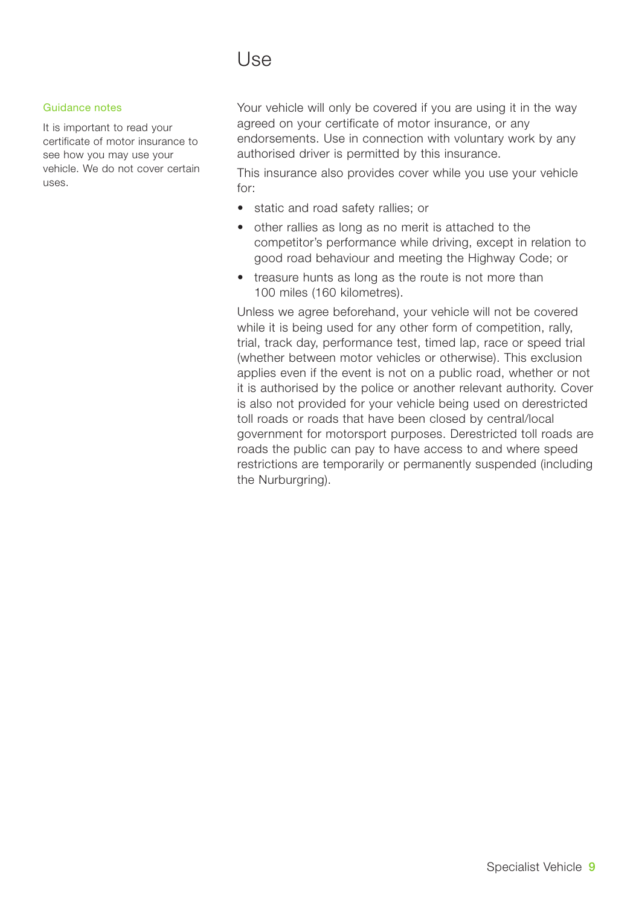# Use

**Guidance notes**

It is important to read your certificate of motor insurance to see how you may use your vehicle. We do not cover certain uses.

Your vehicle will only be covered if you are using it in the way agreed on your certificate of motor insurance, or any endorsements. Use in connection with voluntary work by any authorised driver is permitted by this insurance.

This insurance also provides cover while you use your vehicle for:

- static and road safety rallies; or
- other rallies as long as no merit is attached to the competitor's performance while driving, except in relation to good road behaviour and meeting the Highway Code; or
- treasure hunts as long as the route is not more than 100 miles (160 kilometres).

Unless we agree beforehand, your vehicle will not be covered while it is being used for any other form of competition, rally, trial, track day, performance test, timed lap, race or speed trial (whether between motor vehicles or otherwise). This exclusion applies even if the event is not on a public road, whether or not it is authorised by the police or another relevant authority. Cover is also not provided for your vehicle being used on derestricted toll roads or roads that have been closed by central/local government for motorsport purposes. Derestricted toll roads are roads the public can pay to have access to and where speed restrictions are temporarily or permanently suspended (including the Nurburgring).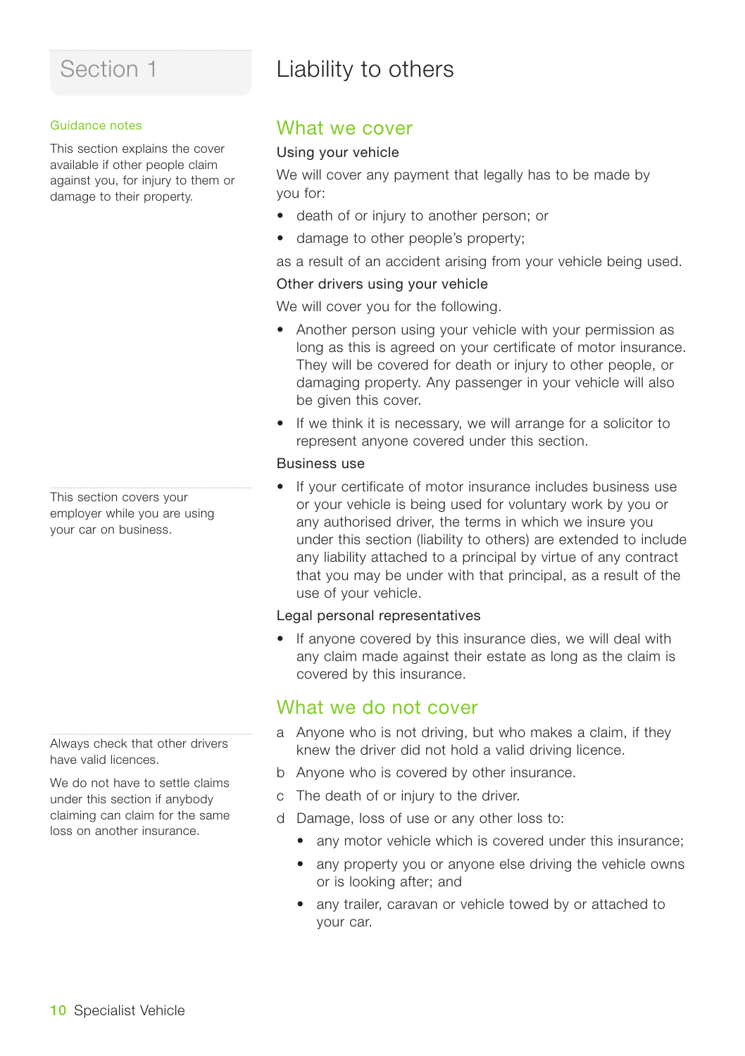# Section 1

# Liability to others

Guidance notes

This section explains the cover available if other people claim against you, for injury to them or damage to their property.

## What we cover

### Using your vehicle

We will cover any payment that legally has to be made by you for:

- death of or injury to another person; or
- damage to other people's property;

as a result of an accident arising from your vehicle being used.

### Other drivers using your vehicle

We will cover you for the following.

- Another person using your vehicle with your permission as long as this is agreed on your certificate of motor insurance. They will be covered for death or injury to other people, or damaging property. Any passenger in your vehicle will also be given this cover.
- If we think it is necessary, we will arrange for a solicitor to represent anyone covered under this section.

### Business use

This section covers your employer while you are using your car on business.

- If your certificate of motor insurance includes business use or your vehicle is being used for voluntary work by you or any authorised driver, the terms in which we insure you under this section (liability to others) are extended to include any liability attached to a principal by virtue of any contract that you may be under with that principal, as a result of the use of your vehicle.

### Legal personal representatives

- If anyone covered by this insurance dies, we will deal with any claim made against their estate as long as the claim is covered by this insurance.

## What we do not cover

Always check that other drivers have valid licences.

We do not have to settle claims under this section if anybody claiming can claim for the same loss on another insurance.

a Anyone who is not driving, but who makes a claim, if they knew the driver did not hold a valid driving licence.

b Anyone who is covered by other insurance.

c The death of or injury to the driver.

d Damage, loss of use or any other loss to:

- any motor vehicle which is covered under this insurance;
- any property you or anyone else driving the vehicle owns or is looking after; and
- any trailer, caravan or vehicle towed by or attached to your car.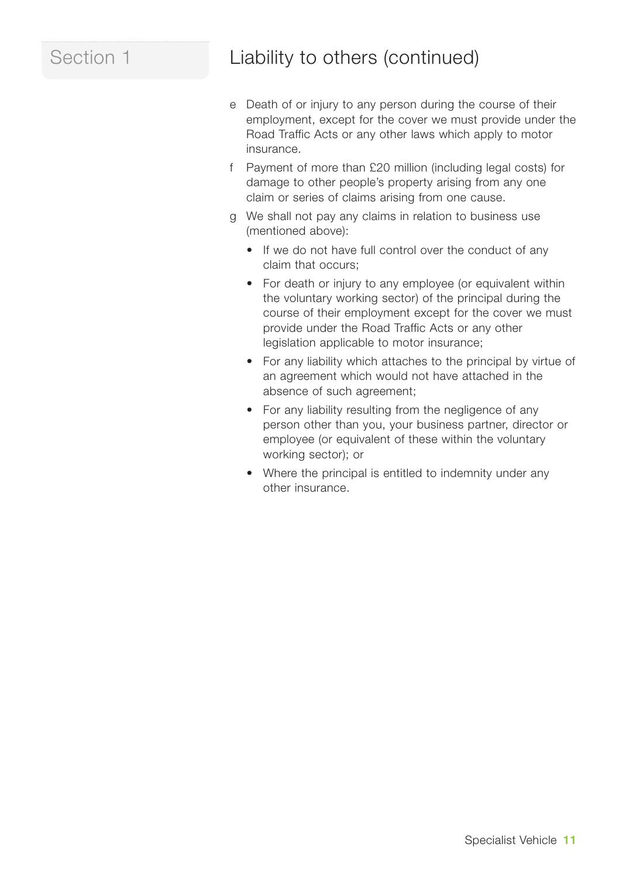## Section 1

## Liability to others (continued)

e Death of or injury to any person during the course of their employment, except for the cover we must provide under the Road Traffic Acts or any other laws which apply to motor insurance.

f Payment of more than £20 million (including legal costs) for damage to other people's property arising from any one claim or series of claims arising from one cause.

g We shall not pay any claims in relation to business use (mentioned above):

- If we do not have full control over the conduct of any claim that occurs;
- For death or injury to any employee (or equivalent within the voluntary working sector) of the principal during the course of their employment except for the cover we must provide under the Road Traffic Acts or any other legislation applicable to motor insurance;
- For any liability which attaches to the principal by virtue of an agreement which would not have attached in the absence of such agreement;
- For any liability resulting from the negligence of any person other than you, your business partner, director or employee (or equivalent of these within the voluntary working sector); or
- Where the principal is entitled to indemnity under any other insurance.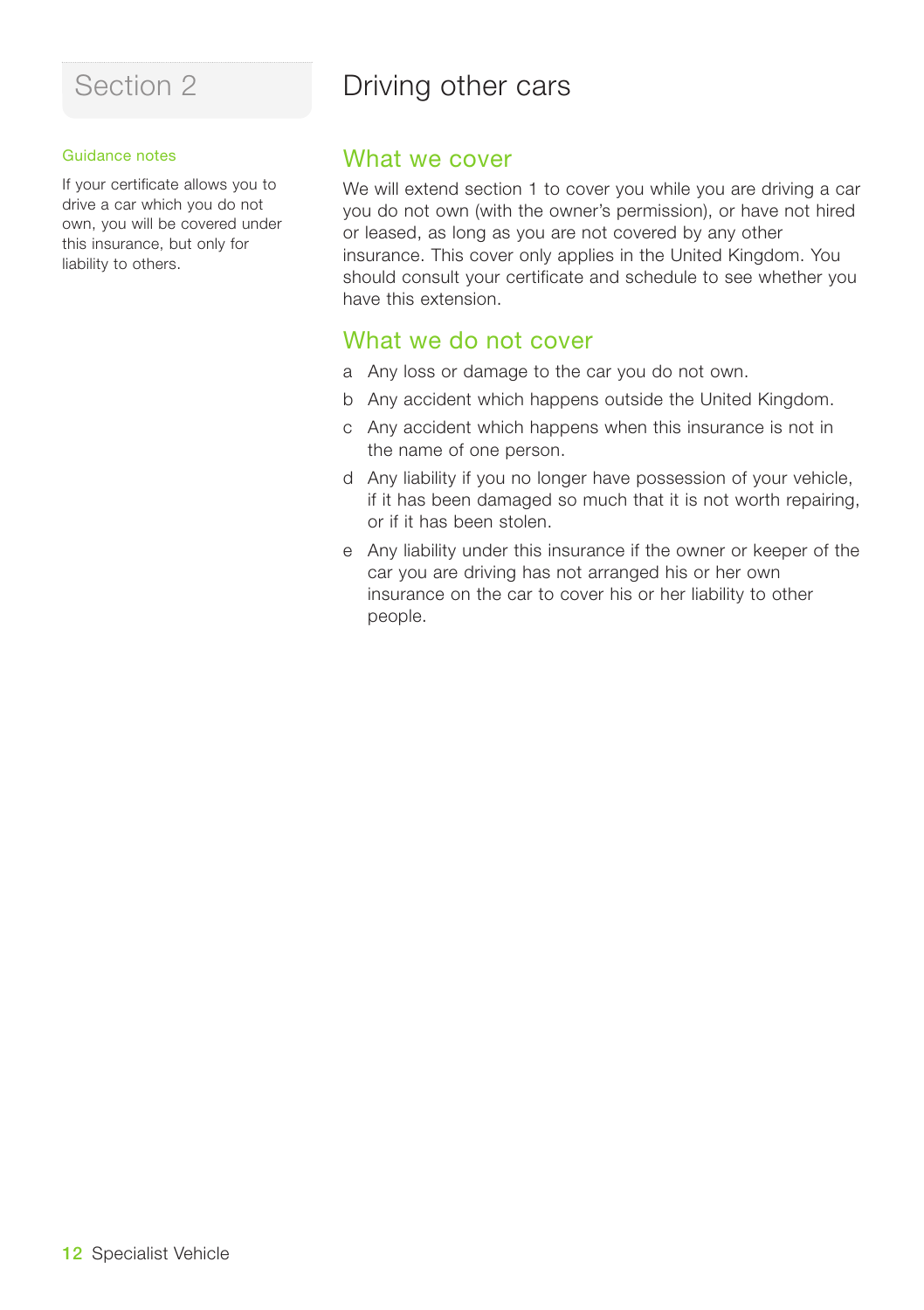# Section 2

## Driving other cars

### Guidance notes

If your certificate allows you to drive a car which you do not own, you will be covered under this insurance, but only for liability to others.

### What we cover

We will extend section 1 to cover you while you are driving a car you do not own (with the owner's permission), or have not hired or leased, as long as you are not covered by any other insurance. This cover only applies in the United Kingdom. You should consult your certificate and schedule to see whether you have this extension.

### What we do not cover

a Any loss or damage to the car you do not own.

b Any accident which happens outside the United Kingdom.

c Any accident which happens when this insurance is not in the name of one person.

d Any liability if you no longer have possession of your vehicle, if it has been damaged so much that it is not worth repairing, or if it has been stolen.

e Any liability under this insurance if the owner or keeper of the car you are driving has not arranged his or her own insurance on the car to cover his or her liability to other people.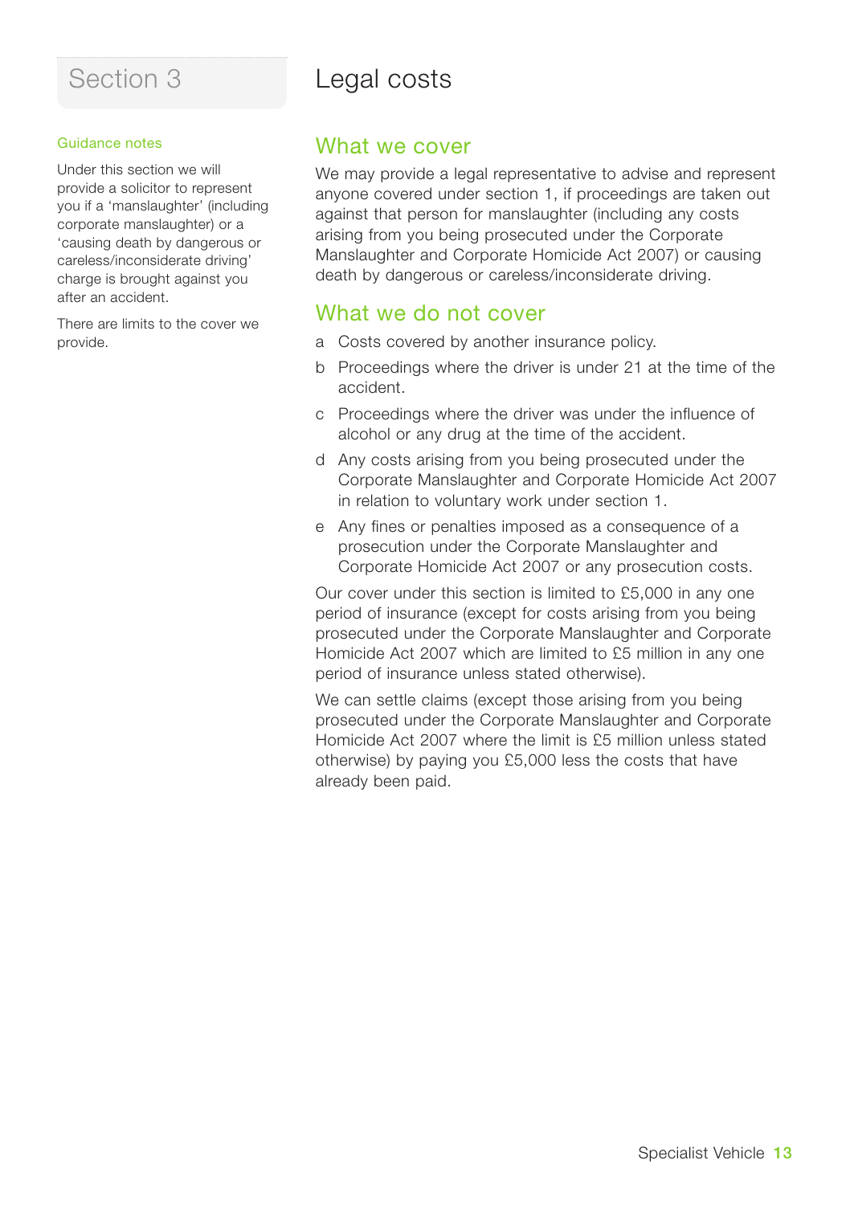# Section 3

## Legal costs

### Guidance notes

Under this section we will provide a solicitor to represent you if a 'manslaughter' (including corporate manslaughter) or a 'causing death by dangerous or careless/inconsiderate driving' charge is brought against you after an accident.

There are limits to the cover we provide.

### What we cover

We may provide a legal representative to advise and represent anyone covered under section 1, if proceedings are taken out against that person for manslaughter (including any costs arising from you being prosecuted under the Corporate Manslaughter and Corporate Homicide Act 2007) or causing death by dangerous or careless/inconsiderate driving.

### What we do not cover

a Costs covered by another insurance policy.

b Proceedings where the driver is under 21 at the time of the accident.

c Proceedings where the driver was under the influence of alcohol or any drug at the time of the accident.

d Any costs arising from you being prosecuted under the Corporate Manslaughter and Corporate Homicide Act 2007 in relation to voluntary work under section 1.

e Any fines or penalties imposed as a consequence of a prosecution under the Corporate Manslaughter and Corporate Homicide Act 2007 or any prosecution costs.

Our cover under this section is limited to £5,000 in any one period of insurance (except for costs arising from you being prosecuted under the Corporate Manslaughter and Corporate Homicide Act 2007 which are limited to £5 million in any one period of insurance unless stated otherwise).

We can settle claims (except those arising from you being prosecuted under the Corporate Manslaughter and Corporate Homicide Act 2007 where the limit is £5 million unless stated otherwise) by paying you £5,000 less the costs that have already been paid.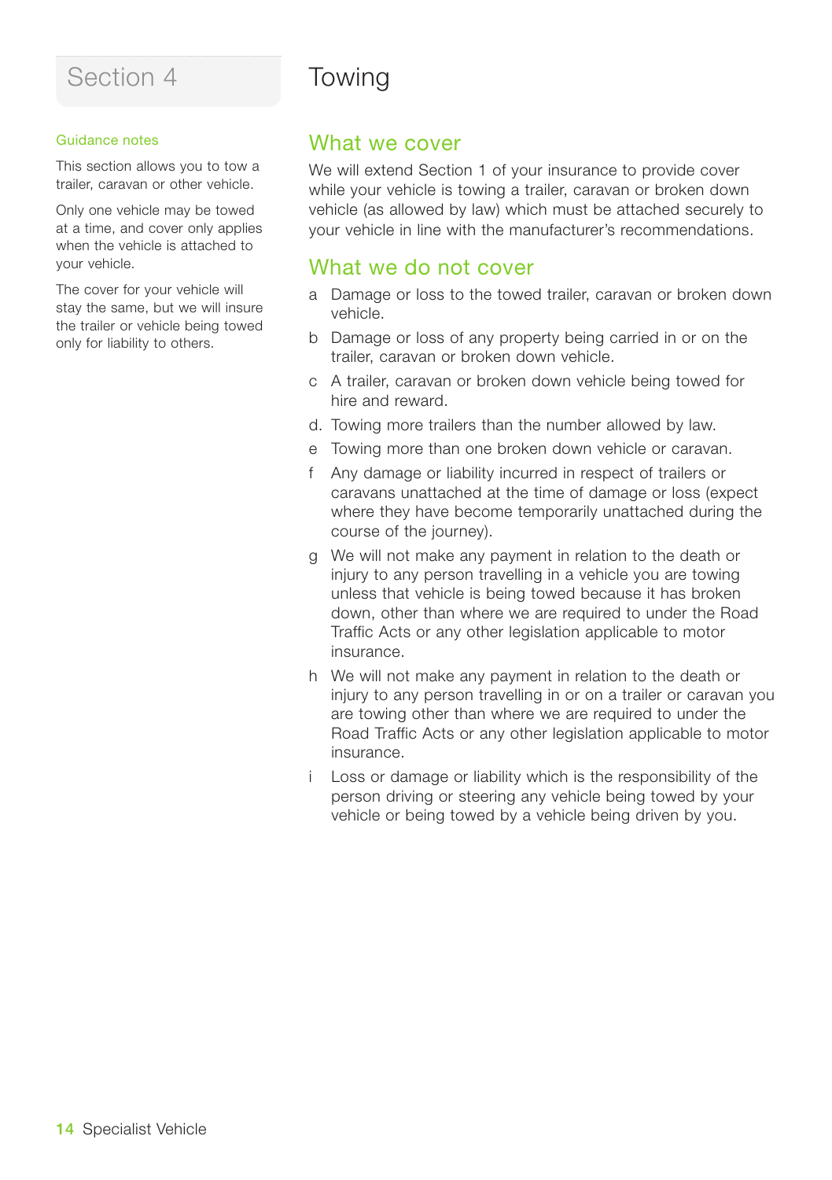# Section 4

# Towing

### Guidance notes

This section allows you to tow a trailer, caravan or other vehicle.

Only one vehicle may be towed at a time, and cover only applies when the vehicle is attached to your vehicle.

The cover for your vehicle will stay the same, but we will insure the trailer or vehicle being towed only for liability to others.

## What we cover

We will extend Section 1 of your insurance to provide cover while your vehicle is towing a trailer, caravan or broken down vehicle (as allowed by law) which must be attached securely to your vehicle in line with the manufacturer's recommendations.

## What we do not cover

a Damage or loss to the towed trailer, caravan or broken down vehicle.

b Damage or loss of any property being carried in or on the trailer, caravan or broken down vehicle.

c A trailer, caravan or broken down vehicle being towed for hire and reward.

d. Towing more trailers than the number allowed by law.

e Towing more than one broken down vehicle or caravan.

f Any damage or liability incurred in respect of trailers or caravans unattached at the time of damage or loss (expect where they have become temporarily unattached during the course of the journey).

g We will not make any payment in relation to the death or injury to any person travelling in a vehicle you are towing unless that vehicle is being towed because it has broken down, other than where we are required to under the Road Traffic Acts or any other legislation applicable to motor insurance.

h We will not make any payment in relation to the death or injury to any person travelling in or on a trailer or caravan you are towing other than where we are required to under the Road Traffic Acts or any other legislation applicable to motor insurance.

i Loss or damage or liability which is the responsibility of the person driving or steering any vehicle being towed by your vehicle or being towed by a vehicle being driven by you.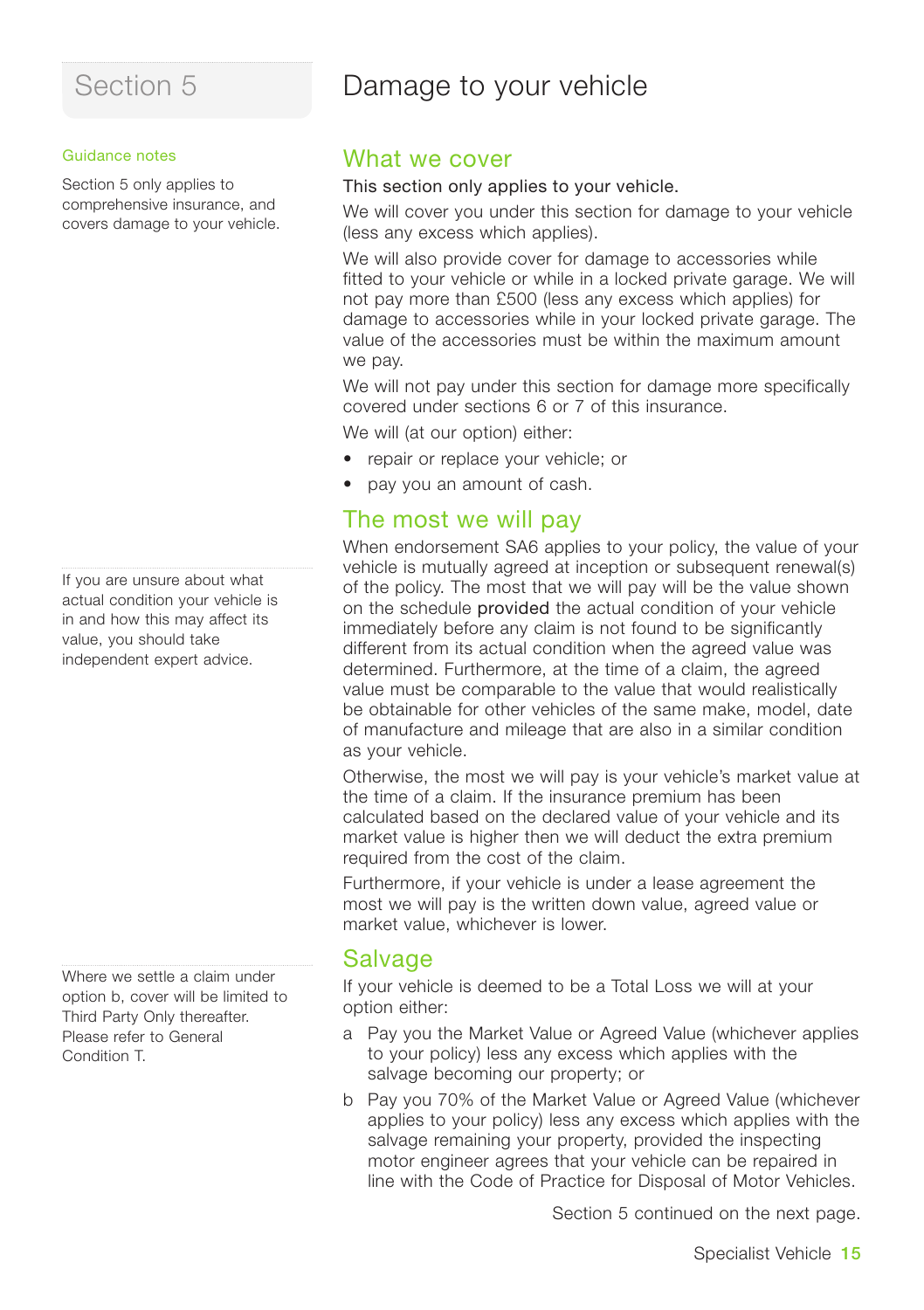# Section 5

# Damage to your vehicle

**Guidance notes**

Section 5 only applies to comprehensive insurance, and covers damage to your vehicle.

## What we cover

This section only applies to your vehicle.

We will cover you under this section for damage to your vehicle (less any excess which applies).

We will also provide cover for damage to accessories while fitted to your vehicle or while in a locked private garage. We will not pay more than £500 (less any excess which applies) for damage to accessories while in your locked private garage. The value of the accessories must be within the maximum amount we pay.

We will not pay under this section for damage more specifically covered under sections 6 or 7 of this insurance.

We will (at our option) either:

- repair or replace your vehicle; or
- pay you an amount of cash.

## The most we will pay

If you are unsure about what actual condition your vehicle is in and how this may affect its value, you should take independent expert advice.

When endorsement SA6 applies to your policy, the value of your vehicle is mutually agreed at inception or subsequent renewal(s) of the policy. The most that we will pay will be the value shown on the schedule provided the actual condition of your vehicle immediately before any claim is not found to be significantly different from its actual condition when the agreed value was determined. Furthermore, at the time of a claim, the agreed value must be comparable to the value that would realistically be obtainable for other vehicles of the same make, model, date of manufacture and mileage that are also in a similar condition as your vehicle.

Otherwise, the most we will pay is your vehicle's market value at the time of a claim. If the insurance premium has been calculated based on the declared value of your vehicle and its market value is higher then we will deduct the extra premium required from the cost of the claim.

Furthermore, if your vehicle is under a lease agreement the most we will pay is the written down value, agreed value or market value, whichever is lower.

## Salvage

Where we settle a claim under option b, cover will be limited to Third Party Only thereafter. Please refer to General Condition T.

If your vehicle is deemed to be a Total Loss we will at your option either:

a Pay you the Market Value or Agreed Value (whichever applies to your policy) less any excess which applies with the salvage becoming our property; or

b Pay you 70% of the Market Value or Agreed Value (whichever applies to your policy) less any excess which applies with the salvage remaining your property, provided the inspecting motor engineer agrees that your vehicle can be repaired in line with the Code of Practice for Disposal of Motor Vehicles.

Section 5 continued on the next page.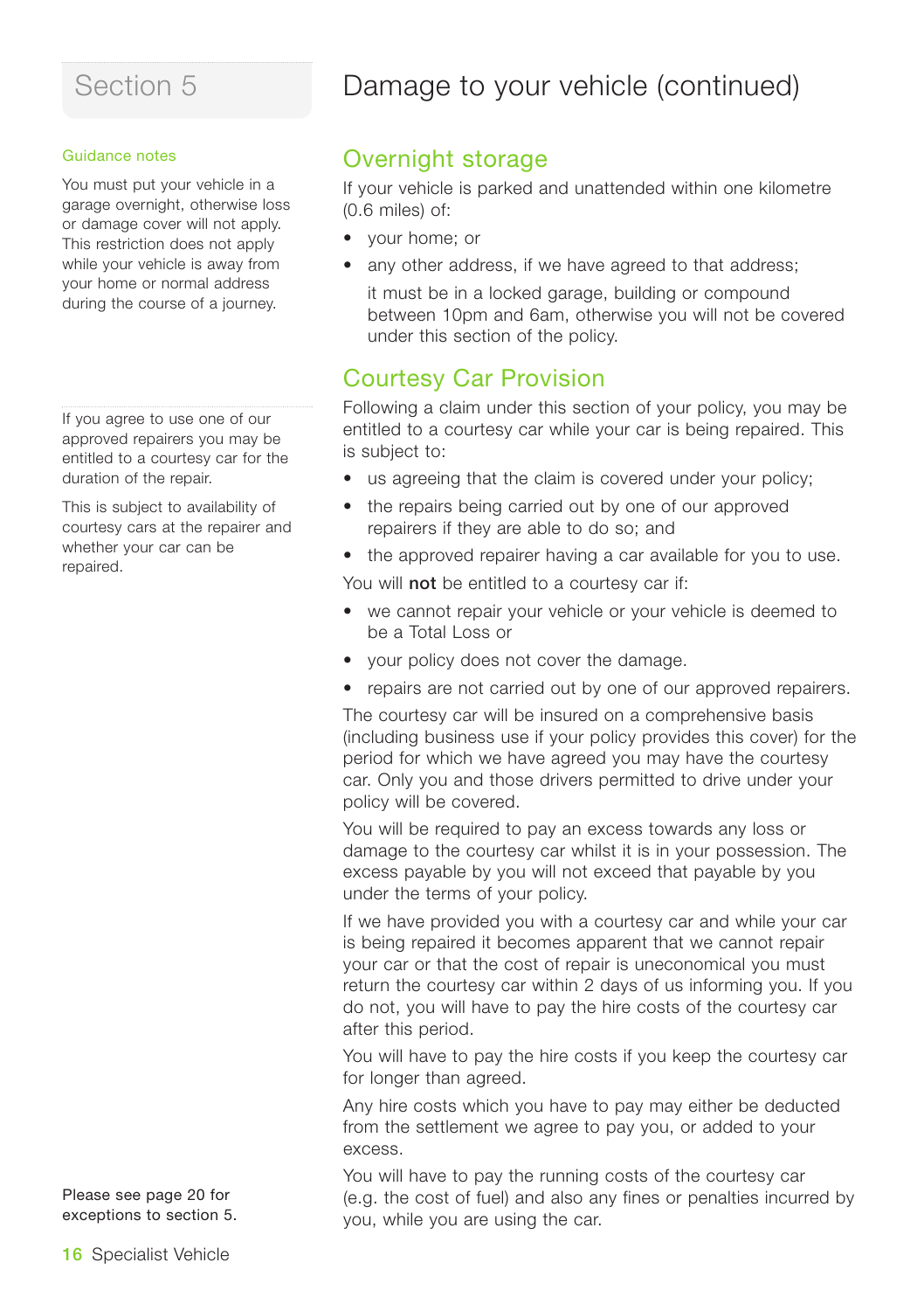# Section 5

# Damage to your vehicle (continued)

### Guidance notes

You must put your vehicle in a garage overnight, otherwise loss or damage cover will not apply. This restriction does not apply while your vehicle is away from your home or normal address during the course of a journey.

## Overnight storage

If your vehicle is parked and unattended within one kilometre (0.6 miles) of:

- your home; or
- any other address, if we have agreed to that address;

  it must be in a locked garage, building or compound between 10pm and 6am, otherwise you will not be covered under this section of the policy.

If you agree to use one of our approved repairers you may be entitled to a courtesy car for the duration of the repair.

This is subject to availability of courtesy cars at the repairer and whether your car can be repaired.

## Courtesy Car Provision

Following a claim under this section of your policy, you may be entitled to a courtesy car while your car is being repaired. This is subject to:

- us agreeing that the claim is covered under your policy;
- the repairs being carried out by one of our approved repairers if they are able to do so; and
- the approved repairer having a car available for you to use.

You will **not** be entitled to a courtesy car if:

- we cannot repair your vehicle or your vehicle is deemed to be a Total Loss or
- your policy does not cover the damage.
- repairs are not carried out by one of our approved repairers.

The courtesy car will be insured on a comprehensive basis (including business use if your policy provides this cover) for the period for which we have agreed you may have the courtesy car. Only you and those drivers permitted to drive under your policy will be covered.

You will be required to pay an excess towards any loss or damage to the courtesy car whilst it is in your possession. The excess payable by you will not exceed that payable by you under the terms of your policy.

If we have provided you with a courtesy car and while your car is being repaired it becomes apparent that we cannot repair your car or that the cost of repair is uneconomical you must return the courtesy car within 2 days of us informing you. If you do not, you will have to pay the hire costs of the courtesy car after this period.

You will have to pay the hire costs if you keep the courtesy car for longer than agreed.

Any hire costs which you have to pay may either be deducted from the settlement we agree to pay you, or added to your excess.

You will have to pay the running costs of the courtesy car (e.g. the cost of fuel) and also any fines or penalties incurred by you, while you are using the car.

Please see page 20 for exceptions to section 5.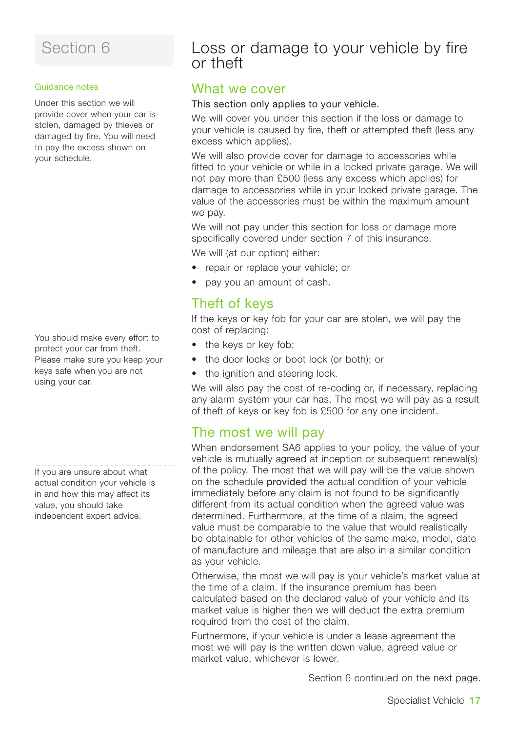# Section 6

# Loss or damage to your vehicle by fire or theft

## What we cover

Guidance notes

Under this section we will provide cover when your car is stolen, damaged by thieves or damaged by fire. You will need to pay the excess shown on your schedule.

This section only applies to your vehicle.

We will cover you under this section if the loss or damage to your vehicle is caused by fire, theft or attempted theft (less any excess which applies).

We will also provide cover for damage to accessories while fitted to your vehicle or while in a locked private garage. We will not pay more than £500 (less any excess which applies) for damage to accessories while in your locked private garage. The value of the accessories must be within the maximum amount we pay.

We will not pay under this section for loss or damage more specifically covered under section 7 of this insurance.

We will (at our option) either:

- repair or replace your vehicle; or
- pay you an amount of cash.

## Theft of keys

You should make every effort to protect your car from theft. Please make sure you keep your keys safe when you are not using your car.

If the keys or key fob for your car are stolen, we will pay the cost of replacing:

- the keys or key fob;
- the door locks or boot lock (or both); or
- the ignition and steering lock.

We will also pay the cost of re-coding or, if necessary, replacing any alarm system your car has. The most we will pay as a result of theft of keys or key fob is £500 for any one incident.

## The most we will pay

If you are unsure about what actual condition your vehicle is in and how this may affect its value, you should take independent expert advice.

When endorsement SA6 applies to your policy, the value of your vehicle is mutually agreed at inception or subsequent renewal(s) of the policy. The most that we will pay will be the value shown on the schedule provided the actual condition of your vehicle immediately before any claim is not found to be significantly different from its actual condition when the agreed value was determined. Furthermore, at the time of a claim, the agreed value must be comparable to the value that would realistically be obtainable for other vehicles of the same make, model, date of manufacture and mileage that are also in a similar condition as your vehicle.

Otherwise, the most we will pay is your vehicle's market value at the time of a claim. If the insurance premium has been calculated based on the declared value of your vehicle and its market value is higher then we will deduct the extra premium required from the cost of the claim.

Furthermore, if your vehicle is under a lease agreement the most we will pay is the written down value, agreed value or market value, whichever is lower.

Section 6 continued on the next page.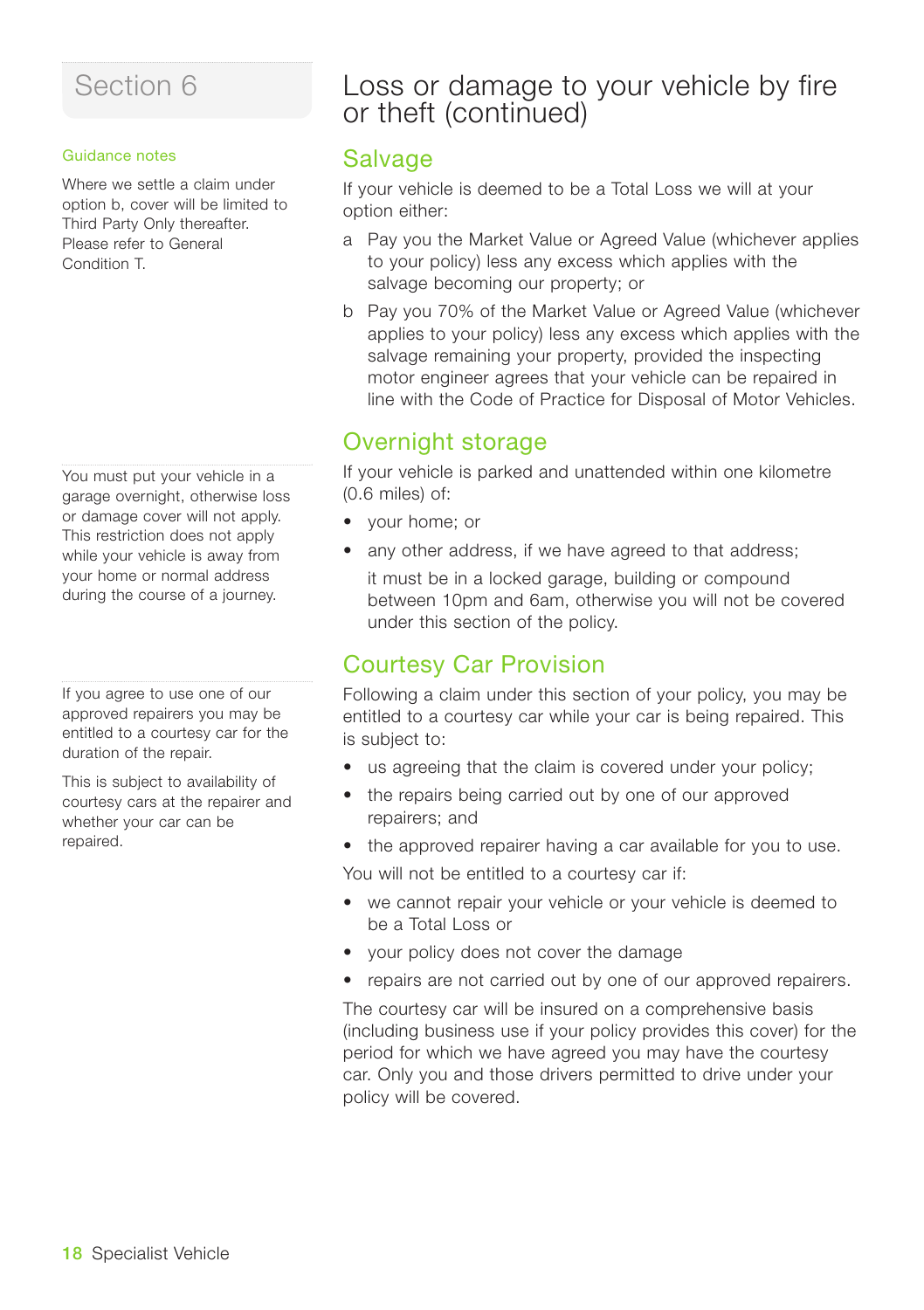# Section 6

## Loss or damage to your vehicle by fire or theft (continued)

### Salvage

If your vehicle is deemed to be a Total Loss we will at your option either:

a Pay you the Market Value or Agreed Value (whichever applies to your policy) less any excess which applies with the salvage becoming our property; or

b Pay you 70% of the Market Value or Agreed Value (whichever applies to your policy) less any excess which applies with the salvage remaining your property, provided the inspecting motor engineer agrees that your vehicle can be repaired in line with the Code of Practice for Disposal of Motor Vehicles.

*Guidance notes*

Where we settle a claim under option b, cover will be limited to Third Party Only thereafter. Please refer to General Condition T.

### Overnight storage

If your vehicle is parked and unattended within one kilometre (0.6 miles) of:

- your home; or
- any other address, if we have agreed to that address;

it must be in a locked garage, building or compound between 10pm and 6am, otherwise you will not be covered under this section of the policy.

*Guidance notes*

You must put your vehicle in a garage overnight, otherwise loss or damage cover will not apply. This restriction does not apply while your vehicle is away from your home or normal address during the course of a journey.

### Courtesy Car Provision

Following a claim under this section of your policy, you may be entitled to a courtesy car while your car is being repaired. This is subject to:

- us agreeing that the claim is covered under your policy;
- the repairs being carried out by one of our approved repairers; and
- the approved repairer having a car available for you to use.

You will not be entitled to a courtesy car if:

- we cannot repair your vehicle or your vehicle is deemed to be a Total Loss or
- your policy does not cover the damage
- repairs are not carried out by one of our approved repairers.

The courtesy car will be insured on a comprehensive basis (including business use if your policy provides this cover) for the period for which we have agreed you may have the courtesy car. Only you and those drivers permitted to drive under your policy will be covered.

*Guidance notes*

If you agree to use one of our approved repairers you may be entitled to a courtesy car for the duration of the repair.

This is subject to availability of courtesy cars at the repairer and whether your car can be repaired.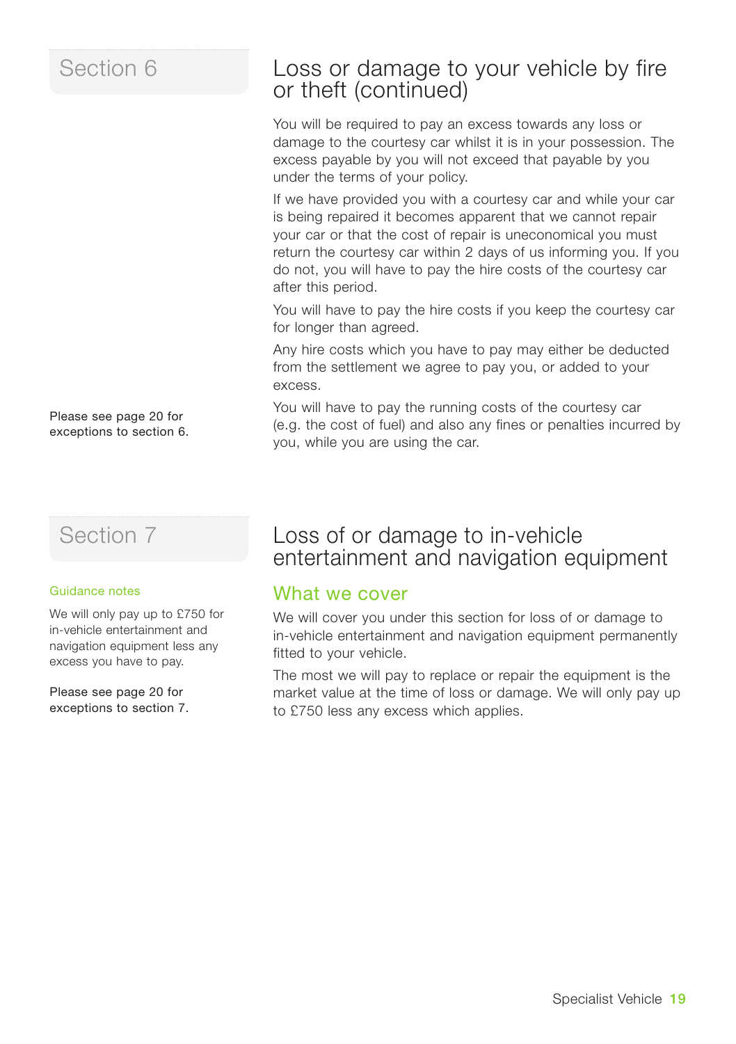## Section 6

# Loss or damage to your vehicle by fire or theft (continued)

You will be required to pay an excess towards any loss or damage to the courtesy car whilst it is in your possession. The excess payable by you will not exceed that payable by you under the terms of your policy.

If we have provided you with a courtesy car and while your car is being repaired it becomes apparent that we cannot repair your car or that the cost of repair is uneconomical you must return the courtesy car within 2 days of us informing you. If you do not, you will have to pay the hire costs of the courtesy car after this period.

You will have to pay the hire costs if you keep the courtesy car for longer than agreed.

Any hire costs which you have to pay may either be deducted from the settlement we agree to pay you, or added to your excess.

You will have to pay the running costs of the courtesy car (e.g. the cost of fuel) and also any fines or penalties incurred by you, while you are using the car.

Please see page 20 for exceptions to section 6.

## Section 7

# Loss of or damage to in-vehicle entertainment and navigation equipment

### Guidance notes

We will only pay up to £750 for in-vehicle entertainment and navigation equipment less any excess you have to pay.

Please see page 20 for exceptions to section 7.

## What we cover

We will cover you under this section for loss of or damage to in-vehicle entertainment and navigation equipment permanently fitted to your vehicle.

The most we will pay to replace or repair the equipment is the market value at the time of loss or damage. We will only pay up to £750 less any excess which applies.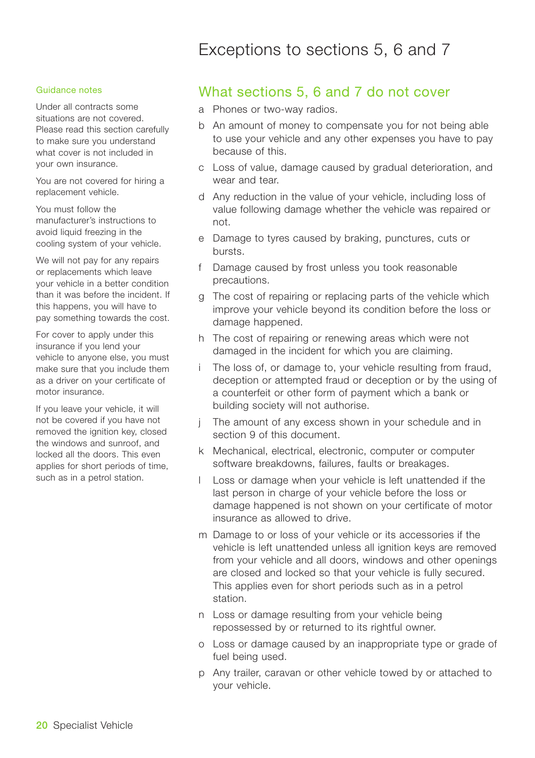# Exceptions to sections 5, 6 and 7

## Guidance notes

Under all contracts some situations are not covered. Please read this section carefully to make sure you understand what cover is not included in your own insurance.

You are not covered for hiring a replacement vehicle.

You must follow the manufacturer's instructions to avoid liquid freezing in the cooling system of your vehicle.

We will not pay for any repairs or replacements which leave your vehicle in a better condition than it was before the incident. If this happens, you will have to pay something towards the cost.

For cover to apply under this insurance if you lend your vehicle to anyone else, you must make sure that you include them as a driver on your certificate of motor insurance.

If you leave your vehicle, it will not be covered if you have not removed the ignition key, closed the windows and sunroof, and locked all the doors. This even applies for short periods of time, such as in a petrol station.

## What sections 5, 6 and 7 do not cover

a Phones or two-way radios.

b An amount of money to compensate you for not being able to use your vehicle and any other expenses you have to pay because of this.

c Loss of value, damage caused by gradual deterioration, and wear and tear.

d Any reduction in the value of your vehicle, including loss of value following damage whether the vehicle was repaired or not.

e Damage to tyres caused by braking, punctures, cuts or bursts.

f Damage caused by frost unless you took reasonable precautions.

g The cost of repairing or replacing parts of the vehicle which improve your vehicle beyond its condition before the loss or damage happened.

h The cost of repairing or renewing areas which were not damaged in the incident for which you are claiming.

i The loss of, or damage to, your vehicle resulting from fraud, deception or attempted fraud or deception or by the using of a counterfeit or other form of payment which a bank or building society will not authorise.

j The amount of any excess shown in your schedule and in section 9 of this document.

k Mechanical, electrical, electronic, computer or computer software breakdowns, failures, faults or breakages.

l Loss or damage when your vehicle is left unattended if the last person in charge of your vehicle before the loss or damage happened is not shown on your certificate of motor insurance as allowed to drive.

m Damage to or loss of your vehicle or its accessories if the vehicle is left unattended unless all ignition keys are removed from your vehicle and all doors, windows and other openings are closed and locked so that your vehicle is fully secured. This applies even for short periods such as in a petrol station.

n Loss or damage resulting from your vehicle being repossessed by or returned to its rightful owner.

o Loss or damage caused by an inappropriate type or grade of fuel being used.

p Any trailer, caravan or other vehicle towed by or attached to your vehicle.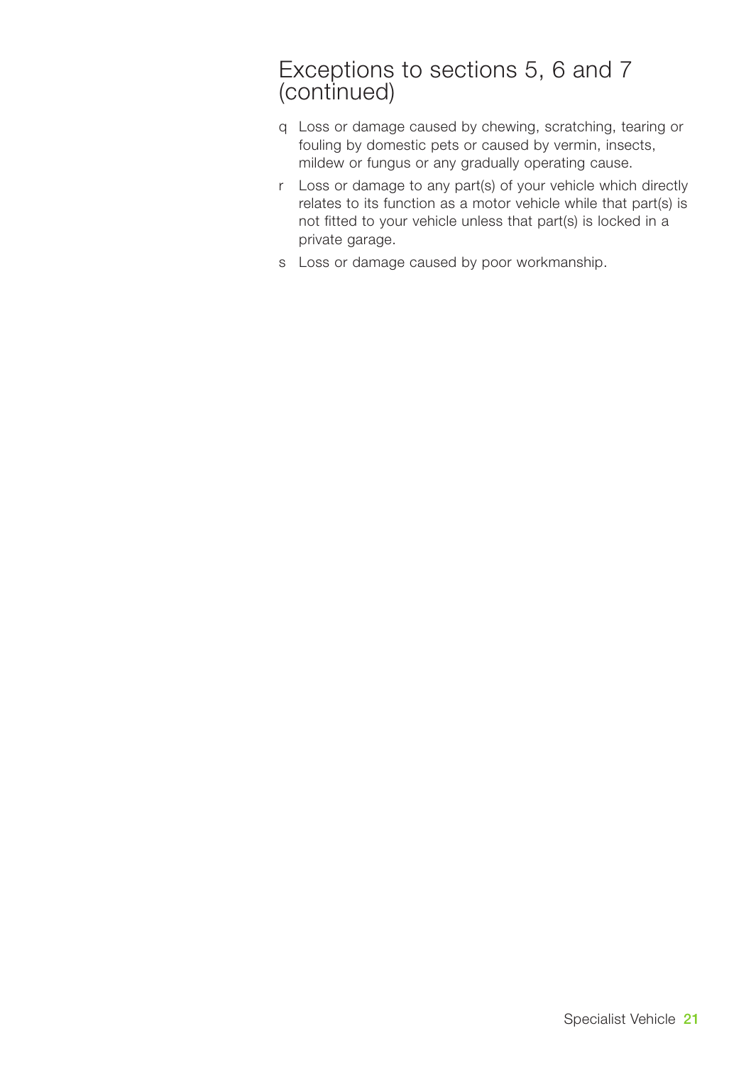# Exceptions to sections 5, 6 and 7 (continued)

q Loss or damage caused by chewing, scratching, tearing or fouling by domestic pets or caused by vermin, insects, mildew or fungus or any gradually operating cause.

r Loss or damage to any part(s) of your vehicle which directly relates to its function as a motor vehicle while that part(s) is not fitted to your vehicle unless that part(s) is locked in a private garage.

s Loss or damage caused by poor workmanship.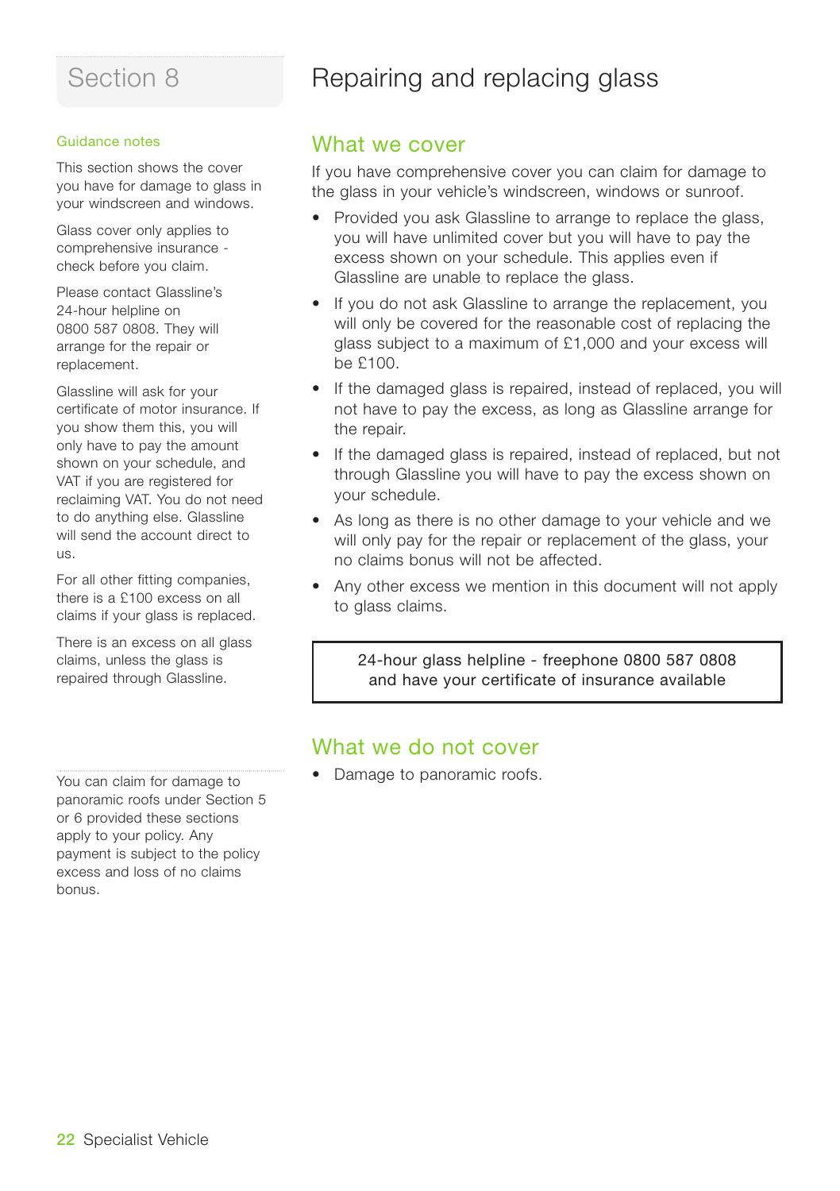# Section 8

# Repairing and replacing glass

### Guidance notes

This section shows the cover you have for damage to glass in your windscreen and windows.

Glass cover only applies to comprehensive insurance - check before you claim.

Please contact Glassline's 24-hour helpline on 0800 587 0808. They will arrange for the repair or replacement.

Glassline will ask for your certificate of motor insurance. If you show them this, you will only have to pay the amount shown on your schedule, and VAT if you are registered for reclaiming VAT. You do not need to do anything else. Glassline will send the account direct to us.

For all other fitting companies, there is a £100 excess on all claims if your glass is replaced.

There is an excess on all glass claims, unless the glass is repaired through Glassline.

## What we cover

If you have comprehensive cover you can claim for damage to the glass in your vehicle's windscreen, windows or sunroof.

- Provided you ask Glassline to arrange to replace the glass, you will have unlimited cover but you will have to pay the excess shown on your schedule. This applies even if Glassline are unable to replace the glass.
- If you do not ask Glassline to arrange the replacement, you will only be covered for the reasonable cost of replacing the glass subject to a maximum of £1,000 and your excess will be £100.
- If the damaged glass is repaired, instead of replaced, you will not have to pay the excess, as long as Glassline arrange for the repair.
- If the damaged glass is repaired, instead of replaced, but not through Glassline you will have to pay the excess shown on your schedule.
- As long as there is no other damage to your vehicle and we will only pay for the repair or replacement of the glass, your no claims bonus will not be affected.
- Any other excess we mention in this document will not apply to glass claims.

24-hour glass helpline - freephone 0800 587 0808 and have your certificate of insurance available

## What we do not cover

- Damage to panoramic roofs.

You can claim for damage to panoramic roofs under Section 5 or 6 provided these sections apply to your policy. Any payment is subject to the policy excess and loss of no claims bonus.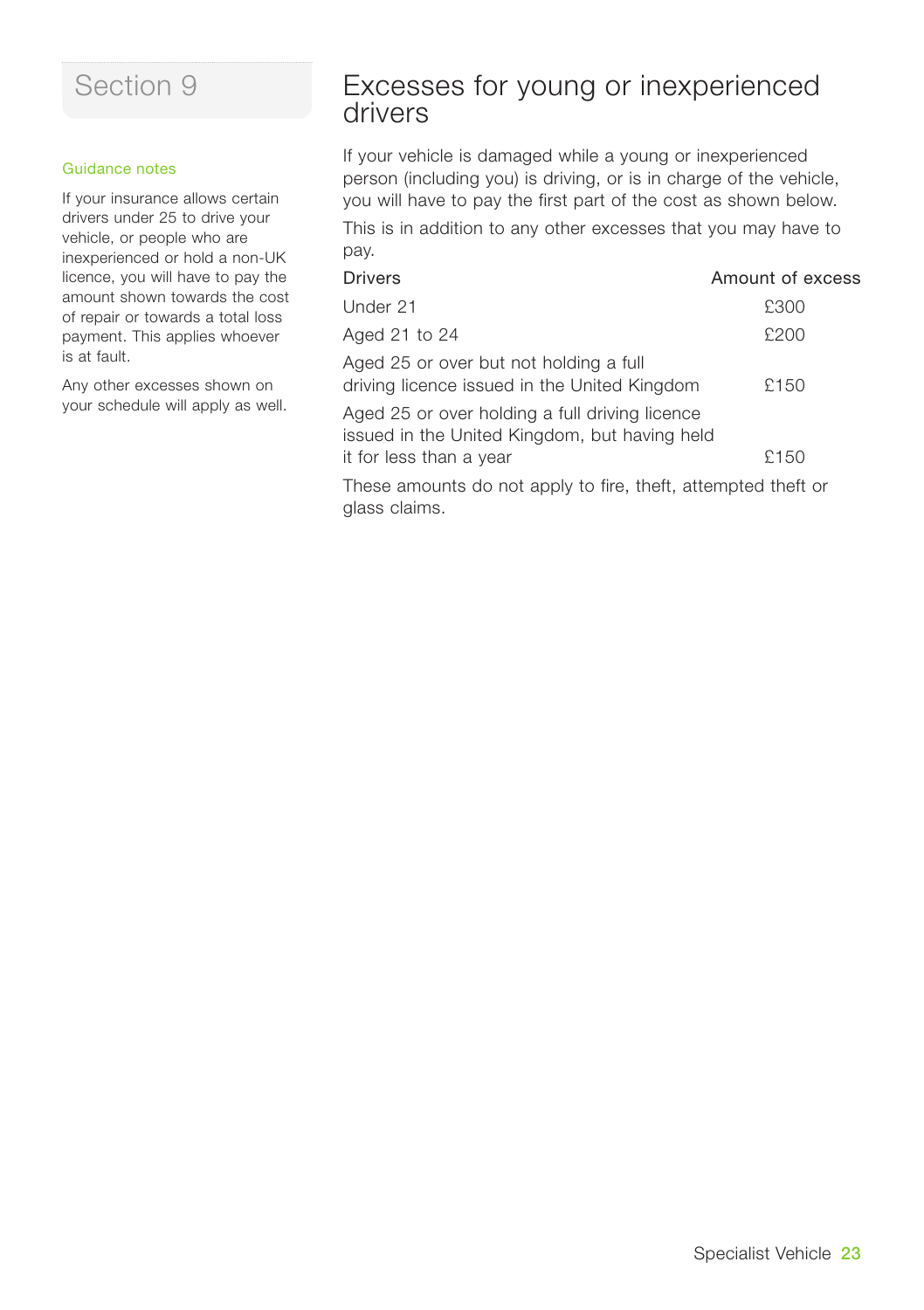## Section 9

### Guidance notes

If your insurance allows certain drivers under 25 to drive your vehicle, or people who are inexperienced or hold a non-UK licence, you will have to pay the amount shown towards the cost of repair or towards a total loss payment. This applies whoever is at fault.

Any other excesses shown on your schedule will apply as well.

# Excesses for young or inexperienced drivers

If your vehicle is damaged while a young or inexperienced person (including you) is driving, or is in charge of the vehicle, you will have to pay the first part of the cost as shown below.

This is in addition to any other excesses that you may have to pay.

| Drivers | Amount of excess |
|---|---|
| Under 21 | £300 |
| Aged 21 to 24 | £200 |
| Aged 25 or over but not holding a full driving licence issued in the United Kingdom | £150 |
| Aged 25 or over holding a full driving licence issued in the United Kingdom, but having held it for less than a year | £150 |

These amounts do not apply to fire, theft, attempted theft or glass claims.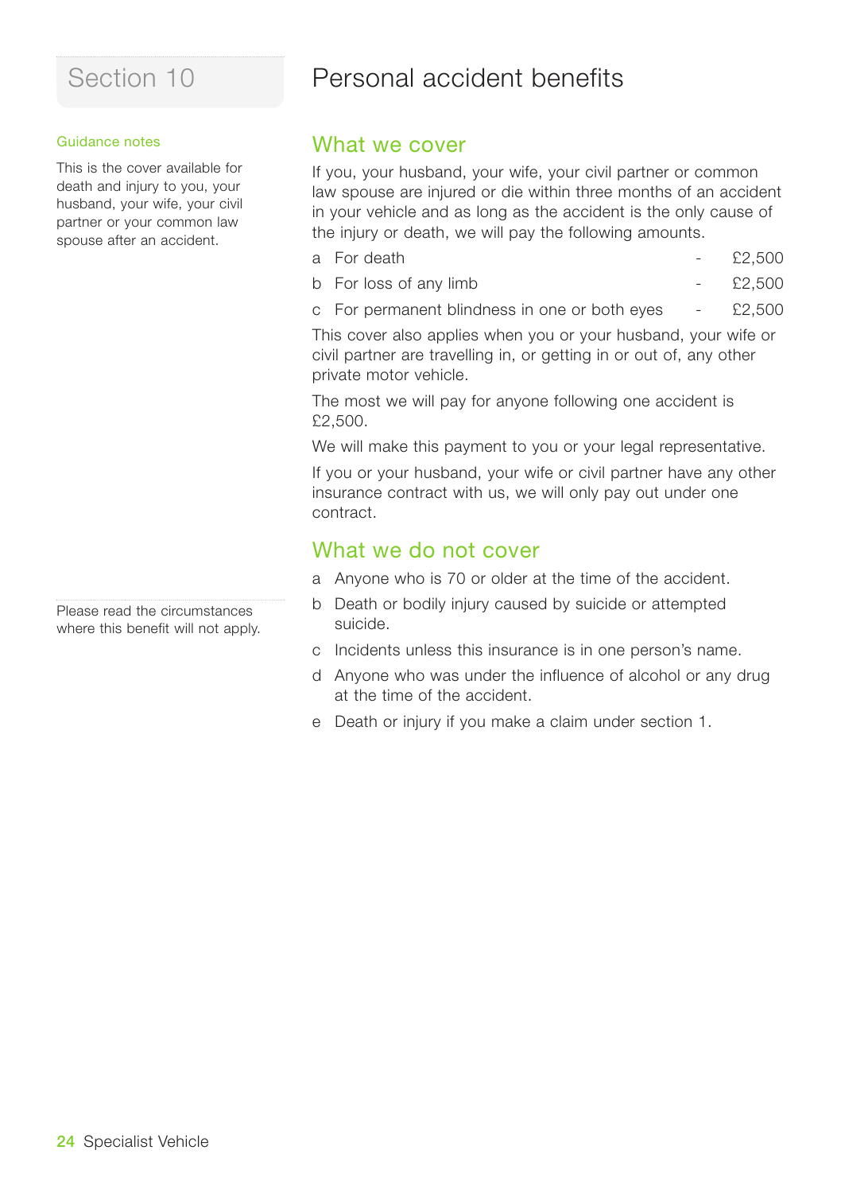# Section 10 Personal accident benefits

**Guidance notes**

This is the cover available for death and injury to you, your husband, your wife, your civil partner or your common law spouse after an accident.

## What we cover

If you, your husband, your wife, your civil partner or common law spouse are injured or die within three months of an accident in your vehicle and as long as the accident is the only cause of the injury or death, we will pay the following amounts.

| | | | |
|---|---|---|---|
| a | For death | - | £2,500 |
| b | For loss of any limb | - | £2,500 |
| c | For permanent blindness in one or both eyes | - | £2,500 |

This cover also applies when you or your husband, your wife or civil partner are travelling in, or getting in or out of, any other private motor vehicle.

The most we will pay for anyone following one accident is £2,500.

We will make this payment to you or your legal representative.

If you or your husband, your wife or civil partner have any other insurance contract with us, we will only pay out under one contract.

## What we do not cover

Please read the circumstances where this benefit will not apply.

a Anyone who is 70 or older at the time of the accident.

b Death or bodily injury caused by suicide or attempted suicide.

c Incidents unless this insurance is in one person's name.

d Anyone who was under the influence of alcohol or any drug at the time of the accident.

e Death or injury if you make a claim under section 1.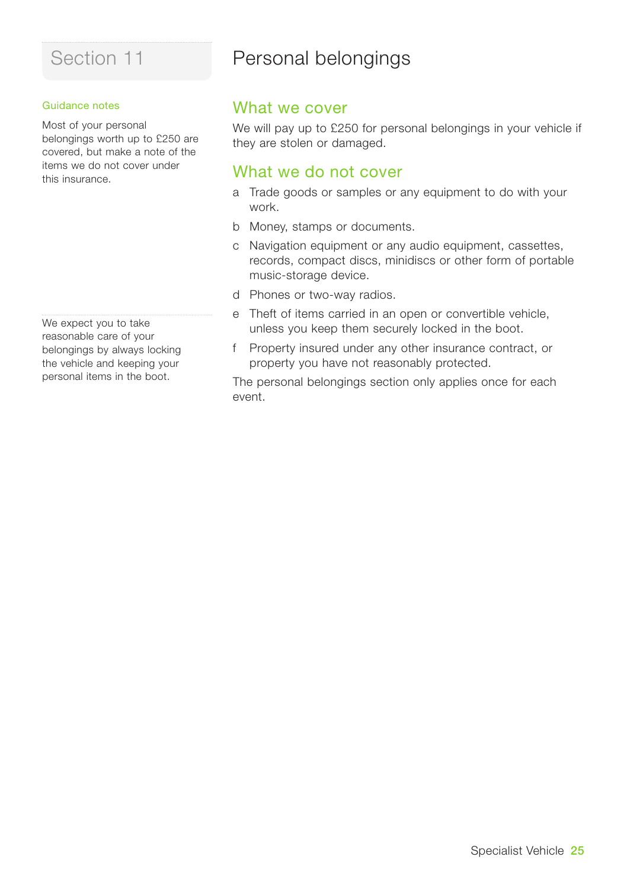# Section 11

# Personal belongings

**Guidance notes**

Most of your personal belongings worth up to £250 are covered, but make a note of the items we do not cover under this insurance.

## What we cover

We will pay up to £250 for personal belongings in your vehicle if they are stolen or damaged.

## What we do not cover

a Trade goods or samples or any equipment to do with your work.

b Money, stamps or documents.

c Navigation equipment or any audio equipment, cassettes, records, compact discs, minidiscs or other form of portable music-storage device.

d Phones or two-way radios.

e Theft of items carried in an open or convertible vehicle, unless you keep them securely locked in the boot.

f Property insured under any other insurance contract, or property you have not reasonably protected.

The personal belongings section only applies once for each event.

We expect you to take reasonable care of your belongings by always locking the vehicle and keeping your personal items in the boot.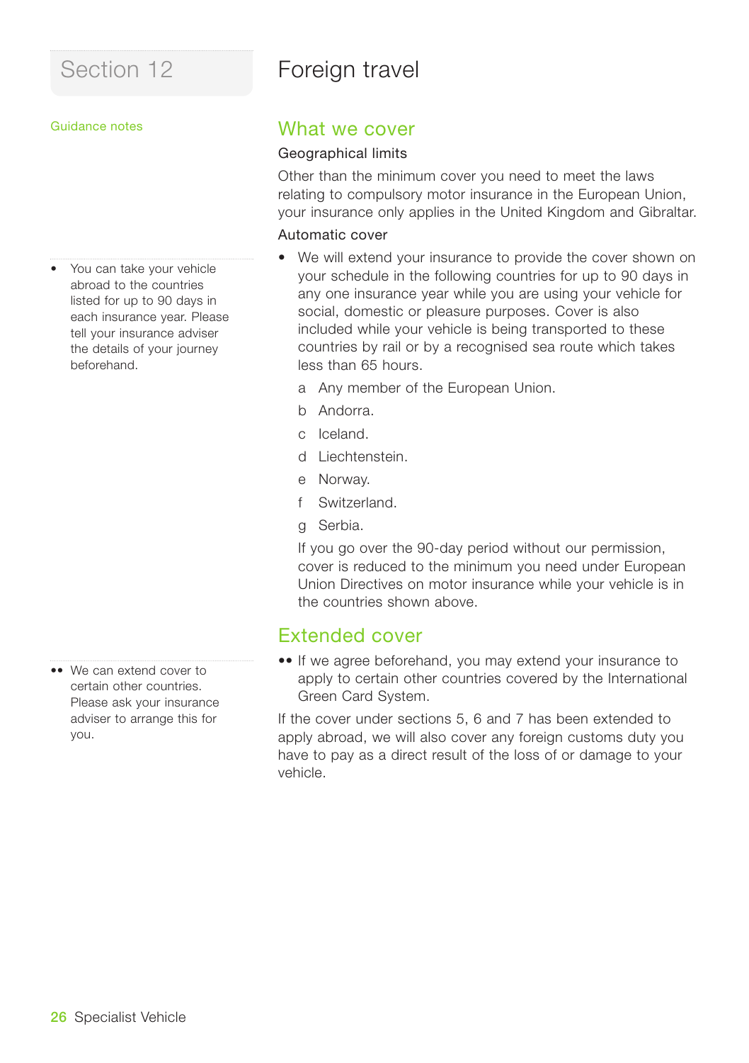# Section 12

# Foreign travel

## Guidance notes

## What we cover

### Geographical limits

Other than the minimum cover you need to meet the laws relating to compulsory motor insurance in the European Union, your insurance only applies in the United Kingdom and Gibraltar.

### Automatic cover

- You can take your vehicle abroad to the countries listed for up to 90 days in each insurance year. Please tell your insurance adviser the details of your journey beforehand.

- We will extend your insurance to provide the cover shown on your schedule in the following countries for up to 90 days in any one insurance year while you are using your vehicle for social, domestic or pleasure purposes. Cover is also included while your vehicle is being transported to these countries by rail or by a recognised sea route which takes less than 65 hours.

  a Any member of the European Union.

  b Andorra.

  c Iceland.

  d Liechtenstein.

  e Norway.

  f Switzerland.

  g Serbia.

  If you go over the 90-day period without our permission, cover is reduced to the minimum you need under European Union Directives on motor insurance while your vehicle is in the countries shown above.

## Extended cover

•• We can extend cover to certain other countries. Please ask your insurance adviser to arrange this for you.

•• If we agree beforehand, you may extend your insurance to apply to certain other countries covered by the International Green Card System.

If the cover under sections 5, 6 and 7 has been extended to apply abroad, we will also cover any foreign customs duty you have to pay as a direct result of the loss of or damage to your vehicle.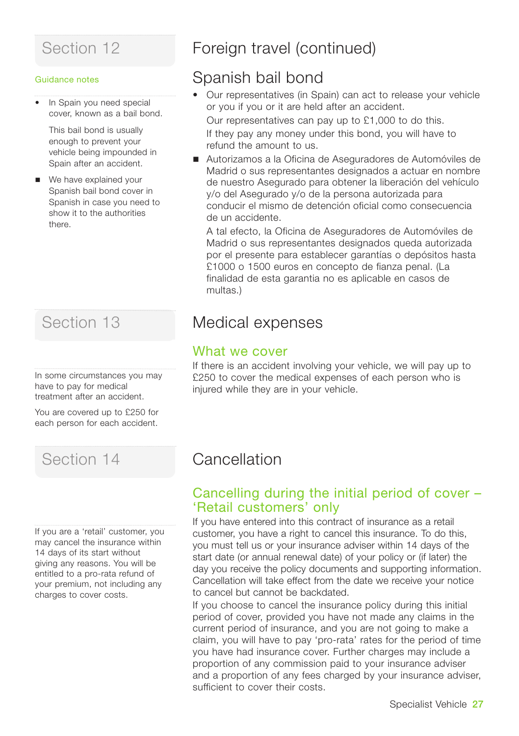## Section 12

Guidance notes

- In Spain you need special cover, known as a bail bond.

  This bail bond is usually enough to prevent your vehicle being impounded in Spain after an accident.

- We have explained your Spanish bail bond cover in Spanish in case you need to show it to the authorities there.

# Foreign travel (continued)

## Spanish bail bond

- Our representatives (in Spain) can act to release your vehicle or you if you or it are held after an accident.

  Our representatives can pay up to £1,000 to do this.

  If they pay any money under this bond, you will have to refund the amount to us.

- Autorizamos a la Oficina de Aseguradores de Automóviles de Madrid o sus representantes designados a actuar en nombre de nuestro Asegurado para obtener la liberación del vehículo y/o del Asegurado y/o de la persona autorizada para conducir el mismo de detención oficial como consecuencia de un accidente.

  A tal efecto, la Oficina de Aseguradores de Automóviles de Madrid o sus representantes designados queda autorizada por el presente para establecer garantías o depósitos hasta £1000 o 1500 euros en concepto de fianza penal. (La finalidad de esta garantia no es aplicable en casos de multas.)

## Section 13

In some circumstances you may have to pay for medical treatment after an accident.

You are covered up to £250 for each person for each accident.

# Medical expenses

## What we cover

If there is an accident involving your vehicle, we will pay up to £250 to cover the medical expenses of each person who is injured while they are in your vehicle.

## Section 14

If you are a 'retail' customer, you may cancel the insurance within 14 days of its start without giving any reasons. You will be entitled to a pro-rata refund of your premium, not including any charges to cover costs.

# Cancellation

## Cancelling during the initial period of cover – 'Retail customers' only

If you have entered into this contract of insurance as a retail customer, you have a right to cancel this insurance. To do this, you must tell us or your insurance adviser within 14 days of the start date (or annual renewal date) of your policy or (if later) the day you receive the policy documents and supporting information. Cancellation will take effect from the date we receive your notice to cancel but cannot be backdated.

If you choose to cancel the insurance policy during this initial period of cover, provided you have not made any claims in the current period of insurance, and you are not going to make a claim, you will have to pay 'pro-rata' rates for the period of time you have had insurance cover. Further charges may include a proportion of any commission paid to your insurance adviser and a proportion of any fees charged by your insurance adviser, sufficient to cover their costs.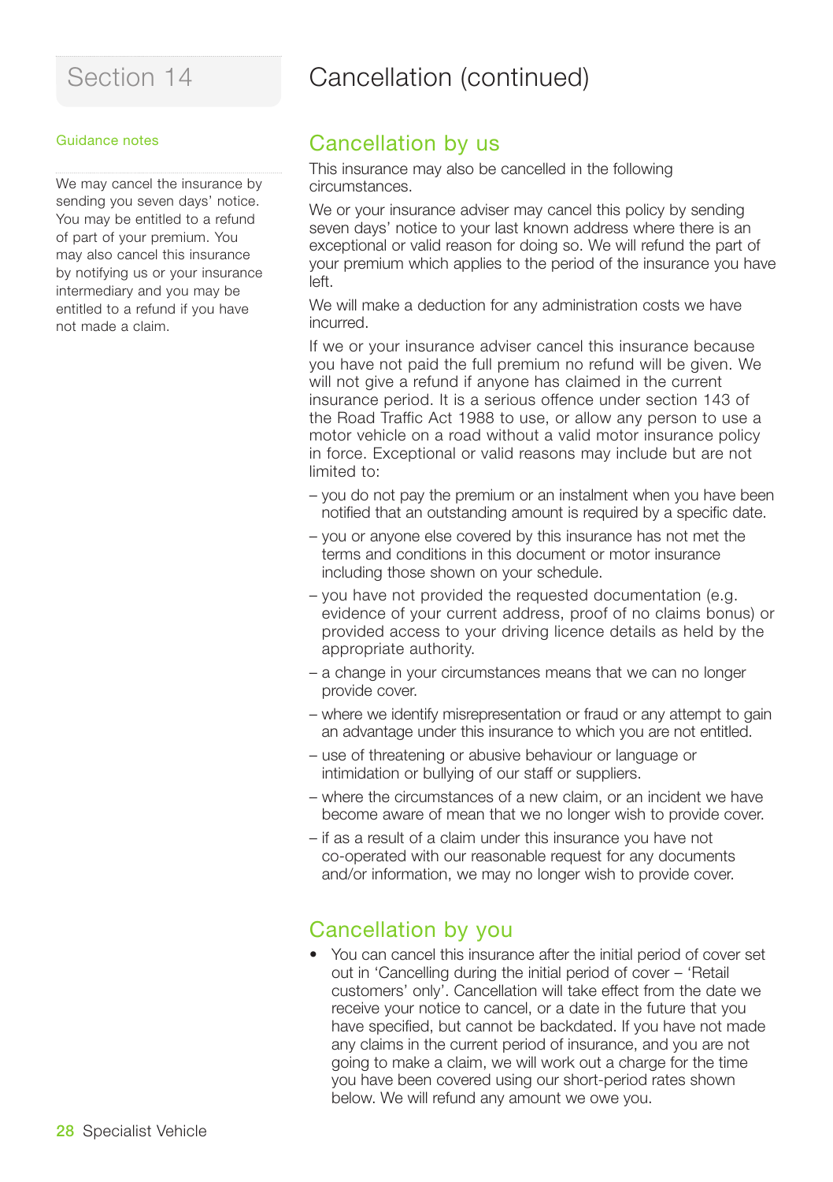# Section 14

# Cancellation (continued)

Guidance notes

We may cancel the insurance by sending you seven days' notice. You may be entitled to a refund of part of your premium. You may also cancel this insurance by notifying us or your insurance intermediary and you may be entitled to a refund if you have not made a claim.

## Cancellation by us

This insurance may also be cancelled in the following circumstances.

We or your insurance adviser may cancel this policy by sending seven days' notice to your last known address where there is an exceptional or valid reason for doing so. We will refund the part of your premium which applies to the period of the insurance you have left.

We will make a deduction for any administration costs we have incurred.

If we or your insurance adviser cancel this insurance because you have not paid the full premium no refund will be given. We will not give a refund if anyone has claimed in the current insurance period. It is a serious offence under section 143 of the Road Traffic Act 1988 to use, or allow any person to use a motor vehicle on a road without a valid motor insurance policy in force. Exceptional or valid reasons may include but are not limited to:

- you do not pay the premium or an instalment when you have been notified that an outstanding amount is required by a specific date.
- you or anyone else covered by this insurance has not met the terms and conditions in this document or motor insurance including those shown on your schedule.
- you have not provided the requested documentation (e.g. evidence of your current address, proof of no claims bonus) or provided access to your driving licence details as held by the appropriate authority.
- a change in your circumstances means that we can no longer provide cover.
- where we identify misrepresentation or fraud or any attempt to gain an advantage under this insurance to which you are not entitled.
- use of threatening or abusive behaviour or language or intimidation or bullying of our staff or suppliers.
- where the circumstances of a new claim, or an incident we have become aware of mean that we no longer wish to provide cover.
- if as a result of a claim under this insurance you have not co-operated with our reasonable request for any documents and/or information, we may no longer wish to provide cover.

## Cancellation by you

- You can cancel this insurance after the initial period of cover set out in 'Cancelling during the initial period of cover – 'Retail customers' only'. Cancellation will take effect from the date we receive your notice to cancel, or a date in the future that you have specified, but cannot be backdated. If you have not made any claims in the current period of insurance, and you are not going to make a claim, we will work out a charge for the time you have been covered using our short-period rates shown below. We will refund any amount we owe you.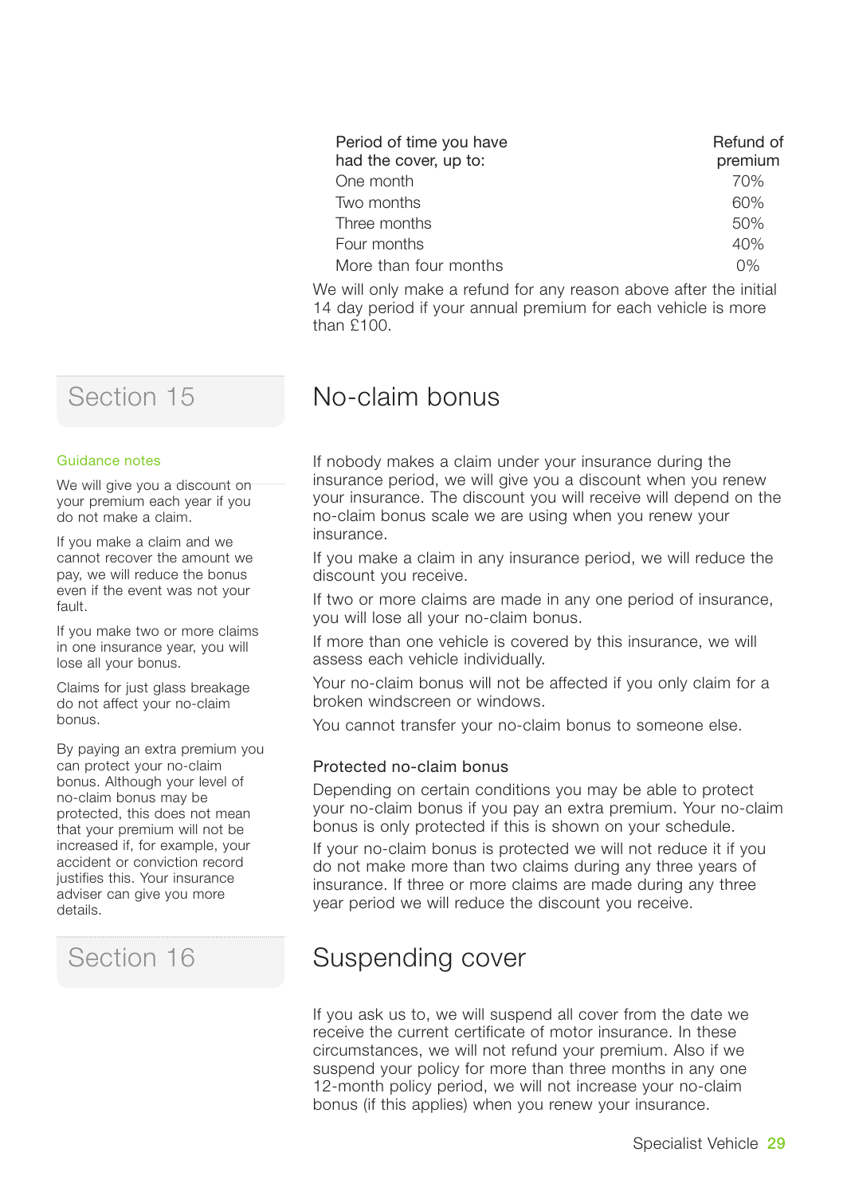| Period of time you have had the cover, up to: | Refund of premium |
|---|---|
| One month | 70% |
| Two months | 60% |
| Three months | 50% |
| Four months | 40% |
| More than four months | 0% |

We will only make a refund for any reason above after the initial 14 day period if your annual premium for each vehicle is more than £100.

## Section 15

# No-claim bonus

**Guidance notes**

We will give you a discount on your premium each year if you do not make a claim.

If you make a claim and we cannot recover the amount we pay, we will reduce the bonus even if the event was not your fault.

If you make two or more claims in one insurance year, you will lose all your bonus.

Claims for just glass breakage do not affect your no-claim bonus.

By paying an extra premium you can protect your no-claim bonus. Although your level of no-claim bonus may be protected, this does not mean that your premium will not be increased if, for example, your accident or conviction record justifies this. Your insurance adviser can give you more details.

If nobody makes a claim under your insurance during the insurance period, we will give you a discount when you renew your insurance. The discount you will receive will depend on the no-claim bonus scale we are using when you renew your insurance.

If you make a claim in any insurance period, we will reduce the discount you receive.

If two or more claims are made in any one period of insurance, you will lose all your no-claim bonus.

If more than one vehicle is covered by this insurance, we will assess each vehicle individually.

Your no-claim bonus will not be affected if you only claim for a broken windscreen or windows.

You cannot transfer your no-claim bonus to someone else.

### Protected no-claim bonus

Depending on certain conditions you may be able to protect your no-claim bonus if you pay an extra premium. Your no-claim bonus is only protected if this is shown on your schedule.

If your no-claim bonus is protected we will not reduce it if you do not make more than two claims during any three years of insurance. If three or more claims are made during any three year period we will reduce the discount you receive.

## Section 16

# Suspending cover

If you ask us to, we will suspend all cover from the date we receive the current certificate of motor insurance. In these circumstances, we will not refund your premium. Also if we suspend your policy for more than three months in any one 12-month policy period, we will not increase your no-claim bonus (if this applies) when you renew your insurance.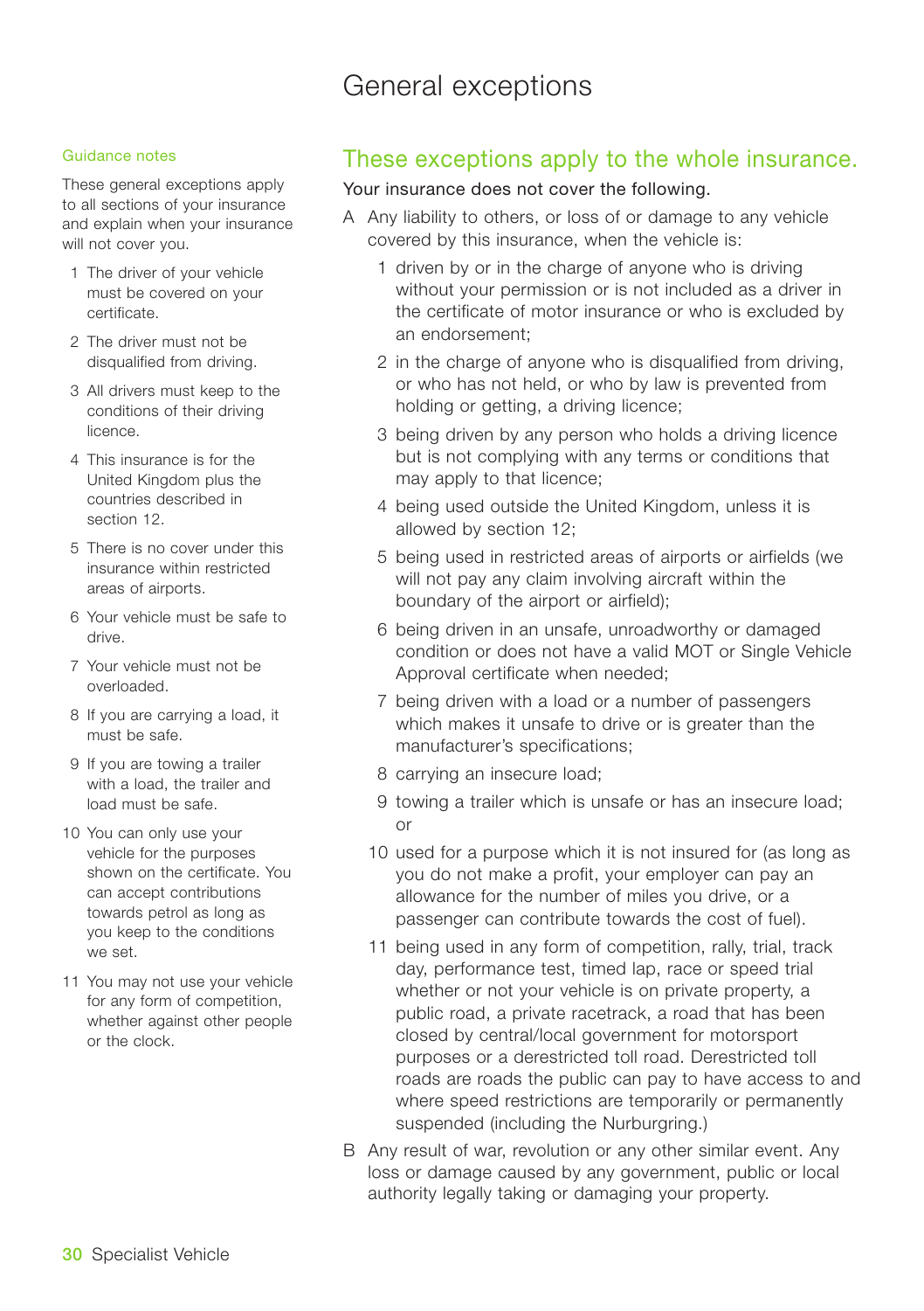# General exceptions

### Guidance notes

These general exceptions apply to all sections of your insurance and explain when your insurance will not cover you.

1. The driver of your vehicle must be covered on your certificate.
2. The driver must not be disqualified from driving.
3. All drivers must keep to the conditions of their driving licence.
4. This insurance is for the United Kingdom plus the countries described in section 12.
5. There is no cover under this insurance within restricted areas of airports.
6. Your vehicle must be safe to drive.
7. Your vehicle must not be overloaded.
8. If you are carrying a load, it must be safe.
9. If you are towing a trailer with a load, the trailer and load must be safe.
10. You can only use your vehicle for the purposes shown on the certificate. You can accept contributions towards petrol as long as you keep to the conditions we set.
11. You may not use your vehicle for any form of competition, whether against other people or the clock.

## These exceptions apply to the whole insurance.

Your insurance does not cover the following.

A Any liability to others, or loss of or damage to any vehicle covered by this insurance, when the vehicle is:

1. driven by or in the charge of anyone who is driving without your permission or is not included as a driver in the certificate of motor insurance or who is excluded by an endorsement;
2. in the charge of anyone who is disqualified from driving, or who has not held, or who by law is prevented from holding or getting, a driving licence;
3. being driven by any person who holds a driving licence but is not complying with any terms or conditions that may apply to that licence;
4. being used outside the United Kingdom, unless it is allowed by section 12;
5. being used in restricted areas of airports or airfields (we will not pay any claim involving aircraft within the boundary of the airport or airfield);
6. being driven in an unsafe, unroadworthy or damaged condition or does not have a valid MOT or Single Vehicle Approval certificate when needed;
7. being driven with a load or a number of passengers which makes it unsafe to drive or is greater than the manufacturer's specifications;
8. carrying an insecure load;
9. towing a trailer which is unsafe or has an insecure load; or
10. used for a purpose which it is not insured for (as long as you do not make a profit, your employer can pay an allowance for the number of miles you drive, or a passenger can contribute towards the cost of fuel).
11. being used in any form of competition, rally, trial, track day, performance test, timed lap, race or speed trial whether or not your vehicle is on private property, a public road, a private racetrack, a road that has been closed by central/local government for motorsport purposes or a derestricted toll road. Derestricted toll roads are roads the public can pay to have access to and where speed restrictions are temporarily or permanently suspended (including the Nurburgring.)

B Any result of war, revolution or any other similar event. Any loss or damage caused by any government, public or local authority legally taking or damaging your property.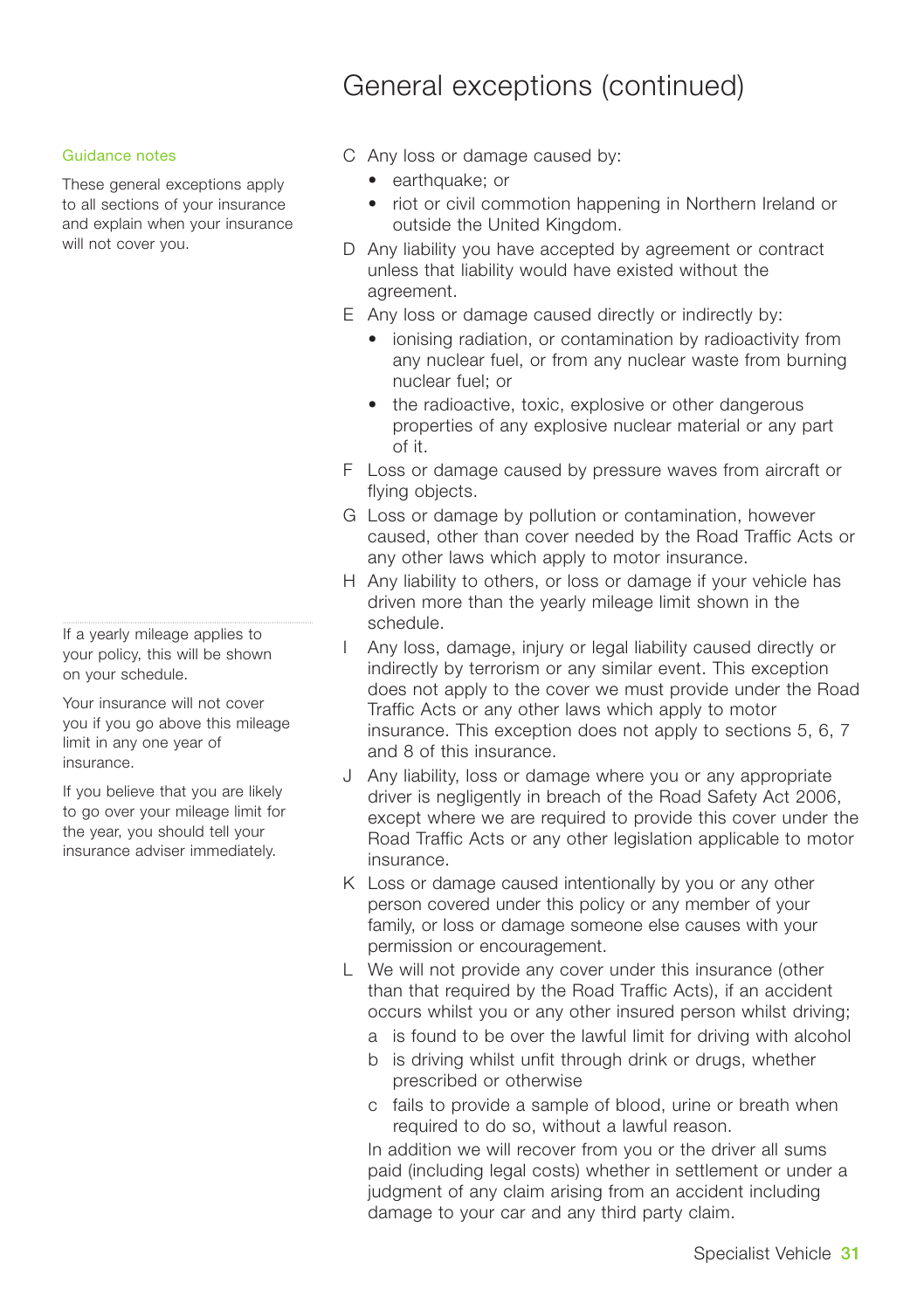# General exceptions (continued)

Guidance notes

These general exceptions apply to all sections of your insurance and explain when your insurance will not cover you.

C Any loss or damage caused by:
- earthquake; or
- riot or civil commotion happening in Northern Ireland or outside the United Kingdom.

D Any liability you have accepted by agreement or contract unless that liability would have existed without the agreement.

E Any loss or damage caused directly or indirectly by:
- ionising radiation, or contamination by radioactivity from any nuclear fuel, or from any nuclear waste from burning nuclear fuel; or
- the radioactive, toxic, explosive or other dangerous properties of any explosive nuclear material or any part of it.

F Loss or damage caused by pressure waves from aircraft or flying objects.

G Loss or damage by pollution or contamination, however caused, other than cover needed by the Road Traffic Acts or any other laws which apply to motor insurance.

H Any liability to others, or loss or damage if your vehicle has driven more than the yearly mileage limit shown in the schedule.

If a yearly mileage applies to your policy, this will be shown on your schedule.

Your insurance will not cover you if you go above this mileage limit in any one year of insurance.

If you believe that you are likely to go over your mileage limit for the year, you should tell your insurance adviser immediately.

I Any loss, damage, injury or legal liability caused directly or indirectly by terrorism or any similar event. This exception does not apply to the cover we must provide under the Road Traffic Acts or any other laws which apply to motor insurance. This exception does not apply to sections 5, 6, 7 and 8 of this insurance.

J Any liability, loss or damage where you or any appropriate driver is negligently in breach of the Road Safety Act 2006, except where we are required to provide this cover under the Road Traffic Acts or any other legislation applicable to motor insurance.

K Loss or damage caused intentionally by you or any other person covered under this policy or any member of your family, or loss or damage someone else causes with your permission or encouragement.

L We will not provide any cover under this insurance (other than that required by the Road Traffic Acts), if an accident occurs whilst you or any other insured person whilst driving;

a is found to be over the lawful limit for driving with alcohol

b is driving whilst unfit through drink or drugs, whether prescribed or otherwise

c fails to provide a sample of blood, urine or breath when required to do so, without a lawful reason.

In addition we will recover from you or the driver all sums paid (including legal costs) whether in settlement or under a judgment of any claim arising from an accident including damage to your car and any third party claim.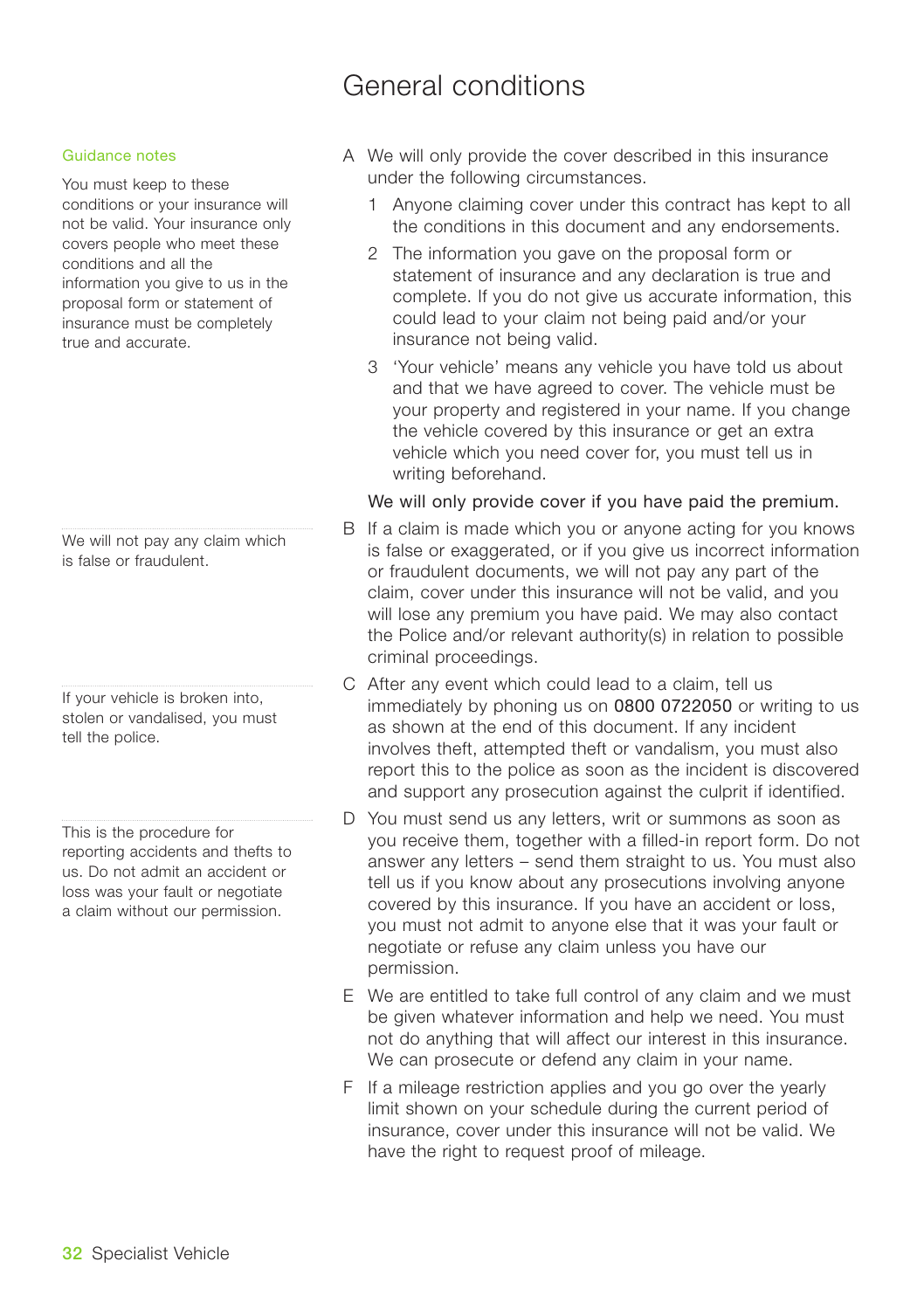# General conditions

**Guidance notes**

You must keep to these conditions or your insurance will not be valid. Your insurance only covers people who meet these conditions and all the information you give to us in the proposal form or statement of insurance must be completely true and accurate.

A We will only provide the cover described in this insurance under the following circumstances.

1. Anyone claiming cover under this contract has kept to all the conditions in this document and any endorsements.
2. The information you gave on the proposal form or statement of insurance and any declaration is true and complete. If you do not give us accurate information, this could lead to your claim not being paid and/or your insurance not being valid.
3. 'Your vehicle' means any vehicle you have told us about and that we have agreed to cover. The vehicle must be your property and registered in your name. If you change the vehicle covered by this insurance or get an extra vehicle which you need cover for, you must tell us in writing beforehand.

We will only provide cover if you have paid the premium.

We will not pay any claim which is false or fraudulent.

B If a claim is made which you or anyone acting for you knows is false or exaggerated, or if you give us incorrect information or fraudulent documents, we will not pay any part of the claim, cover under this insurance will not be valid, and you will lose any premium you have paid. We may also contact the Police and/or relevant authority(s) in relation to possible criminal proceedings.

If your vehicle is broken into, stolen or vandalised, you must tell the police.

C After any event which could lead to a claim, tell us immediately by phoning us on 0800 0722050 or writing to us as shown at the end of this document. If any incident involves theft, attempted theft or vandalism, you must also report this to the police as soon as the incident is discovered and support any prosecution against the culprit if identified.

This is the procedure for reporting accidents and thefts to us. Do not admit an accident or loss was your fault or negotiate a claim without our permission.

D You must send us any letters, writ or summons as soon as you receive them, together with a filled-in report form. Do not answer any letters – send them straight to us. You must also tell us if you know about any prosecutions involving anyone covered by this insurance. If you have an accident or loss, you must not admit to anyone else that it was your fault or negotiate or refuse any claim unless you have our permission.

E We are entitled to take full control of any claim and we must be given whatever information and help we need. You must not do anything that will affect our interest in this insurance. We can prosecute or defend any claim in your name.

F If a mileage restriction applies and you go over the yearly limit shown on your schedule during the current period of insurance, cover under this insurance will not be valid. We have the right to request proof of mileage.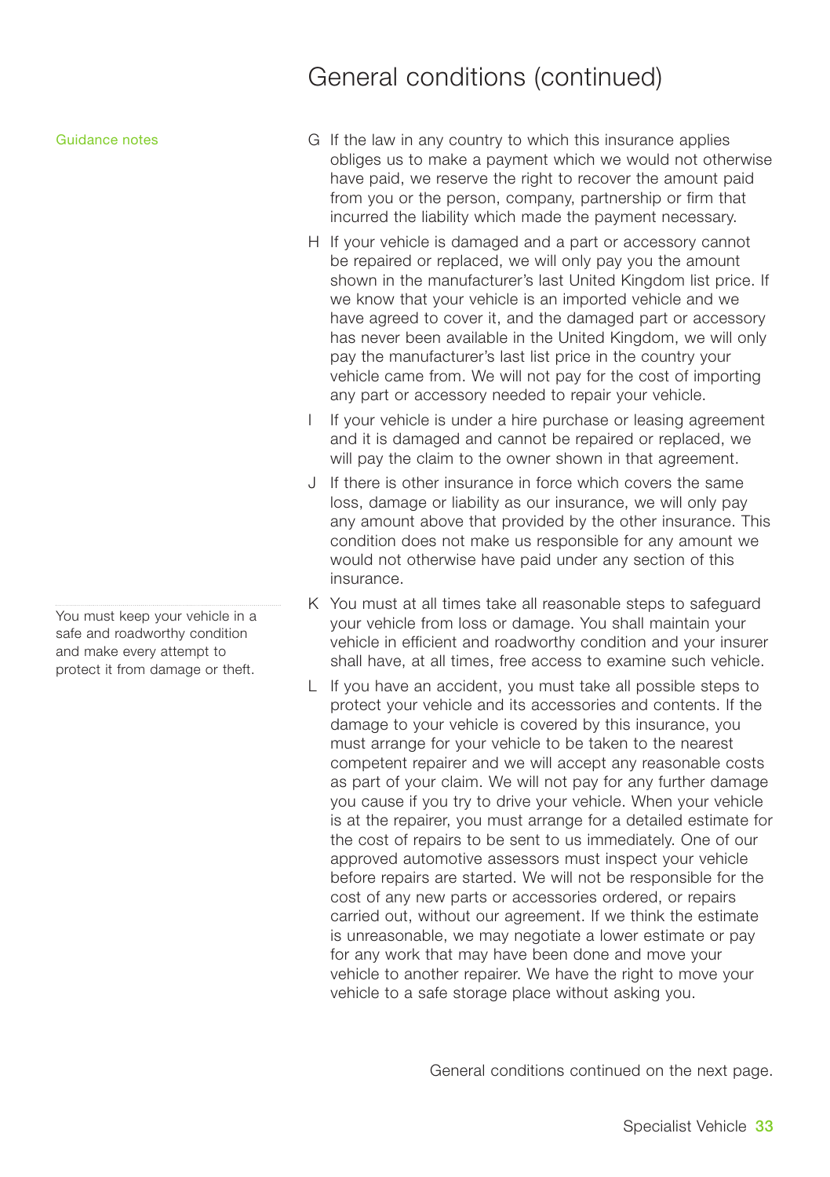# General conditions (continued)

Guidance notes

G If the law in any country to which this insurance applies obliges us to make a payment which we would not otherwise have paid, we reserve the right to recover the amount paid from you or the person, company, partnership or firm that incurred the liability which made the payment necessary.

H If your vehicle is damaged and a part or accessory cannot be repaired or replaced, we will only pay you the amount shown in the manufacturer's last United Kingdom list price. If we know that your vehicle is an imported vehicle and we have agreed to cover it, and the damaged part or accessory has never been available in the United Kingdom, we will only pay the manufacturer's last list price in the country your vehicle came from. We will not pay for the cost of importing any part or accessory needed to repair your vehicle.

I If your vehicle is under a hire purchase or leasing agreement and it is damaged and cannot be repaired or replaced, we will pay the claim to the owner shown in that agreement.

J If there is other insurance in force which covers the same loss, damage or liability as our insurance, we will only pay any amount above that provided by the other insurance. This condition does not make us responsible for any amount we would not otherwise have paid under any section of this insurance.

You must keep your vehicle in a safe and roadworthy condition and make every attempt to protect it from damage or theft.

K You must at all times take all reasonable steps to safeguard your vehicle from loss or damage. You shall maintain your vehicle in efficient and roadworthy condition and your insurer shall have, at all times, free access to examine such vehicle.

L If you have an accident, you must take all possible steps to protect your vehicle and its accessories and contents. If the damage to your vehicle is covered by this insurance, you must arrange for your vehicle to be taken to the nearest competent repairer and we will accept any reasonable costs as part of your claim. We will not pay for any further damage you cause if you try to drive your vehicle. When your vehicle is at the repairer, you must arrange for a detailed estimate for the cost of repairs to be sent to us immediately. One of our approved automotive assessors must inspect your vehicle before repairs are started. We will not be responsible for the cost of any new parts or accessories ordered, or repairs carried out, without our agreement. If we think the estimate is unreasonable, we may negotiate a lower estimate or pay for any work that may have been done and move your vehicle to another repairer. We have the right to move your vehicle to a safe storage place without asking you.

General conditions continued on the next page.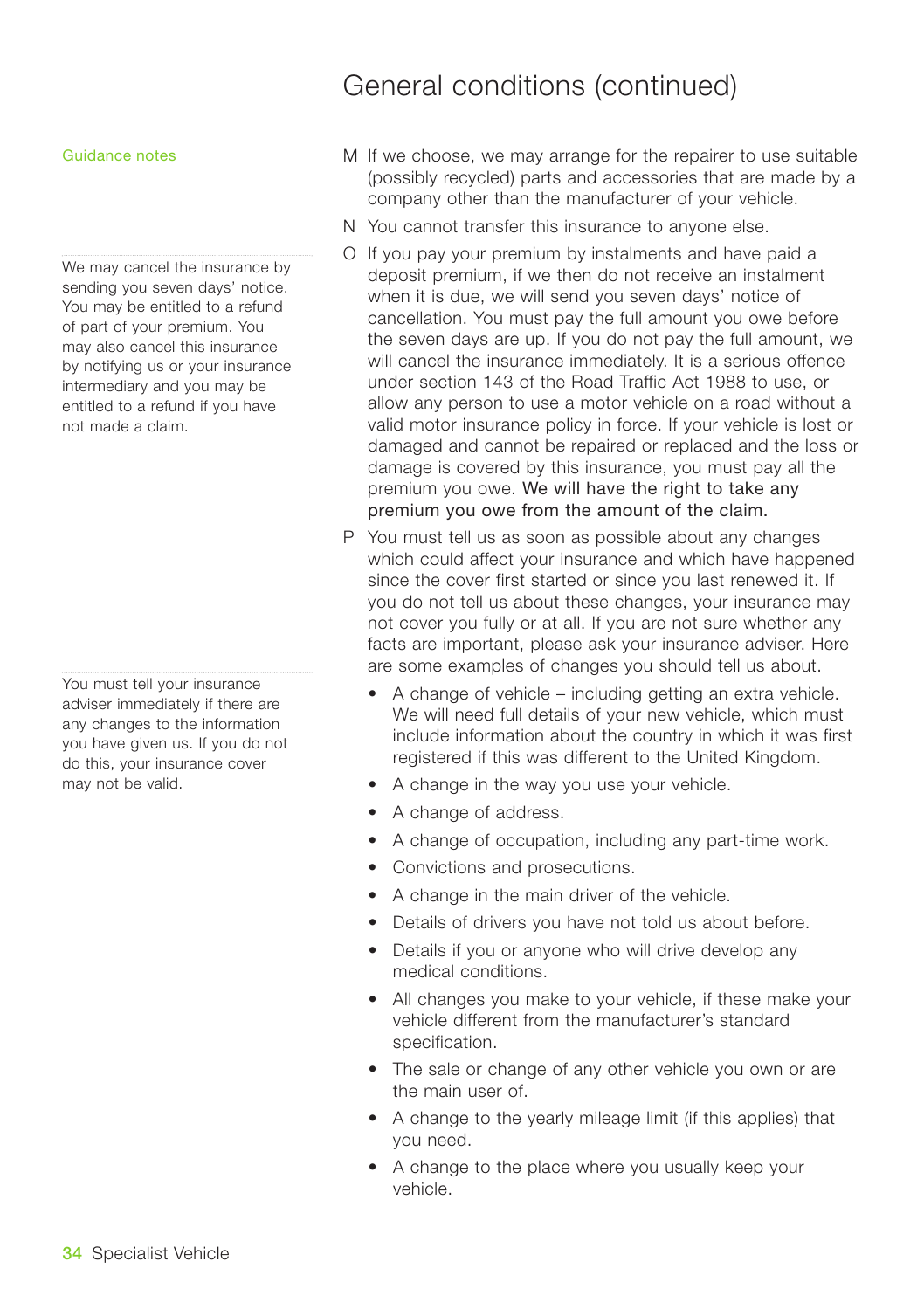# General conditions (continued)

Guidance notes

M If we choose, we may arrange for the repairer to use suitable (possibly recycled) parts and accessories that are made by a company other than the manufacturer of your vehicle.

N You cannot transfer this insurance to anyone else.

We may cancel the insurance by sending you seven days' notice. You may be entitled to a refund of part of your premium. You may also cancel this insurance by notifying us or your insurance intermediary and you may be entitled to a refund if you have not made a claim.

O If you pay your premium by instalments and have paid a deposit premium, if we then do not receive an instalment when it is due, we will send you seven days' notice of cancellation. You must pay the full amount you owe before the seven days are up. If you do not pay the full amount, we will cancel the insurance immediately. It is a serious offence under section 143 of the Road Traffic Act 1988 to use, or allow any person to use a motor vehicle on a road without a valid motor insurance policy in force. If your vehicle is lost or damaged and cannot be repaired or replaced and the loss or damage is covered by this insurance, you must pay all the premium you owe. We will have the right to take any premium you owe from the amount of the claim.

You must tell your insurance adviser immediately if there are any changes to the information you have given us. If you do not do this, your insurance cover may not be valid.

P You must tell us as soon as possible about any changes which could affect your insurance and which have happened since the cover first started or since you last renewed it. If you do not tell us about these changes, your insurance may not cover you fully or at all. If you are not sure whether any facts are important, please ask your insurance adviser. Here are some examples of changes you should tell us about.

- A change of vehicle – including getting an extra vehicle. We will need full details of your new vehicle, which must include information about the country in which it was first registered if this was different to the United Kingdom.
- A change in the way you use your vehicle.
- A change of address.
- A change of occupation, including any part-time work.
- Convictions and prosecutions.
- A change in the main driver of the vehicle.
- Details of drivers you have not told us about before.
- Details if you or anyone who will drive develop any medical conditions.
- All changes you make to your vehicle, if these make your vehicle different from the manufacturer's standard specification.
- The sale or change of any other vehicle you own or are the main user of.
- A change to the yearly mileage limit (if this applies) that you need.
- A change to the place where you usually keep your vehicle.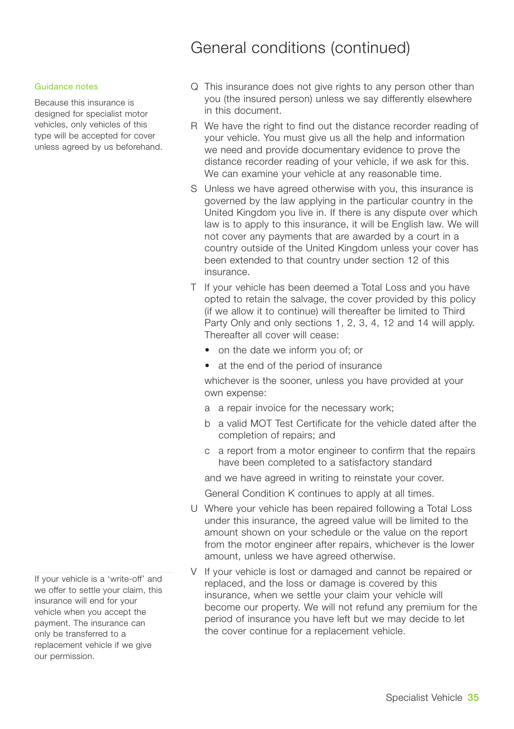# General conditions (continued)

**Guidance notes**

Because this insurance is designed for specialist motor vehicles, only vehicles of this type will be accepted for cover unless agreed by us beforehand.

Q This insurance does not give rights to any person other than you (the insured person) unless we say differently elsewhere in this document.

R We have the right to find out the distance recorder reading of your vehicle. You must give us all the help and information we need and provide documentary evidence to prove the distance recorder reading of your vehicle, if we ask for this. We can examine your vehicle at any reasonable time.

S Unless we have agreed otherwise with you, this insurance is governed by the law applying in the particular country in the United Kingdom you live in. If there is any dispute over which law is to apply to this insurance, it will be English law. We will not cover any payments that are awarded by a court in a country outside of the United Kingdom unless your cover has been extended to that country under section 12 of this insurance.

T If your vehicle has been deemed a Total Loss and you have opted to retain the salvage, the cover provided by this policy (if we allow it to continue) will thereafter be limited to Third Party Only and only sections 1, 2, 3, 4, 12 and 14 will apply. Thereafter all cover will cease:

- on the date we inform you of; or
- at the end of the period of insurance

whichever is the sooner, unless you have provided at your own expense:

a a repair invoice for the necessary work;

b a valid MOT Test Certificate for the vehicle dated after the completion of repairs; and

c a report from a motor engineer to confirm that the repairs have been completed to a satisfactory standard

and we have agreed in writing to reinstate your cover.

General Condition K continues to apply at all times.

U Where your vehicle has been repaired following a Total Loss under this insurance, the agreed value will be limited to the amount shown on your schedule or the value on the report from the motor engineer after repairs, whichever is the lower amount, unless we have agreed otherwise.

If your vehicle is a 'write-off' and we offer to settle your claim, this insurance will end for your vehicle when you accept the payment. The insurance can only be transferred to a replacement vehicle if we give our permission.

V If your vehicle is lost or damaged and cannot be repaired or replaced, and the loss or damage is covered by this insurance, when we settle your claim your vehicle will become our property. We will not refund any premium for the period of insurance you have left but we may decide to let the cover continue for a replacement vehicle.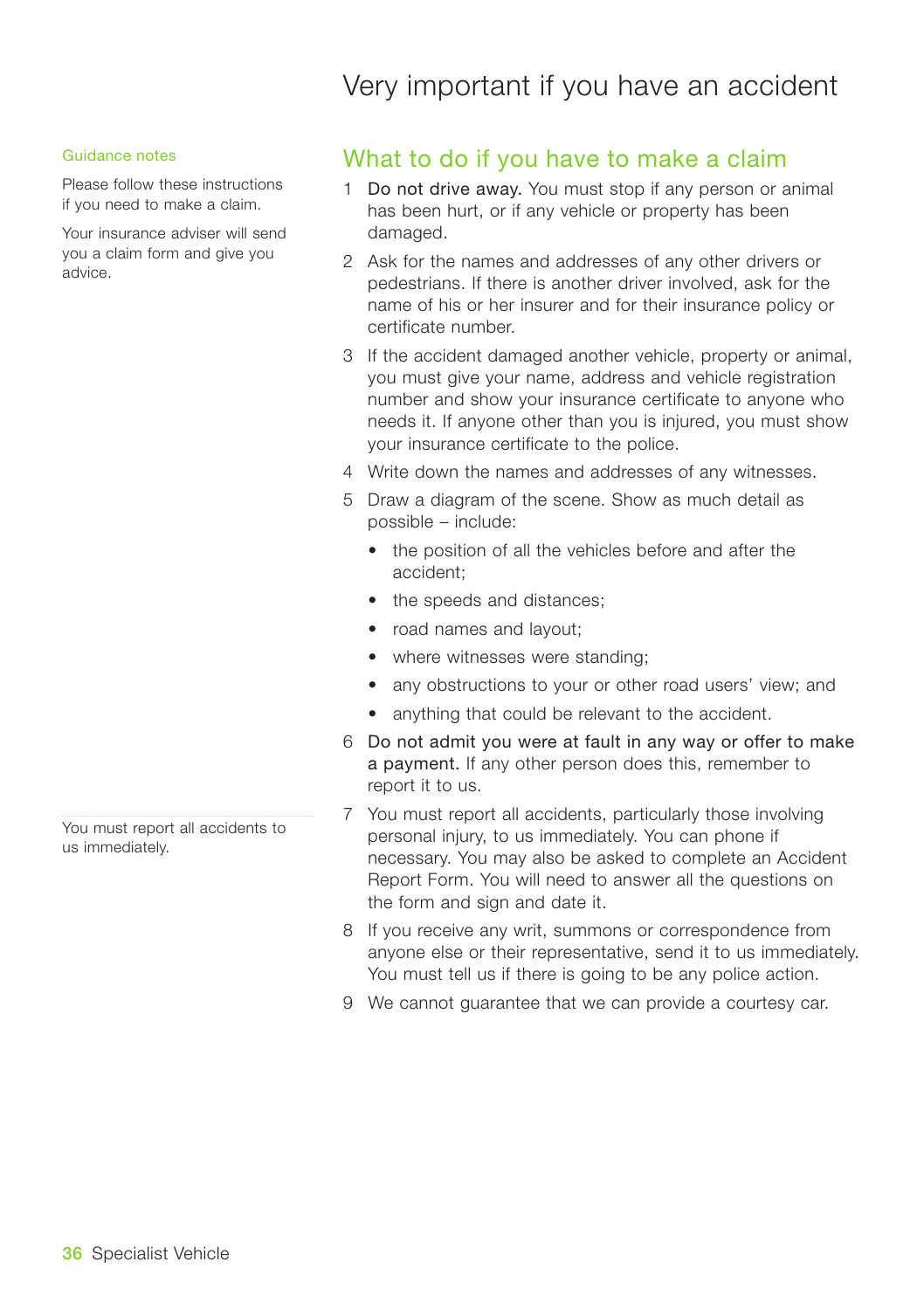# Very important if you have an accident

Guidance notes

Please follow these instructions if you need to make a claim.

Your insurance adviser will send you a claim form and give you advice.

## What to do if you have to make a claim

1. **Do not drive away.** You must stop if any person or animal has been hurt, or if any vehicle or property has been damaged.
2. Ask for the names and addresses of any other drivers or pedestrians. If there is another driver involved, ask for the name of his or her insurer and for their insurance policy or certificate number.
3. If the accident damaged another vehicle, property or animal, you must give your name, address and vehicle registration number and show your insurance certificate to anyone who needs it. If anyone other than you is injured, you must show your insurance certificate to the police.
4. Write down the names and addresses of any witnesses.
5. Draw a diagram of the scene. Show as much detail as possible – include:
   - the position of all the vehicles before and after the accident;
   - the speeds and distances;
   - road names and layout;
   - where witnesses were standing;
   - any obstructions to your or other road users' view; and
   - anything that could be relevant to the accident.
6. **Do not admit you were at fault in any way or offer to make a payment.** If any other person does this, remember to report it to us.
7. You must report all accidents, particularly those involving personal injury, to us immediately. You can phone if necessary. You may also be asked to complete an Accident Report Form. You will need to answer all the questions on the form and sign and date it.
8. If you receive any writ, summons or correspondence from anyone else or their representative, send it to us immediately. You must tell us if there is going to be any police action.
9. We cannot guarantee that we can provide a courtesy car.

You must report all accidents to us immediately.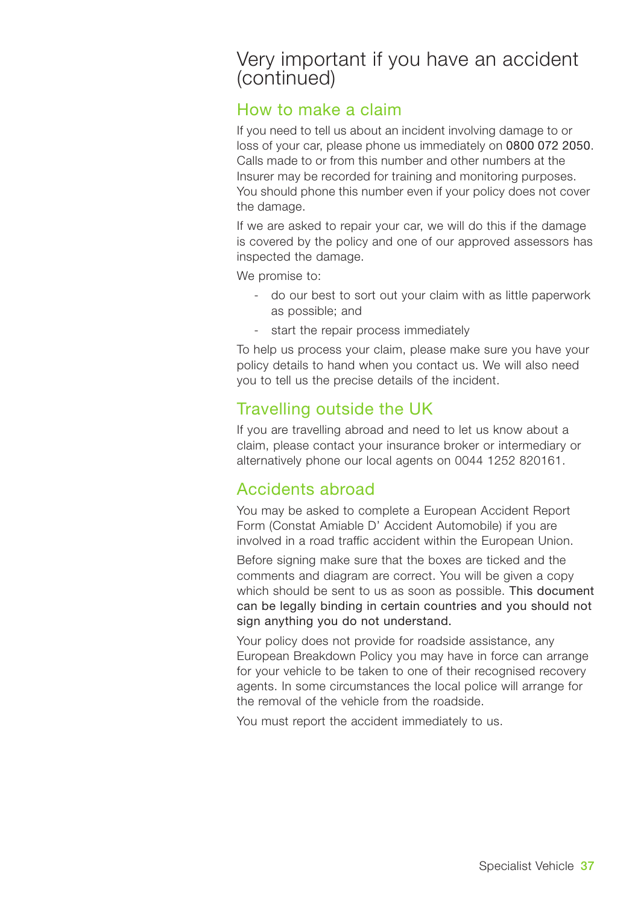# Very important if you have an accident (continued)

## How to make a claim

If you need to tell us about an incident involving damage to or loss of your car, please phone us immediately on 0800 072 2050. Calls made to or from this number and other numbers at the Insurer may be recorded for training and monitoring purposes. You should phone this number even if your policy does not cover the damage.

If we are asked to repair your car, we will do this if the damage is covered by the policy and one of our approved assessors has inspected the damage.

We promise to:

- do our best to sort out your claim with as little paperwork as possible; and
- start the repair process immediately

To help us process your claim, please make sure you have your policy details to hand when you contact us. We will also need you to tell us the precise details of the incident.

## Travelling outside the UK

If you are travelling abroad and need to let us know about a claim, please contact your insurance broker or intermediary or alternatively phone our local agents on 0044 1252 820161.

## Accidents abroad

You may be asked to complete a European Accident Report Form (Constat Amiable D' Accident Automobile) if you are involved in a road traffic accident within the European Union.

Before signing make sure that the boxes are ticked and the comments and diagram are correct. You will be given a copy which should be sent to us as soon as possible. This document can be legally binding in certain countries and you should not sign anything you do not understand.

Your policy does not provide for roadside assistance, any European Breakdown Policy you may have in force can arrange for your vehicle to be taken to one of their recognised recovery agents. In some circumstances the local police will arrange for the removal of the vehicle from the roadside.

You must report the accident immediately to us.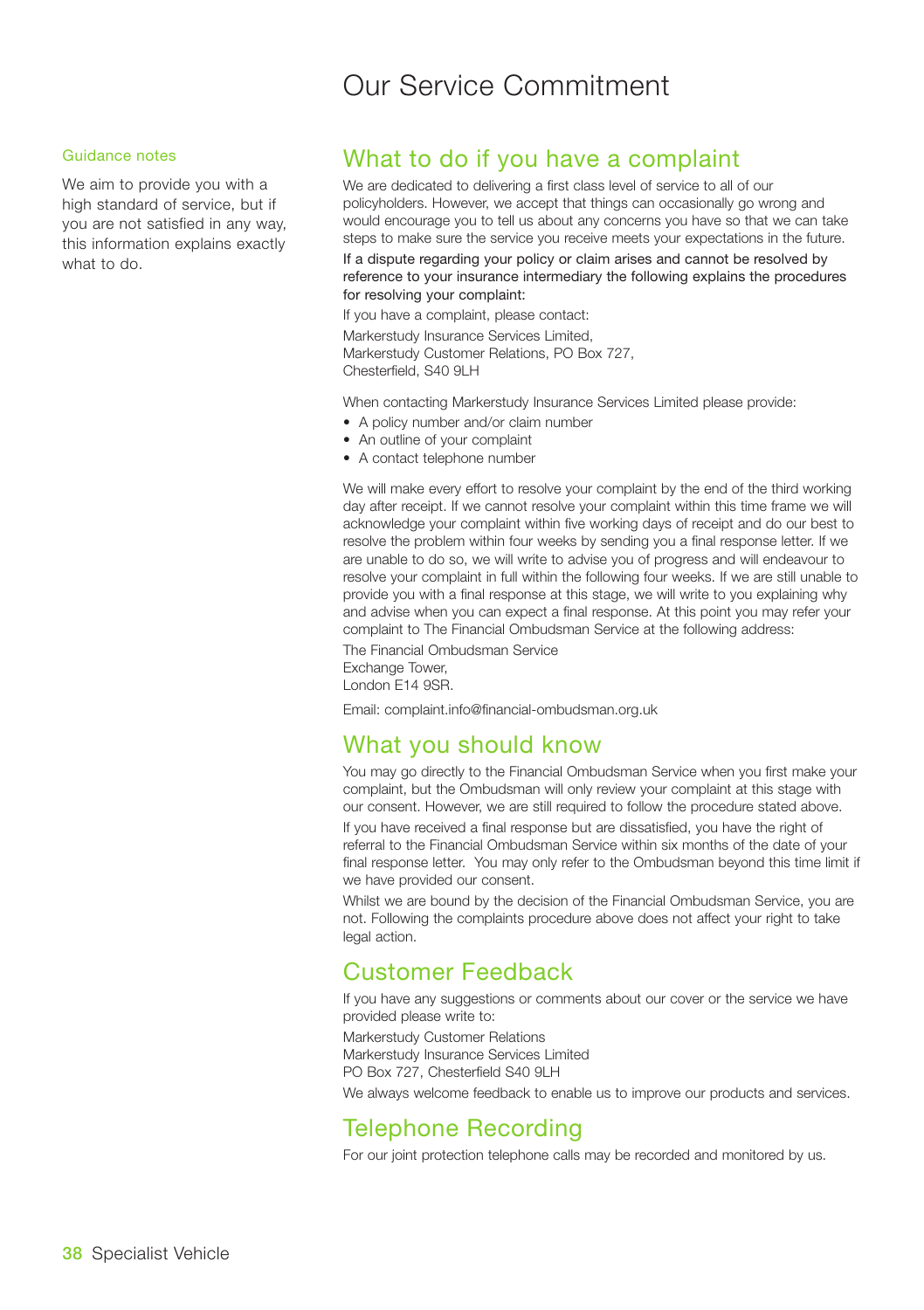# Our Service Commitment

Guidance notes

We aim to provide you with a high standard of service, but if you are not satisfied in any way, this information explains exactly what to do.

## What to do if you have a complaint

We are dedicated to delivering a first class level of service to all of our policyholders. However, we accept that things can occasionally go wrong and would encourage you to tell us about any concerns you have so that we can take steps to make sure the service you receive meets your expectations in the future.

If a dispute regarding your policy or claim arises and cannot be resolved by reference to your insurance intermediary the following explains the procedures for resolving your complaint:

If you have a complaint, please contact:

Markerstudy Insurance Services Limited,
Markerstudy Customer Relations, PO Box 727,
Chesterfield, S40 9LH

When contacting Markerstudy Insurance Services Limited please provide:

- A policy number and/or claim number
- An outline of your complaint
- A contact telephone number

We will make every effort to resolve your complaint by the end of the third working day after receipt. If we cannot resolve your complaint within this time frame we will acknowledge your complaint within five working days of receipt and do our best to resolve the problem within four weeks by sending you a final response letter. If we are unable to do so, we will write to advise you of progress and will endeavour to resolve your complaint in full within the following four weeks. If we are still unable to provide you with a final response at this stage, we will write to you explaining why and advise when you can expect a final response. At this point you may refer your complaint to The Financial Ombudsman Service at the following address:

The Financial Ombudsman Service
Exchange Tower,
London E14 9SR.

Email: complaint.info@financial-ombudsman.org.uk

## What you should know

You may go directly to the Financial Ombudsman Service when you first make your complaint, but the Ombudsman will only review your complaint at this stage with our consent. However, we are still required to follow the procedure stated above.

If you have received a final response but are dissatisfied, you have the right of referral to the Financial Ombudsman Service within six months of the date of your final response letter. You may only refer to the Ombudsman beyond this time limit if we have provided our consent.

Whilst we are bound by the decision of the Financial Ombudsman Service, you are not. Following the complaints procedure above does not affect your right to take legal action.

## Customer Feedback

If you have any suggestions or comments about our cover or the service we have provided please write to:

Markerstudy Customer Relations
Markerstudy Insurance Services Limited
PO Box 727, Chesterfield S40 9LH

We always welcome feedback to enable us to improve our products and services.

## Telephone Recording

For our joint protection telephone calls may be recorded and monitored by us.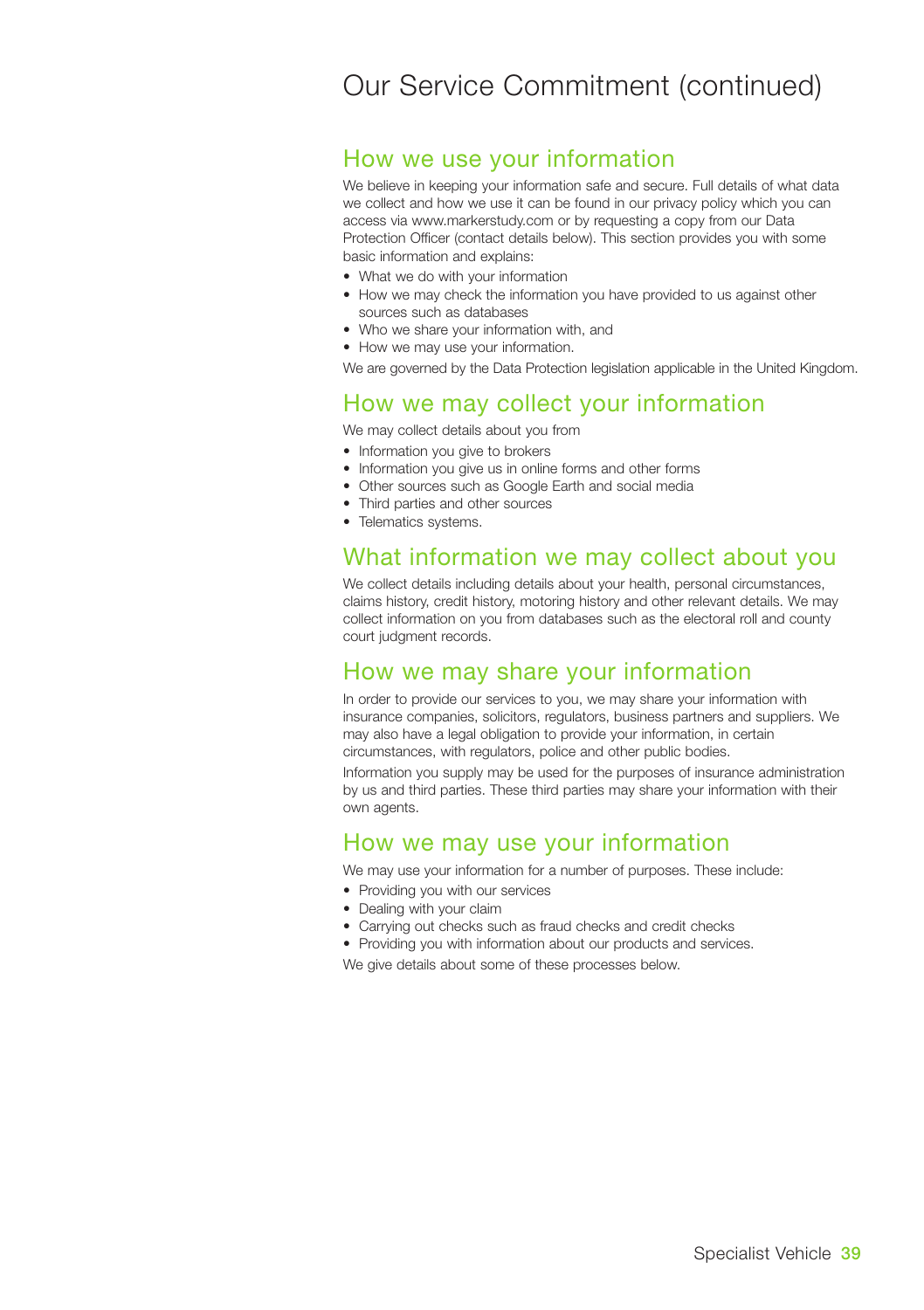# Our Service Commitment (continued)

## How we use your information

We believe in keeping your information safe and secure. Full details of what data we collect and how we use it can be found in our privacy policy which you can access via www.markerstudy.com or by requesting a copy from our Data Protection Officer (contact details below). This section provides you with some basic information and explains:

- What we do with your information
- How we may check the information you have provided to us against other sources such as databases
- Who we share your information with, and
- How we may use your information.

We are governed by the Data Protection legislation applicable in the United Kingdom.

## How we may collect your information

We may collect details about you from

- Information you give to brokers
- Information you give us in online forms and other forms
- Other sources such as Google Earth and social media
- Third parties and other sources
- Telematics systems.

## What information we may collect about you

We collect details including details about your health, personal circumstances, claims history, credit history, motoring history and other relevant details. We may collect information on you from databases such as the electoral roll and county court judgment records.

## How we may share your information

In order to provide our services to you, we may share your information with insurance companies, solicitors, regulators, business partners and suppliers. We may also have a legal obligation to provide your information, in certain circumstances, with regulators, police and other public bodies.

Information you supply may be used for the purposes of insurance administration by us and third parties. These third parties may share your information with their own agents.

## How we may use your information

We may use your information for a number of purposes. These include:

- Providing you with our services
- Dealing with your claim
- Carrying out checks such as fraud checks and credit checks
- Providing you with information about our products and services.

We give details about some of these processes below.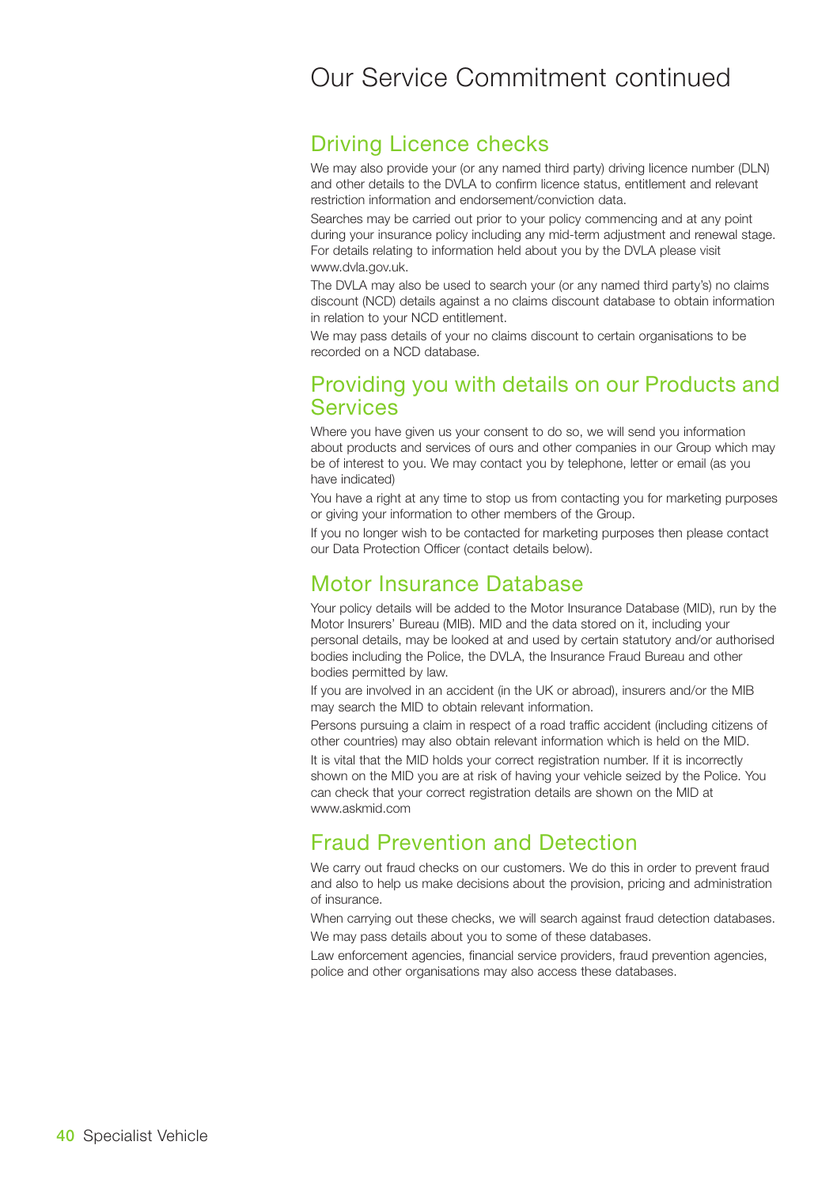# Our Service Commitment continued

## Driving Licence checks

We may also provide your (or any named third party) driving licence number (DLN) and other details to the DVLA to confirm licence status, entitlement and relevant restriction information and endorsement/conviction data.

Searches may be carried out prior to your policy commencing and at any point during your insurance policy including any mid-term adjustment and renewal stage. For details relating to information held about you by the DVLA please visit www.dvla.gov.uk.

The DVLA may also be used to search your (or any named third party's) no claims discount (NCD) details against a no claims discount database to obtain information in relation to your NCD entitlement.

We may pass details of your no claims discount to certain organisations to be recorded on a NCD database.

## Providing you with details on our Products and Services

Where you have given us your consent to do so, we will send you information about products and services of ours and other companies in our Group which may be of interest to you. We may contact you by telephone, letter or email (as you have indicated)

You have a right at any time to stop us from contacting you for marketing purposes or giving your information to other members of the Group.

If you no longer wish to be contacted for marketing purposes then please contact our Data Protection Officer (contact details below).

## Motor Insurance Database

Your policy details will be added to the Motor Insurance Database (MID), run by the Motor Insurers' Bureau (MIB). MID and the data stored on it, including your personal details, may be looked at and used by certain statutory and/or authorised bodies including the Police, the DVLA, the Insurance Fraud Bureau and other bodies permitted by law.

If you are involved in an accident (in the UK or abroad), insurers and/or the MIB may search the MID to obtain relevant information.

Persons pursuing a claim in respect of a road traffic accident (including citizens of other countries) may also obtain relevant information which is held on the MID.

It is vital that the MID holds your correct registration number. If it is incorrectly shown on the MID you are at risk of having your vehicle seized by the Police. You can check that your correct registration details are shown on the MID at www.askmid.com

## Fraud Prevention and Detection

We carry out fraud checks on our customers. We do this in order to prevent fraud and also to help us make decisions about the provision, pricing and administration of insurance.

When carrying out these checks, we will search against fraud detection databases.

We may pass details about you to some of these databases.

Law enforcement agencies, financial service providers, fraud prevention agencies, police and other organisations may also access these databases.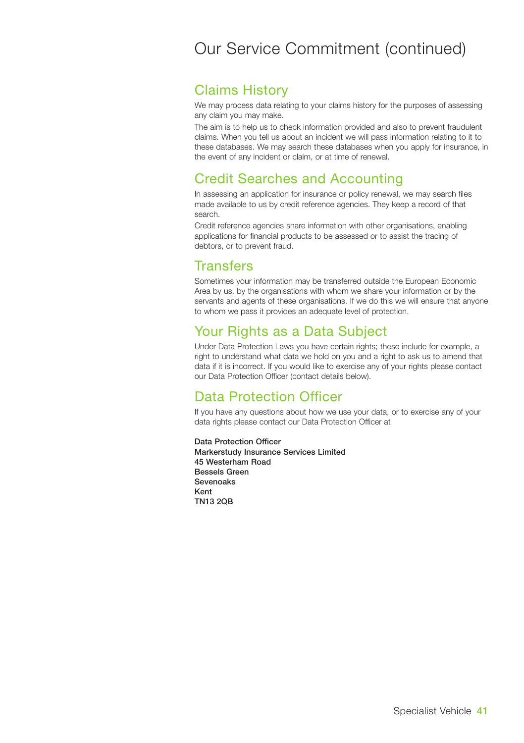# Our Service Commitment (continued)

## Claims History

We may process data relating to your claims history for the purposes of assessing any claim you may make.

The aim is to help us to check information provided and also to prevent fraudulent claims. When you tell us about an incident we will pass information relating to it to these databases. We may search these databases when you apply for insurance, in the event of any incident or claim, or at time of renewal.

## Credit Searches and Accounting

In assessing an application for insurance or policy renewal, we may search files made available to us by credit reference agencies. They keep a record of that search.

Credit reference agencies share information with other organisations, enabling applications for financial products to be assessed or to assist the tracing of debtors, or to prevent fraud.

## Transfers

Sometimes your information may be transferred outside the European Economic Area by us, by the organisations with whom we share your information or by the servants and agents of these organisations. If we do this we will ensure that anyone to whom we pass it provides an adequate level of protection.

## Your Rights as a Data Subject

Under Data Protection Laws you have certain rights; these include for example, a right to understand what data we hold on you and a right to ask us to amend that data if it is incorrect. If you would like to exercise any of your rights please contact our Data Protection Officer (contact details below).

## Data Protection Officer

If you have any questions about how we use your data, or to exercise any of your data rights please contact our Data Protection Officer at

**Data Protection Officer**
**Markerstudy Insurance Services Limited**
**45 Westerham Road**
**Bessels Green**
**Sevenoaks**
**Kent**
**TN13 2QB**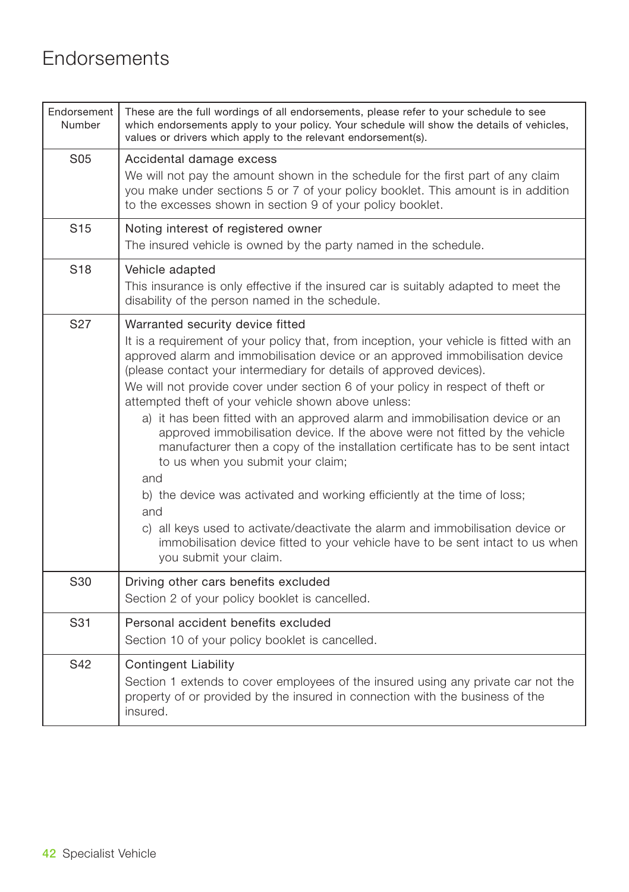# Endorsements

| Endorsement Number | These are the full wordings of all endorsements, please refer to your schedule to see which endorsements apply to your policy. Your schedule will show the details of vehicles, values or drivers which apply to the relevant endorsement(s). |
|---|---|
| S05 | Accidental damage excess<br>We will not pay the amount shown in the schedule for the first part of any claim you make under sections 5 or 7 of your policy booklet. This amount is in addition to the excesses shown in section 9 of your policy booklet. |
| S15 | Noting interest of registered owner<br>The insured vehicle is owned by the party named in the schedule. |
| S18 | Vehicle adapted<br>This insurance is only effective if the insured car is suitably adapted to meet the disability of the person named in the schedule. |
| S27 | Warranted security device fitted<br>It is a requirement of your policy that, from inception, your vehicle is fitted with an approved alarm and immobilisation device or an approved immobilisation device (please contact your intermediary for details of approved devices).<br>We will not provide cover under section 6 of your policy in respect of theft or attempted theft of your vehicle shown above unless:<br>a) it has been fitted with an approved alarm and immobilisation device or an approved immobilisation device. If the above were not fitted by the vehicle manufacturer then a copy of the installation certificate has to be sent intact to us when you submit your claim;<br>and<br>b) the device was activated and working efficiently at the time of loss;<br>and<br>c) all keys used to activate/deactivate the alarm and immobilisation device or immobilisation device fitted to your vehicle have to be sent intact to us when you submit your claim. |
| S30 | Driving other cars benefits excluded<br>Section 2 of your policy booklet is cancelled. |
| S31 | Personal accident benefits excluded<br>Section 10 of your policy booklet is cancelled. |
| S42 | Contingent Liability<br>Section 1 extends to cover employees of the insured using any private car not the property of or provided by the insured in connection with the business of the insured. |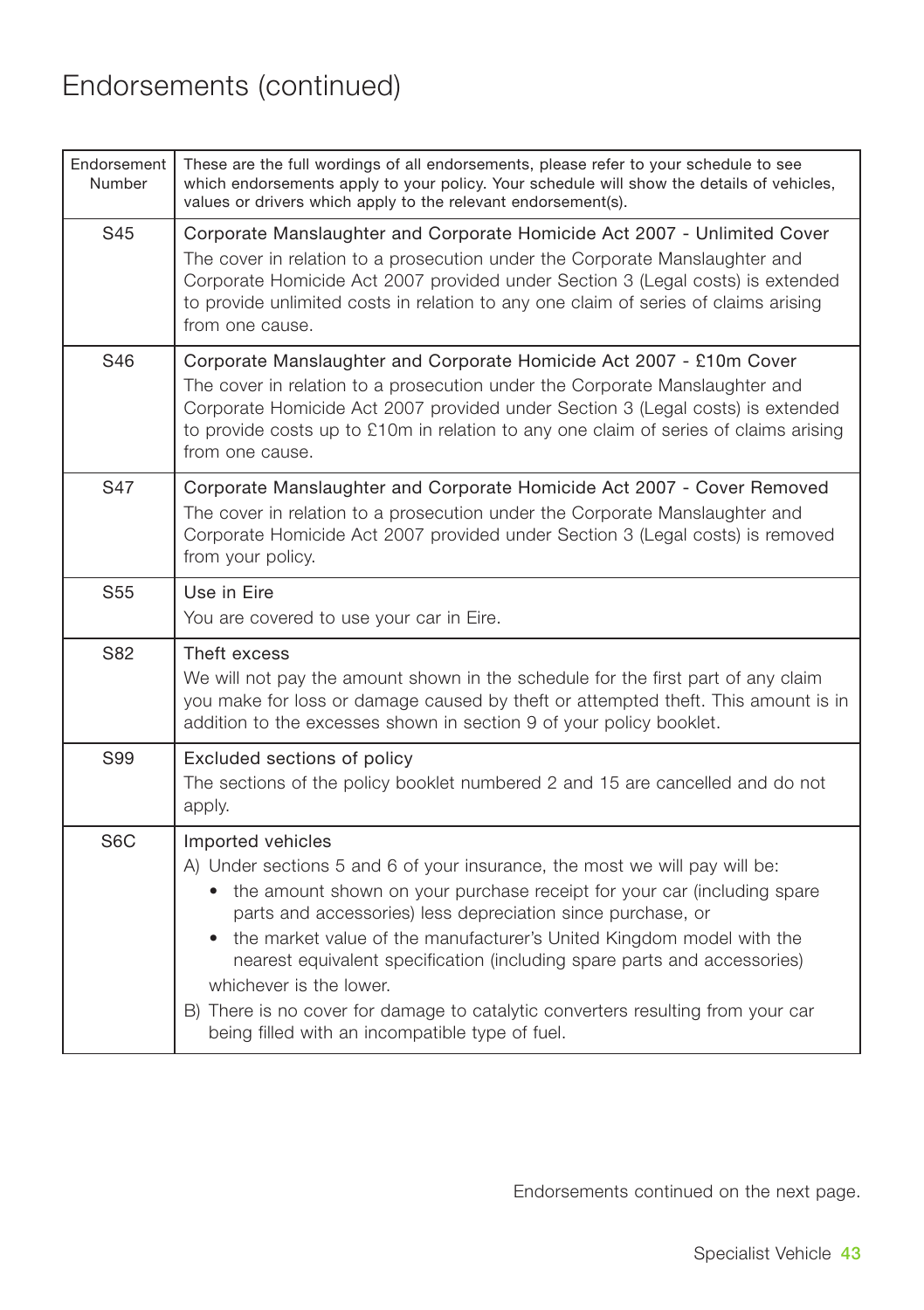# Endorsements (continued)

| Endorsement Number | These are the full wordings of all endorsements, please refer to your schedule to see which endorsements apply to your policy. Your schedule will show the details of vehicles, values or drivers which apply to the relevant endorsement(s). |
|---|---|
| S45 | Corporate Manslaughter and Corporate Homicide Act 2007 - Unlimited Cover<br>The cover in relation to a prosecution under the Corporate Manslaughter and Corporate Homicide Act 2007 provided under Section 3 (Legal costs) is extended to provide unlimited costs in relation to any one claim of series of claims arising from one cause. |
| S46 | Corporate Manslaughter and Corporate Homicide Act 2007 - £10m Cover<br>The cover in relation to a prosecution under the Corporate Manslaughter and Corporate Homicide Act 2007 provided under Section 3 (Legal costs) is extended to provide costs up to £10m in relation to any one claim of series of claims arising from one cause. |
| S47 | Corporate Manslaughter and Corporate Homicide Act 2007 - Cover Removed<br>The cover in relation to a prosecution under the Corporate Manslaughter and Corporate Homicide Act 2007 provided under Section 3 (Legal costs) is removed from your policy. |
| S55 | Use in Eire<br>You are covered to use your car in Eire. |
| S82 | Theft excess<br>We will not pay the amount shown in the schedule for the first part of any claim you make for loss or damage caused by theft or attempted theft. This amount is in addition to the excesses shown in section 9 of your policy booklet. |
| S99 | Excluded sections of policy<br>The sections of the policy booklet numbered 2 and 15 are cancelled and do not apply. |
| S6C | Imported vehicles<br>A) Under sections 5 and 6 of your insurance, the most we will pay will be:<br>• the amount shown on your purchase receipt for your car (including spare parts and accessories) less depreciation since purchase, or<br>• the market value of the manufacturer's United Kingdom model with the nearest equivalent specification (including spare parts and accessories)<br>whichever is the lower.<br>B) There is no cover for damage to catalytic converters resulting from your car being filled with an incompatible type of fuel. |

Endorsements continued on the next page.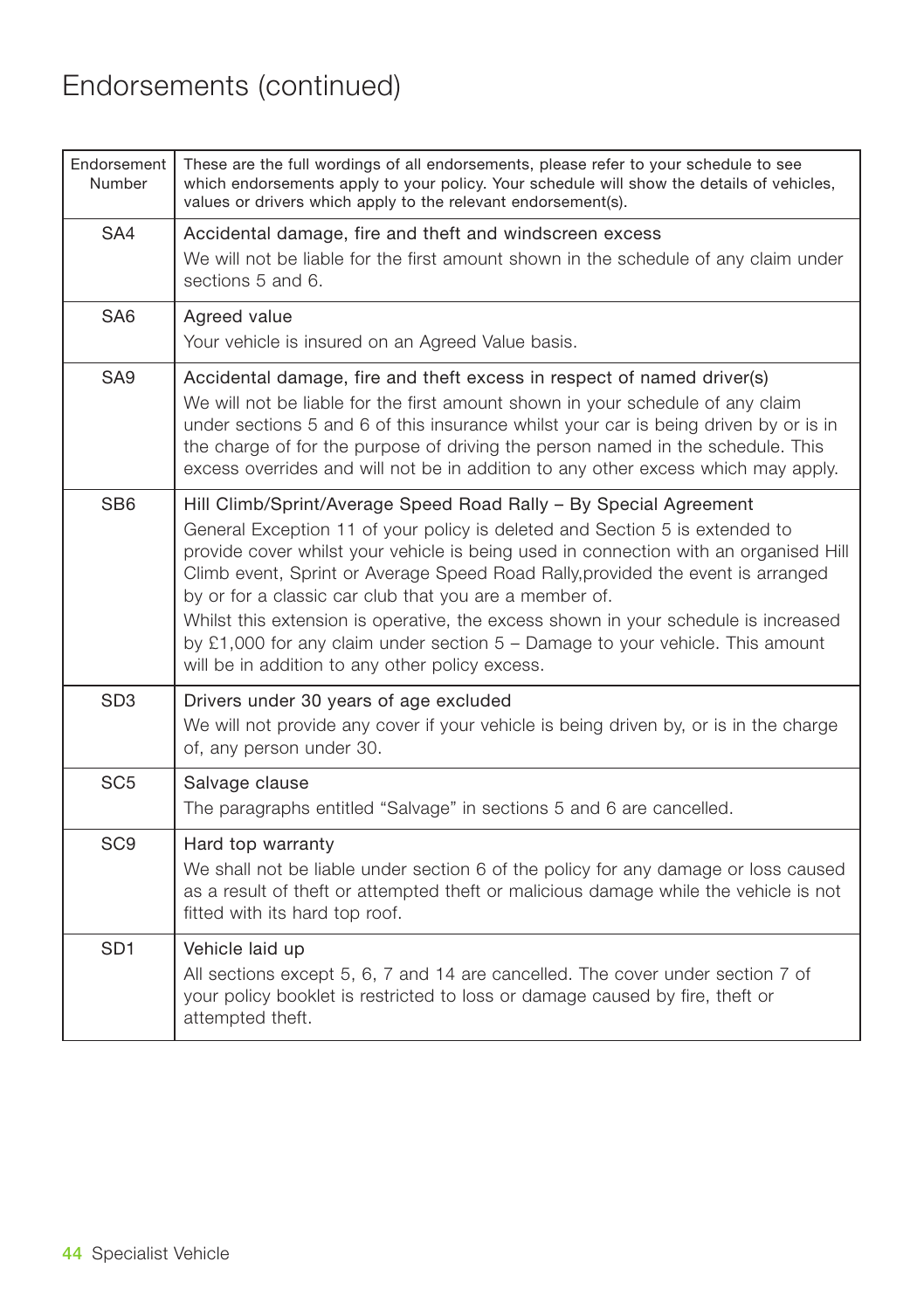# Endorsements (continued)

| Endorsement Number | These are the full wordings of all endorsements, please refer to your schedule to see which endorsements apply to your policy. Your schedule will show the details of vehicles, values or drivers which apply to the relevant endorsement(s). |
|---|---|
| SA4 | Accidental damage, fire and theft and windscreen excess<br>We will not be liable for the first amount shown in the schedule of any claim under sections 5 and 6. |
| SA6 | Agreed value<br>Your vehicle is insured on an Agreed Value basis. |
| SA9 | Accidental damage, fire and theft excess in respect of named driver(s)<br>We will not be liable for the first amount shown in your schedule of any claim under sections 5 and 6 of this insurance whilst your car is being driven by or is in the charge of for the purpose of driving the person named in the schedule. This excess overrides and will not be in addition to any other excess which may apply. |
| SB6 | Hill Climb/Sprint/Average Speed Road Rally – By Special Agreement<br>General Exception 11 of your policy is deleted and Section 5 is extended to provide cover whilst your vehicle is being used in connection with an organised Hill Climb event, Sprint or Average Speed Road Rally,provided the event is arranged by or for a classic car club that you are a member of.<br>Whilst this extension is operative, the excess shown in your schedule is increased by £1,000 for any claim under section 5 – Damage to your vehicle. This amount will be in addition to any other policy excess. |
| SD3 | Drivers under 30 years of age excluded<br>We will not provide any cover if your vehicle is being driven by, or is in the charge of, any person under 30. |
| SC5 | Salvage clause<br>The paragraphs entitled "Salvage" in sections 5 and 6 are cancelled. |
| SC9 | Hard top warranty<br>We shall not be liable under section 6 of the policy for any damage or loss caused as a result of theft or attempted theft or malicious damage while the vehicle is not fitted with its hard top roof. |
| SD1 | Vehicle laid up<br>All sections except 5, 6, 7 and 14 are cancelled. The cover under section 7 of your policy booklet is restricted to loss or damage caused by fire, theft or attempted theft. |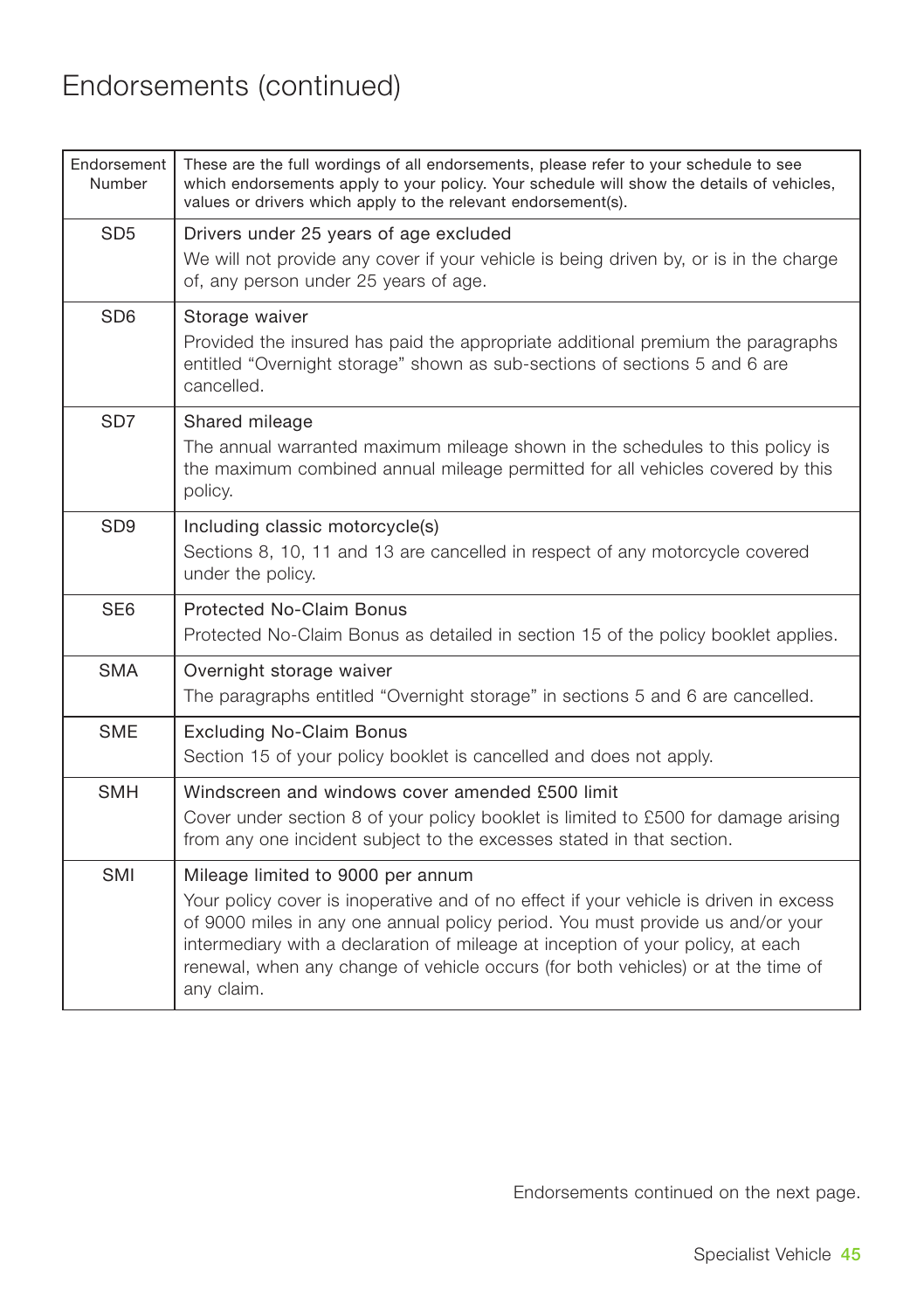# Endorsements (continued)

| Endorsement Number | These are the full wordings of all endorsements, please refer to your schedule to see which endorsements apply to your policy. Your schedule will show the details of vehicles, values or drivers which apply to the relevant endorsement(s). |
|---|---|
| SD5 | Drivers under 25 years of age excluded<br>We will not provide any cover if your vehicle is being driven by, or is in the charge of, any person under 25 years of age. |
| SD6 | Storage waiver<br>Provided the insured has paid the appropriate additional premium the paragraphs entitled "Overnight storage" shown as sub-sections of sections 5 and 6 are cancelled. |
| SD7 | Shared mileage<br>The annual warranted maximum mileage shown in the schedules to this policy is the maximum combined annual mileage permitted for all vehicles covered by this policy. |
| SD9 | Including classic motorcycle(s)<br>Sections 8, 10, 11 and 13 are cancelled in respect of any motorcycle covered under the policy. |
| SE6 | Protected No-Claim Bonus<br>Protected No-Claim Bonus as detailed in section 15 of the policy booklet applies. |
| SMA | Overnight storage waiver<br>The paragraphs entitled "Overnight storage" in sections 5 and 6 are cancelled. |
| SME | Excluding No-Claim Bonus<br>Section 15 of your policy booklet is cancelled and does not apply. |
| SMH | Windscreen and windows cover amended £500 limit<br>Cover under section 8 of your policy booklet is limited to £500 for damage arising from any one incident subject to the excesses stated in that section. |
| SMI | Mileage limited to 9000 per annum<br>Your policy cover is inoperative and of no effect if your vehicle is driven in excess of 9000 miles in any one annual policy period. You must provide us and/or your intermediary with a declaration of mileage at inception of your policy, at each renewal, when any change of vehicle occurs (for both vehicles) or at the time of any claim. |

Endorsements continued on the next page.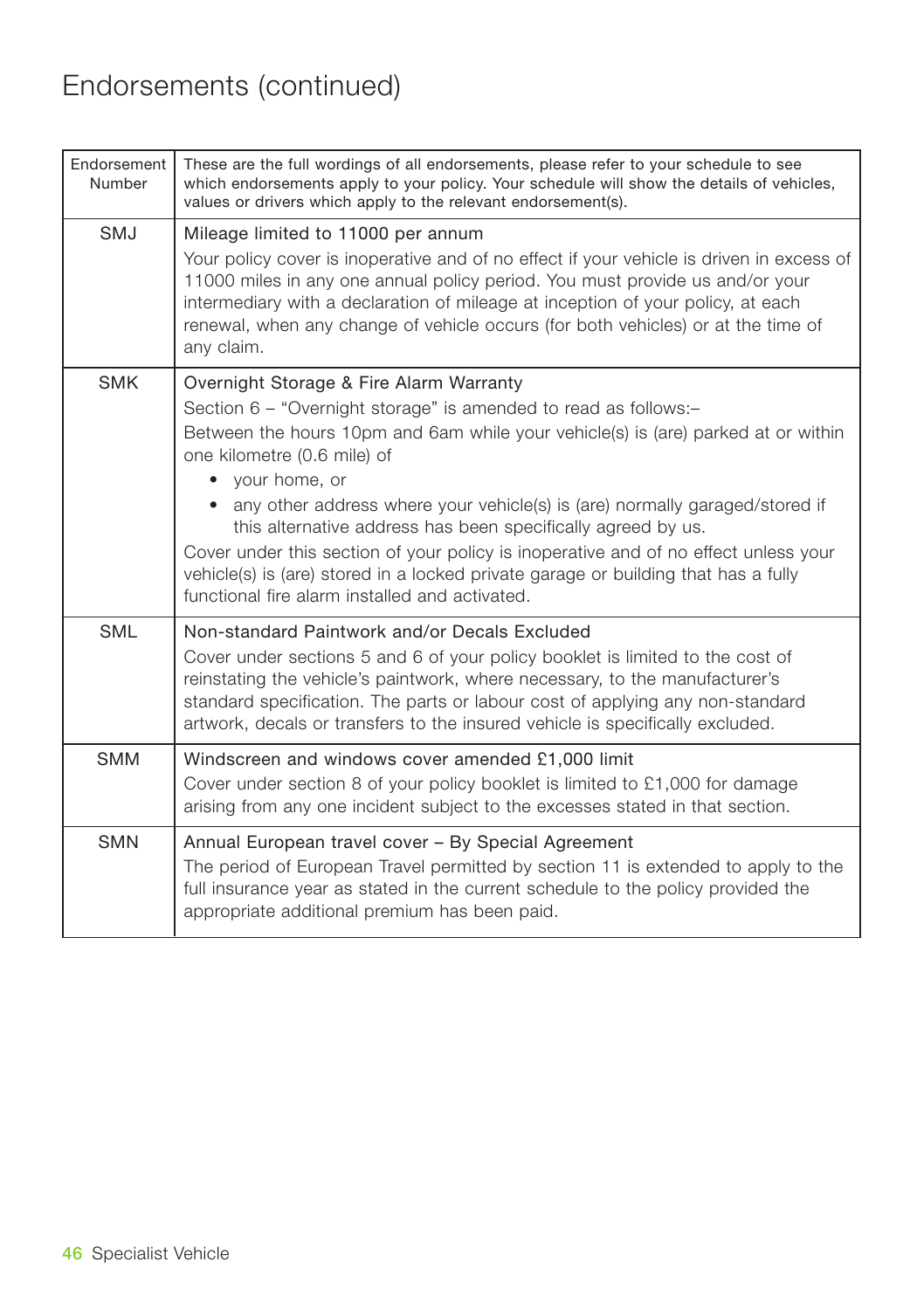# Endorsements (continued)

| Endorsement Number | These are the full wordings of all endorsements, please refer to your schedule to see which endorsements apply to your policy. Your schedule will show the details of vehicles, values or drivers which apply to the relevant endorsement(s). |
|---|---|
| SMJ | Mileage limited to 11000 per annum<br><br>Your policy cover is inoperative and of no effect if your vehicle is driven in excess of 11000 miles in any one annual policy period. You must provide us and/or your intermediary with a declaration of mileage at inception of your policy, at each renewal, when any change of vehicle occurs (for both vehicles) or at the time of any claim. |
| SMK | Overnight Storage & Fire Alarm Warranty<br><br>Section 6 – "Overnight storage" is amended to read as follows:–<br><br>Between the hours 10pm and 6am while your vehicle(s) is (are) parked at or within one kilometre (0.6 mile) of<br>• your home, or<br>• any other address where your vehicle(s) is (are) normally garaged/stored if this alternative address has been specifically agreed by us.<br><br>Cover under this section of your policy is inoperative and of no effect unless your vehicle(s) is (are) stored in a locked private garage or building that has a fully functional fire alarm installed and activated. |
| SML | Non-standard Paintwork and/or Decals Excluded<br><br>Cover under sections 5 and 6 of your policy booklet is limited to the cost of reinstating the vehicle's paintwork, where necessary, to the manufacturer's standard specification. The parts or labour cost of applying any non-standard artwork, decals or transfers to the insured vehicle is specifically excluded. |
| SMM | Windscreen and windows cover amended £1,000 limit<br><br>Cover under section 8 of your policy booklet is limited to £1,000 for damage arising from any one incident subject to the excesses stated in that section. |
| SMN | Annual European travel cover – By Special Agreement<br><br>The period of European Travel permitted by section 11 is extended to apply to the full insurance year as stated in the current schedule to the policy provided the appropriate additional premium has been paid. |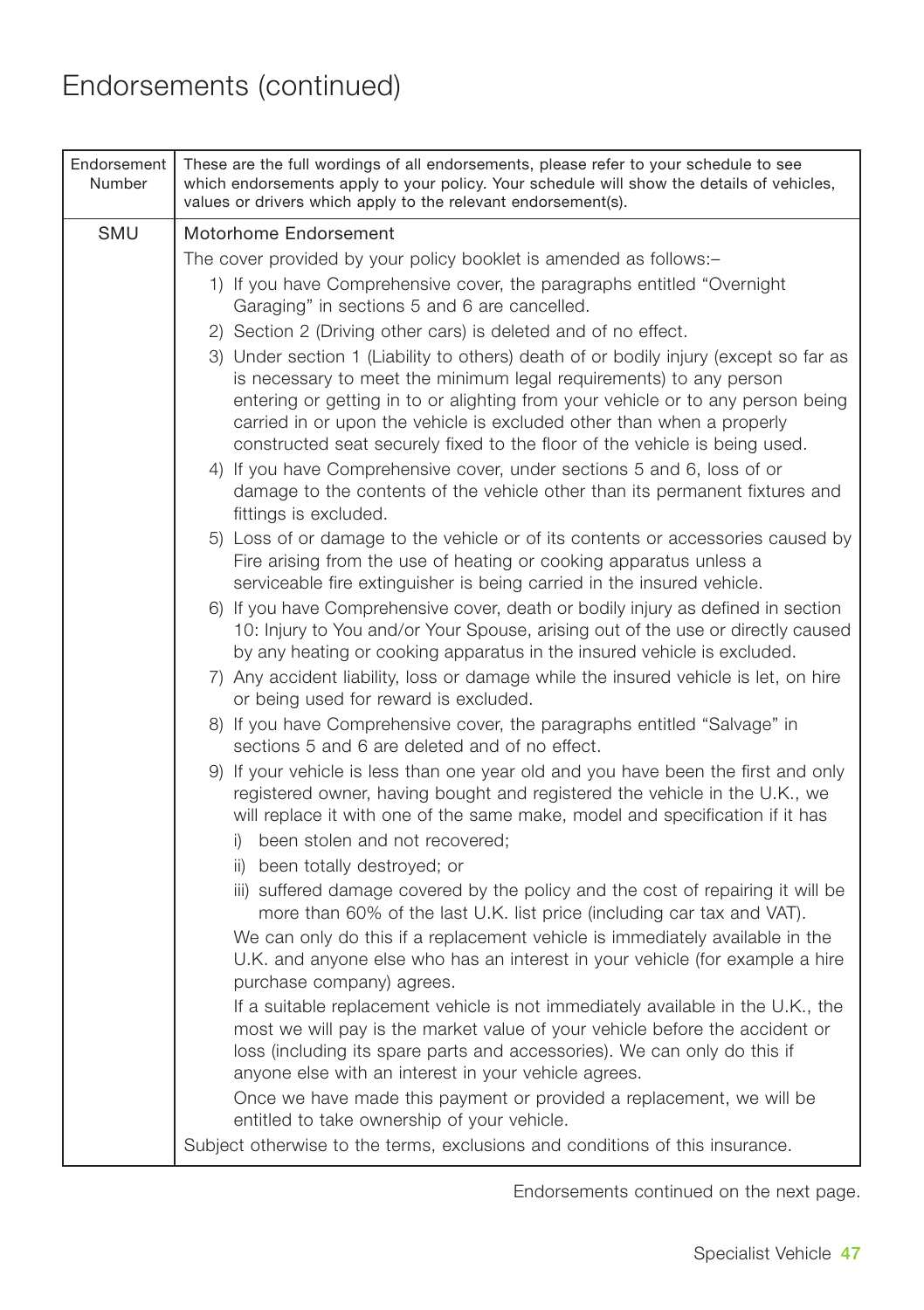# Endorsements (continued)

| Endorsement Number | These are the full wordings of all endorsements, please refer to your schedule to see which endorsements apply to your policy. Your schedule will show the details of vehicles, values or drivers which apply to the relevant endorsement(s). |
|---|---|
| SMU | Motorhome Endorsement<br>The cover provided by your policy booklet is amended as follows:–<br>1) If you have Comprehensive cover, the paragraphs entitled "Overnight Garaging" in sections 5 and 6 are cancelled.<br>2) Section 2 (Driving other cars) is deleted and of no effect.<br>3) Under section 1 (Liability to others) death of or bodily injury (except so far as is necessary to meet the minimum legal requirements) to any person entering or getting in to or alighting from your vehicle or to any person being carried in or upon the vehicle is excluded other than when a properly constructed seat securely fixed to the floor of the vehicle is being used.<br>4) If you have Comprehensive cover, under sections 5 and 6, loss of or damage to the contents of the vehicle other than its permanent fixtures and fittings is excluded.<br>5) Loss of or damage to the vehicle or of its contents or accessories caused by Fire arising from the use of heating or cooking apparatus unless a serviceable fire extinguisher is being carried in the insured vehicle.<br>6) If you have Comprehensive cover, death or bodily injury as defined in section 10: Injury to You and/or Your Spouse, arising out of the use or directly caused by any heating or cooking apparatus in the insured vehicle is excluded.<br>7) Any accident liability, loss or damage while the insured vehicle is let, on hire or being used for reward is excluded.<br>8) If you have Comprehensive cover, the paragraphs entitled "Salvage" in sections 5 and 6 are deleted and of no effect.<br>9) If your vehicle is less than one year old and you have been the first and only registered owner, having bought and registered the vehicle in the U.K., we will replace it with one of the same make, model and specification if it has<br>i) been stolen and not recovered;<br>ii) been totally destroyed; or<br>iii) suffered damage covered by the policy and the cost of repairing it will be more than 60% of the last U.K. list price (including car tax and VAT).<br>We can only do this if a replacement vehicle is immediately available in the U.K. and anyone else who has an interest in your vehicle (for example a hire purchase company) agrees.<br>If a suitable replacement vehicle is not immediately available in the U.K., the most we will pay is the market value of your vehicle before the accident or loss (including its spare parts and accessories). We can only do this if anyone else with an interest in your vehicle agrees.<br>Once we have made this payment or provided a replacement, we will be entitled to take ownership of your vehicle.<br>Subject otherwise to the terms, exclusions and conditions of this insurance. |

Endorsements continued on the next page.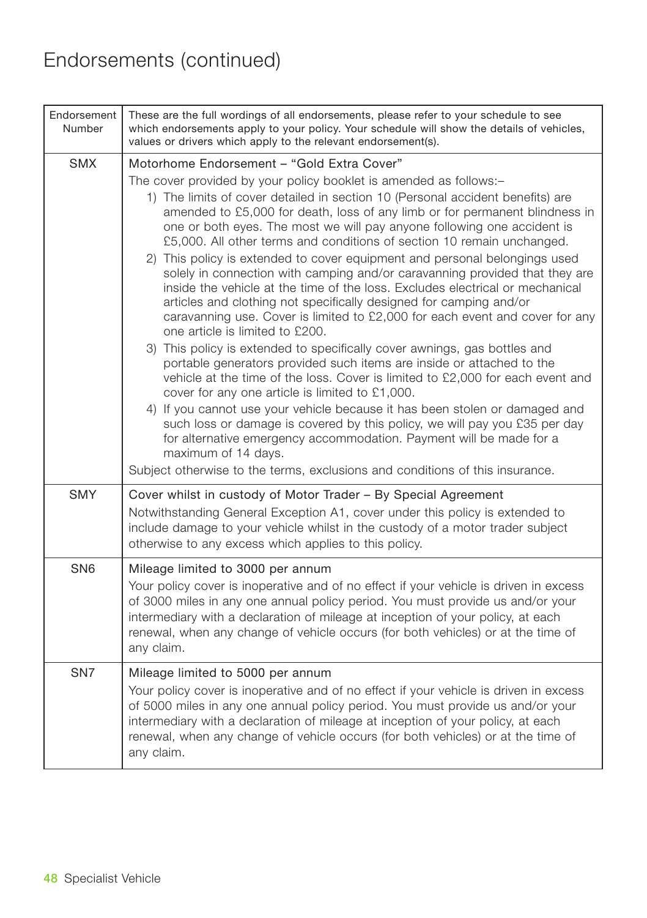# Endorsements (continued)

| Endorsement Number | These are the full wordings of all endorsements, please refer to your schedule to see which endorsements apply to your policy. Your schedule will show the details of vehicles, values or drivers which apply to the relevant endorsement(s). |
|---|---|
| SMX | Motorhome Endorsement – "Gold Extra Cover"<br>The cover provided by your policy booklet is amended as follows:–<br>1) The limits of cover detailed in section 10 (Personal accident benefits) are amended to £5,000 for death, loss of any limb or for permanent blindness in one or both eyes. The most we will pay anyone following one accident is £5,000. All other terms and conditions of section 10 remain unchanged.<br>2) This policy is extended to cover equipment and personal belongings used solely in connection with camping and/or caravanning provided that they are inside the vehicle at the time of the loss. Excludes electrical or mechanical articles and clothing not specifically designed for camping and/or caravanning use. Cover is limited to £2,000 for each event and cover for any one article is limited to £200.<br>3) This policy is extended to specifically cover awnings, gas bottles and portable generators provided such items are inside or attached to the vehicle at the time of the loss. Cover is limited to £2,000 for each event and cover for any one article is limited to £1,000.<br>4) If you cannot use your vehicle because it has been stolen or damaged and such loss or damage is covered by this policy, we will pay you £35 per day for alternative emergency accommodation. Payment will be made for a maximum of 14 days.<br>Subject otherwise to the terms, exclusions and conditions of this insurance. |
| SMY | Cover whilst in custody of Motor Trader – By Special Agreement<br>Notwithstanding General Exception A1, cover under this policy is extended to include damage to your vehicle whilst in the custody of a motor trader subject otherwise to any excess which applies to this policy. |
| SN6 | Mileage limited to 3000 per annum<br>Your policy cover is inoperative and of no effect if your vehicle is driven in excess of 3000 miles in any one annual policy period. You must provide us and/or your intermediary with a declaration of mileage at inception of your policy, at each renewal, when any change of vehicle occurs (for both vehicles) or at the time of any claim. |
| SN7 | Mileage limited to 5000 per annum<br>Your policy cover is inoperative and of no effect if your vehicle is driven in excess of 5000 miles in any one annual policy period. You must provide us and/or your intermediary with a declaration of mileage at inception of your policy, at each renewal, when any change of vehicle occurs (for both vehicles) or at the time of any claim. |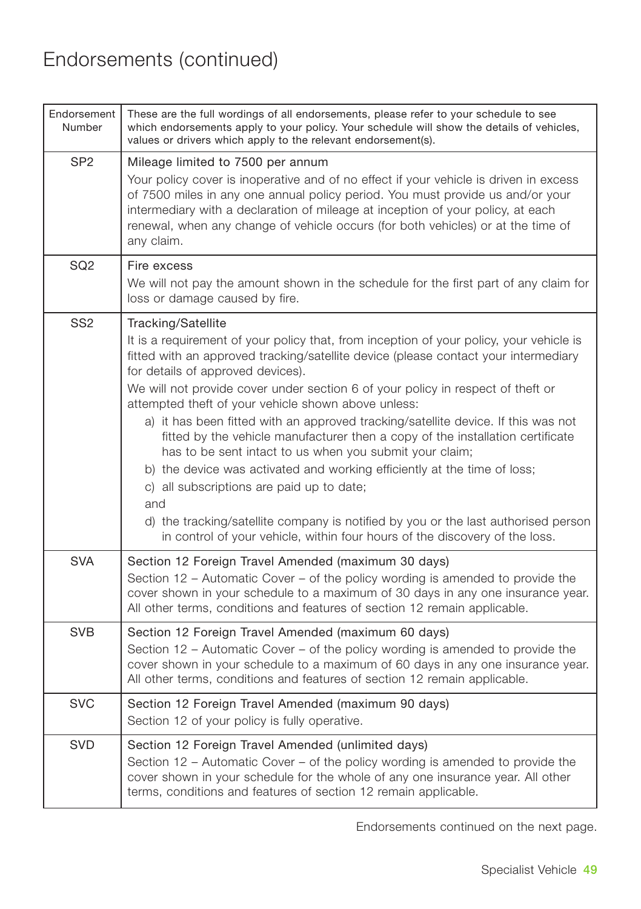# Endorsements (continued)

| Endorsement Number | These are the full wordings of all endorsements, please refer to your schedule to see which endorsements apply to your policy. Your schedule will show the details of vehicles, values or drivers which apply to the relevant endorsement(s). |
| --- | --- |
| SP2 | Mileage limited to 7500 per annum<br>Your policy cover is inoperative and of no effect if your vehicle is driven in excess of 7500 miles in any one annual policy period. You must provide us and/or your intermediary with a declaration of mileage at inception of your policy, at each renewal, when any change of vehicle occurs (for both vehicles) or at the time of any claim. |
| SQ2 | Fire excess<br>We will not pay the amount shown in the schedule for the first part of any claim for loss or damage caused by fire. |
| SS2 | Tracking/Satellite<br>It is a requirement of your policy that, from inception of your policy, your vehicle is fitted with an approved tracking/satellite device (please contact your intermediary for details of approved devices).<br>We will not provide cover under section 6 of your policy in respect of theft or attempted theft of your vehicle shown above unless:<br>a) it has been fitted with an approved tracking/satellite device. If this was not fitted by the vehicle manufacturer then a copy of the installation certificate has to be sent intact to us when you submit your claim;<br>b) the device was activated and working efficiently at the time of loss;<br>c) all subscriptions are paid up to date;<br>and<br>d) the tracking/satellite company is notified by you or the last authorised person in control of your vehicle, within four hours of the discovery of the loss. |
| SVA | Section 12 Foreign Travel Amended (maximum 30 days)<br>Section 12 – Automatic Cover – of the policy wording is amended to provide the cover shown in your schedule to a maximum of 30 days in any one insurance year. All other terms, conditions and features of section 12 remain applicable. |
| SVB | Section 12 Foreign Travel Amended (maximum 60 days)<br>Section 12 – Automatic Cover – of the policy wording is amended to provide the cover shown in your schedule to a maximum of 60 days in any one insurance year. All other terms, conditions and features of section 12 remain applicable. |
| SVC | Section 12 Foreign Travel Amended (maximum 90 days)<br>Section 12 of your policy is fully operative. |
| SVD | Section 12 Foreign Travel Amended (unlimited days)<br>Section 12 – Automatic Cover – of the policy wording is amended to provide the cover shown in your schedule for the whole of any one insurance year. All other terms, conditions and features of section 12 remain applicable. |

Endorsements continued on the next page.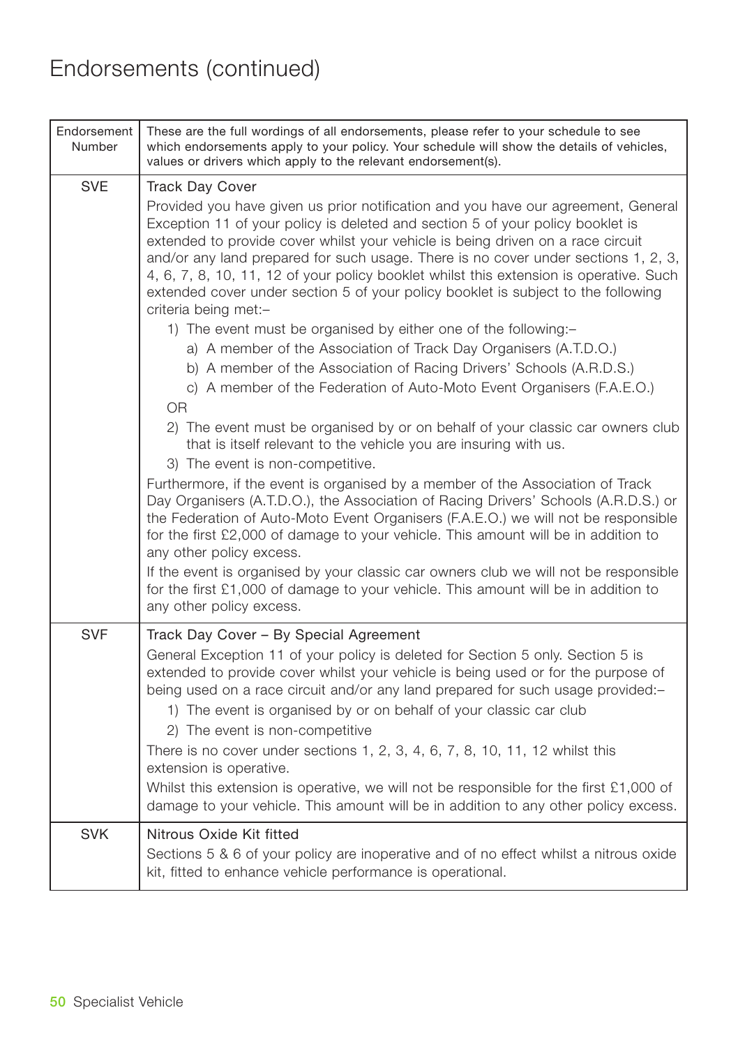# Endorsements (continued)

| Endorsement Number | These are the full wordings of all endorsements, please refer to your schedule to see which endorsements apply to your policy. Your schedule will show the details of vehicles, values or drivers which apply to the relevant endorsement(s). |
|---|---|
| SVE | Track Day Cover<br><br>Provided you have given us prior notification and you have our agreement, General Exception 11 of your policy is deleted and section 5 of your policy booklet is extended to provide cover whilst your vehicle is being driven on a race circuit and/or any land prepared for such usage. There is no cover under sections 1, 2, 3, 4, 6, 7, 8, 10, 11, 12 of your policy booklet whilst this extension is operative. Such extended cover under section 5 of your policy booklet is subject to the following criteria being met:–<br><br>1) The event must be organised by either one of the following:–<br>a) A member of the Association of Track Day Organisers (A.T.D.O.)<br>b) A member of the Association of Racing Drivers' Schools (A.R.D.S.)<br>c) A member of the Federation of Auto-Moto Event Organisers (F.A.E.O.)<br>OR<br>2) The event must be organised by or on behalf of your classic car owners club that is itself relevant to the vehicle you are insuring with us.<br>3) The event is non-competitive.<br><br>Furthermore, if the event is organised by a member of the Association of Track Day Organisers (A.T.D.O.), the Association of Racing Drivers' Schools (A.R.D.S.) or the Federation of Auto-Moto Event Organisers (F.A.E.O.) we will not be responsible for the first £2,000 of damage to your vehicle. This amount will be in addition to any other policy excess.<br><br>If the event is organised by your classic car owners club we will not be responsible for the first £1,000 of damage to your vehicle. This amount will be in addition to any other policy excess. |
| SVF | Track Day Cover – By Special Agreement<br><br>General Exception 11 of your policy is deleted for Section 5 only. Section 5 is extended to provide cover whilst your vehicle is being used or for the purpose of being used on a race circuit and/or any land prepared for such usage provided:–<br><br>1) The event is organised by or on behalf of your classic car club<br>2) The event is non-competitive<br><br>There is no cover under sections 1, 2, 3, 4, 6, 7, 8, 10, 11, 12 whilst this extension is operative.<br><br>Whilst this extension is operative, we will not be responsible for the first £1,000 of damage to your vehicle. This amount will be in addition to any other policy excess. |
| SVK | Nitrous Oxide Kit fitted<br><br>Sections 5 & 6 of your policy are inoperative and of no effect whilst a nitrous oxide kit, fitted to enhance vehicle performance is operational. |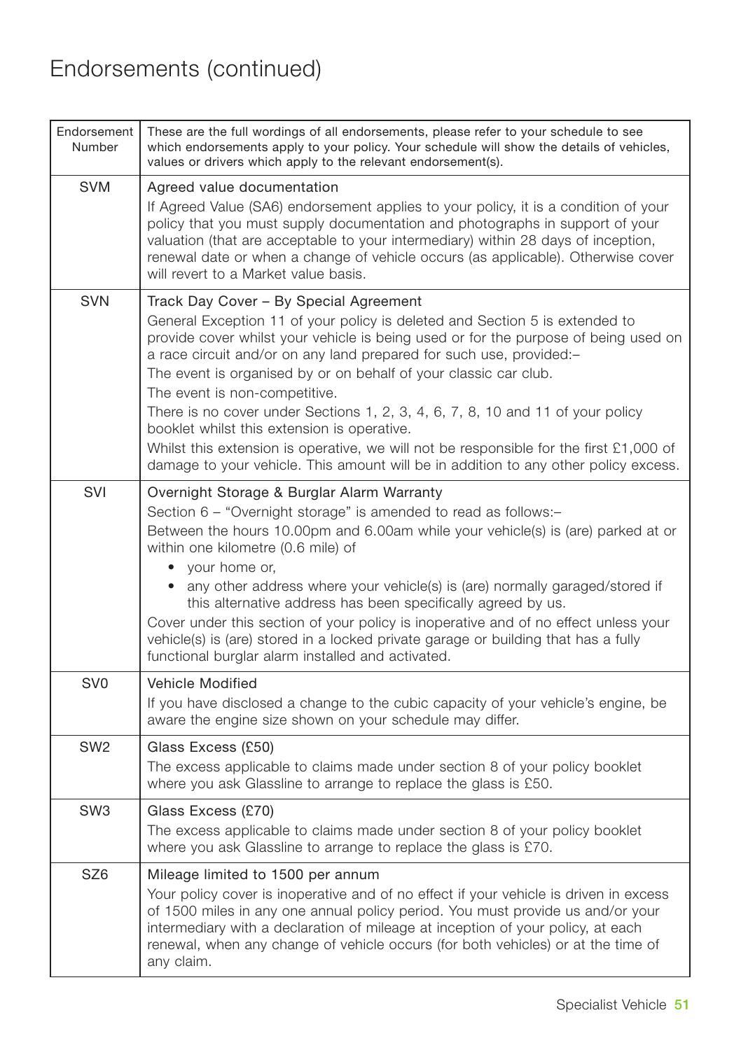# Endorsements (continued)

| Endorsement Number | These are the full wordings of all endorsements, please refer to your schedule to see which endorsements apply to your policy. Your schedule will show the details of vehicles, values or drivers which apply to the relevant endorsement(s). |
|---|---|
| SVM | Agreed value documentation<br>If Agreed Value (SA6) endorsement applies to your policy, it is a condition of your policy that you must supply documentation and photographs in support of your valuation (that are acceptable to your intermediary) within 28 days of inception, renewal date or when a change of vehicle occurs (as applicable). Otherwise cover will revert to a Market value basis. |
| SVN | Track Day Cover – By Special Agreement<br>General Exception 11 of your policy is deleted and Section 5 is extended to provide cover whilst your vehicle is being used or for the purpose of being used on a race circuit and/or on any land prepared for such use, provided:–<br>The event is organised by or on behalf of your classic car club.<br>The event is non-competitive.<br>There is no cover under Sections 1, 2, 3, 4, 6, 7, 8, 10 and 11 of your policy booklet whilst this extension is operative.<br>Whilst this extension is operative, we will not be responsible for the first £1,000 of damage to your vehicle. This amount will be in addition to any other policy excess. |
| SVI | Overnight Storage & Burglar Alarm Warranty<br>Section 6 – "Overnight storage" is amended to read as follows:–<br>Between the hours 10.00pm and 6.00am while your vehicle(s) is (are) parked at or within one kilometre (0.6 mile) of<br>• your home or,<br>• any other address where your vehicle(s) is (are) normally garaged/stored if this alternative address has been specifically agreed by us.<br>Cover under this section of your policy is inoperative and of no effect unless your vehicle(s) is (are) stored in a locked private garage or building that has a fully functional burglar alarm installed and activated. |
| SV0 | Vehicle Modified<br>If you have disclosed a change to the cubic capacity of your vehicle's engine, be aware the engine size shown on your schedule may differ. |
| SW2 | Glass Excess (£50)<br>The excess applicable to claims made under section 8 of your policy booklet where you ask Glassline to arrange to replace the glass is £50. |
| SW3 | Glass Excess (£70)<br>The excess applicable to claims made under section 8 of your policy booklet where you ask Glassline to arrange to replace the glass is £70. |
| SZ6 | Mileage limited to 1500 per annum<br>Your policy cover is inoperative and of no effect if your vehicle is driven in excess of 1500 miles in any one annual policy period. You must provide us and/or your intermediary with a declaration of mileage at inception of your policy, at each renewal, when any change of vehicle occurs (for both vehicles) or at the time of any claim. |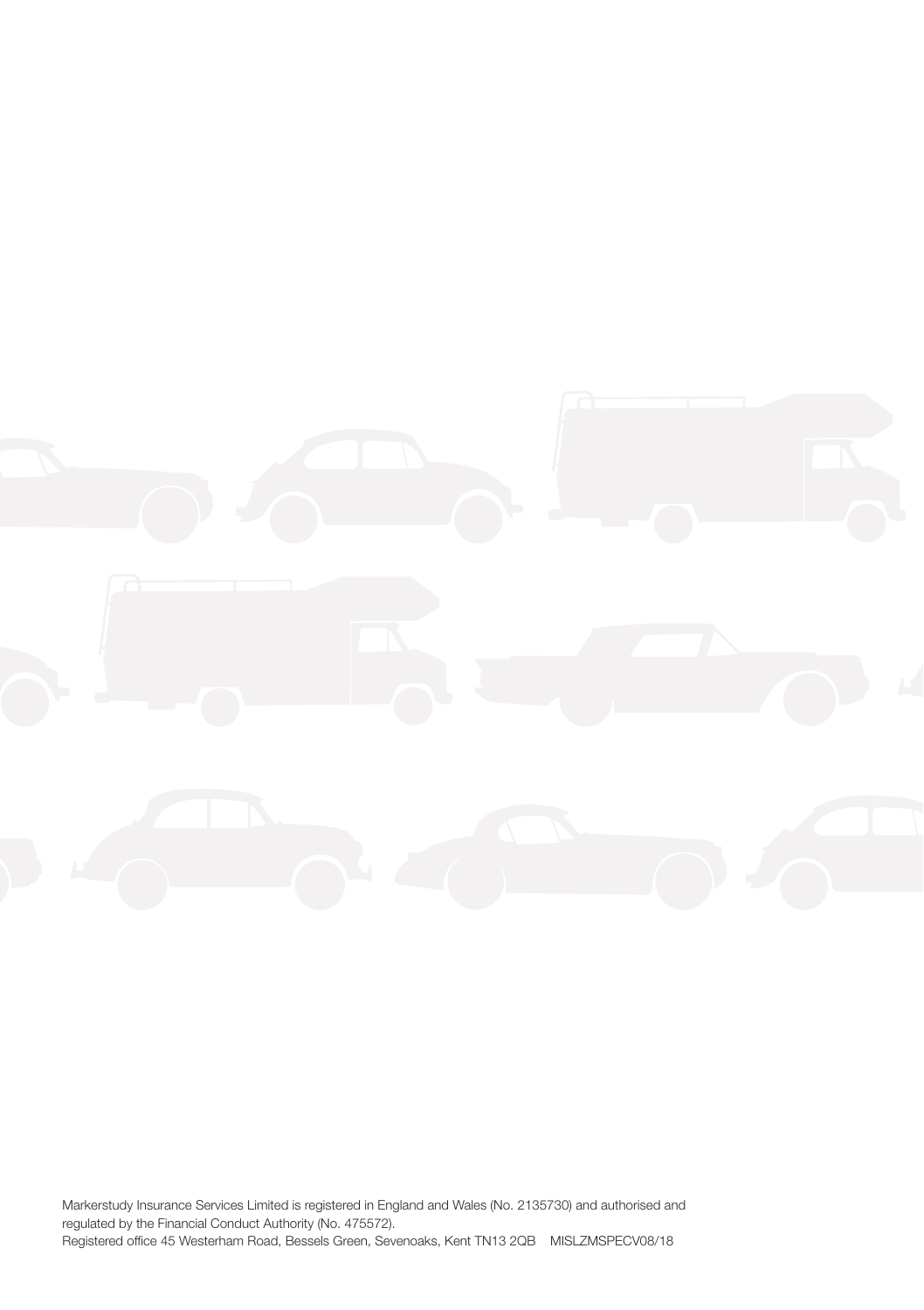Markerstudy Insurance Services Limited is registered in England and Wales (No. 2135730) and authorised and regulated by the Financial Conduct Authority (No. 475572).
Registered office 45 Westerham Road, Bessels Green, Sevenoaks, Kent TN13 2QB MISLZMSPECV08/18